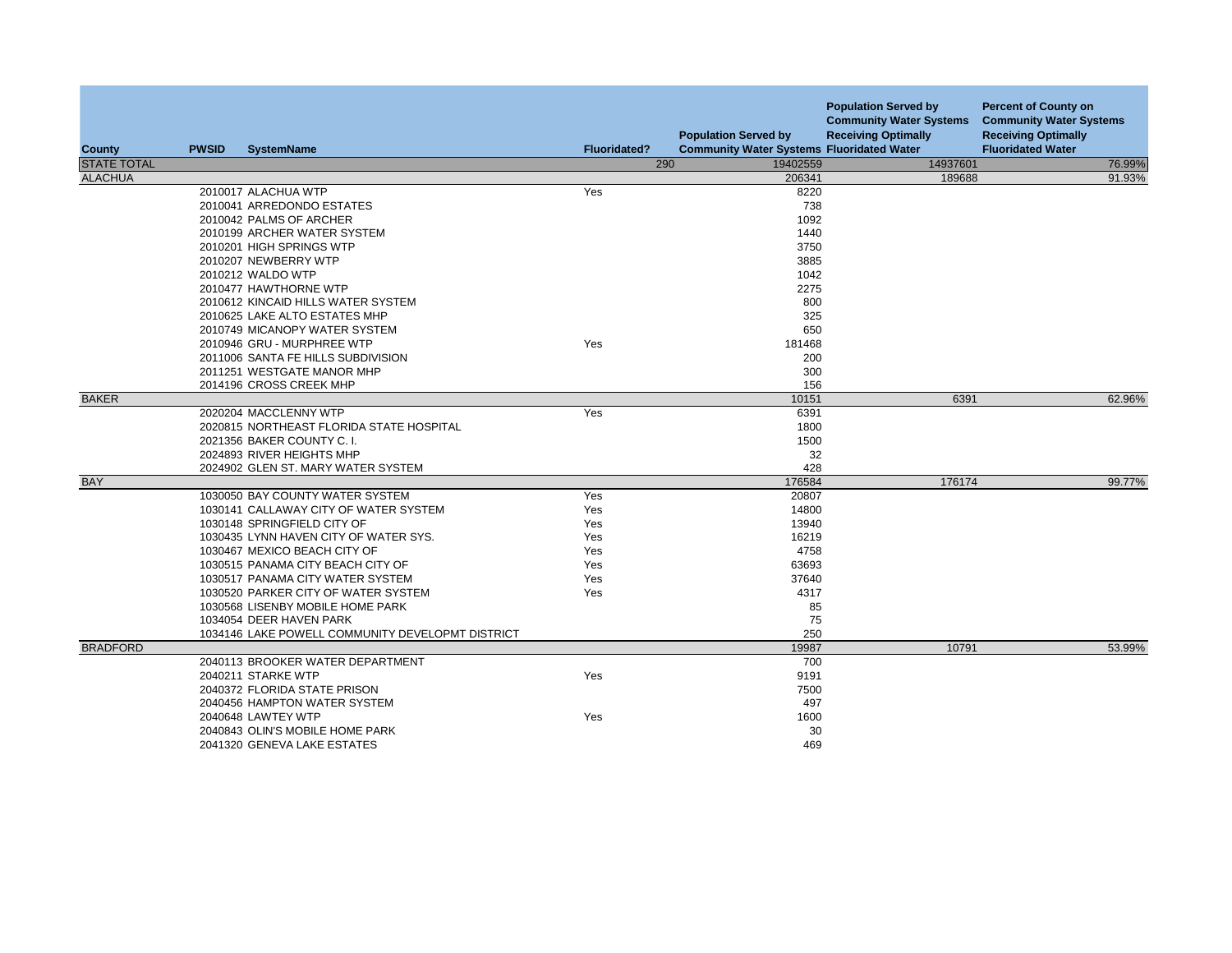| County | PWSID | SystemName | Fluoridated? | Population Served by Community Water Systems | Population Served by Community Water Systems Receiving Optimally Fluoridated Water | Percent of County on Community Water Systems Receiving Optimally Fluoridated Water |
|---|---|---|---|---|---|---|
| STATE TOTAL | | | 290 | 19402559 | 14937601 | 76.99% |
| ALACHUA | | | | 206341 | 189688 | 91.93% |
| | 2010017 | ALACHUA WTP | Yes | 8220 | | |
| | 2010041 | ARREDONDO ESTATES | | 738 | | |
| | 2010042 | PALMS OF ARCHER | | 1092 | | |
| | 2010199 | ARCHER WATER SYSTEM | | 1440 | | |
| | 2010201 | HIGH SPRINGS WTP | | 3750 | | |
| | 2010207 | NEWBERRY WTP | | 3885 | | |
| | 2010212 | WALDO WTP | | 1042 | | |
| | 2010477 | HAWTHORNE WTP | | 2275 | | |
| | 2010612 | KINCAID HILLS WATER SYSTEM | | 800 | | |
| | 2010625 | LAKE ALTO ESTATES MHP | | 325 | | |
| | 2010749 | MICANOPY WATER SYSTEM | | 650 | | |
| | 2010946 | GRU - MURPHREE WTP | Yes | 181468 | | |
| | 2011006 | SANTA FE HILLS SUBDIVISION | | 200 | | |
| | 2011251 | WESTGATE MANOR MHP | | 300 | | |
| | 2014196 | CROSS CREEK MHP | | 156 | | |
| BAKER | | | | 10151 | 6391 | 62.96% |
| | 2020204 | MACCLENNY WTP | Yes | 6391 | | |
| | 2020815 | NORTHEAST FLORIDA STATE HOSPITAL | | 1800 | | |
| | 2021356 | BAKER COUNTY C. I. | | 1500 | | |
| | 2024893 | RIVER HEIGHTS MHP | | 32 | | |
| | 2024902 | GLEN ST. MARY WATER SYSTEM | | 428 | | |
| BAY | | | | 176584 | 176174 | 99.77% |
| | 1030050 | BAY COUNTY WATER SYSTEM | Yes | 20807 | | |
| | 1030141 | CALLAWAY CITY OF WATER SYSTEM | Yes | 14800 | | |
| | 1030148 | SPRINGFIELD CITY OF | Yes | 13940 | | |
| | 1030435 | LYNN HAVEN CITY OF WATER SYS. | Yes | 16219 | | |
| | 1030467 | MEXICO BEACH CITY OF | Yes | 4758 | | |
| | 1030515 | PANAMA CITY BEACH CITY OF | Yes | 63693 | | |
| | 1030517 | PANAMA CITY WATER SYSTEM | Yes | 37640 | | |
| | 1030520 | PARKER CITY OF WATER SYSTEM | Yes | 4317 | | |
| | 1030568 | LISENBY MOBILE HOME PARK | | 85 | | |
| | 1034054 | DEER HAVEN PARK | | 75 | | |
| | 1034146 | LAKE POWELL COMMUNITY DEVELOPMT DISTRICT | | 250 | | |
| BRADFORD | | | | 19987 | 10791 | 53.99% |
| | 2040113 | BROOKER WATER DEPARTMENT | | 700 | | |
| | 2040211 | STARKE WTP | Yes | 9191 | | |
| | 2040372 | FLORIDA STATE PRISON | | 7500 | | |
| | 2040456 | HAMPTON WATER SYSTEM | | 497 | | |
| | 2040648 | LAWTEY WTP | Yes | 1600 | | |
| | 2040843 | OLIN'S MOBILE HOME PARK | | 30 | | |
| | 2041320 | GENEVA LAKE ESTATES | | 469 | | |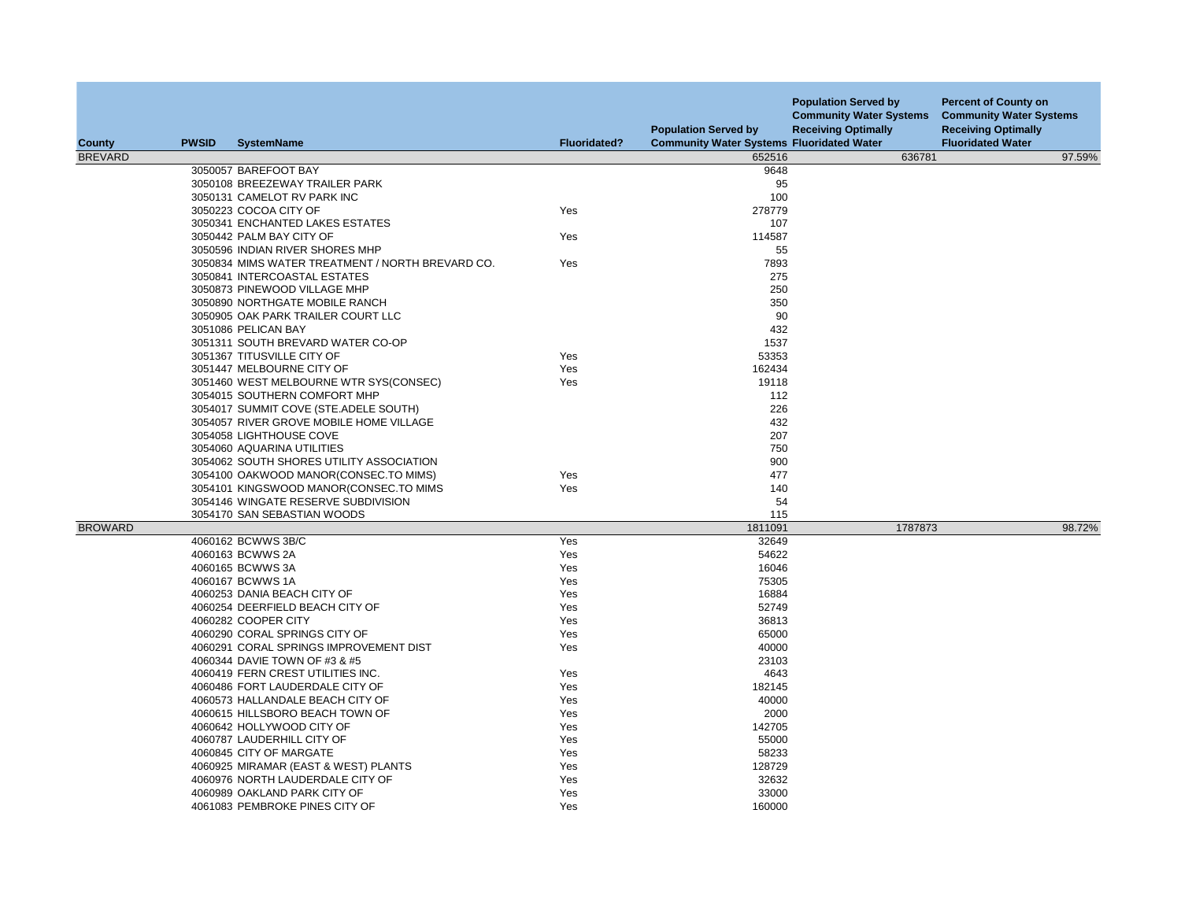| County | PWSID | SystemName | Fluoridated? | Population Served by Community Water Systems | Population Served by Community Water Systems Receiving Optimally Fluoridated Water | Percent of County on Community Water Systems Receiving Optimally Fluoridated Water |
|---|---|---|---|---|---|---|
| BREVARD | | | | 652516 | 636781 | 97.59% |
| | 3050057 | BAREFOOT BAY | | 9648 | | |
| | 3050108 | BREEZEWAY TRAILER PARK | | 95 | | |
| | 3050131 | CAMELOT RV PARK INC | | 100 | | |
| | 3050223 | COCOA CITY OF | Yes | 278779 | | |
| | 3050341 | ENCHANTED LAKES ESTATES | | 107 | | |
| | 3050442 | PALM BAY CITY OF | Yes | 114587 | | |
| | 3050596 | INDIAN RIVER SHORES MHP | | 55 | | |
| | 3050834 | MIMS WATER TREATMENT / NORTH BREVARD CO. | Yes | 7893 | | |
| | 3050841 | INTERCOASTAL ESTATES | | 275 | | |
| | 3050873 | PINEWOOD VILLAGE MHP | | 250 | | |
| | 3050890 | NORTHGATE MOBILE RANCH | | 350 | | |
| | 3050905 | OAK PARK TRAILER COURT LLC | | 90 | | |
| | 3051086 | PELICAN BAY | | 432 | | |
| | 3051311 | SOUTH BREVARD WATER CO-OP | | 1537 | | |
| | 3051367 | TITUSVILLE CITY OF | Yes | 53353 | | |
| | 3051447 | MELBOURNE CITY OF | Yes | 162434 | | |
| | 3051460 | WEST MELBOURNE WTR SYS(CONSEC) | Yes | 19118 | | |
| | 3054015 | SOUTHERN COMFORT MHP | | 112 | | |
| | 3054017 | SUMMIT COVE (STE.ADELE SOUTH) | | 226 | | |
| | 3054057 | RIVER GROVE MOBILE HOME VILLAGE | | 432 | | |
| | 3054058 | LIGHTHOUSE COVE | | 207 | | |
| | 3054060 | AQUARINA UTILITIES | | 750 | | |
| | 3054062 | SOUTH SHORES UTILITY ASSOCIATION | | 900 | | |
| | 3054100 | OAKWOOD MANOR(CONSEC.TO MIMS) | Yes | 477 | | |
| | 3054101 | KINGSWOOD MANOR(CONSEC.TO MIMS | Yes | 140 | | |
| | 3054146 | WINGATE RESERVE SUBDIVISION | | 54 | | |
| | 3054170 | SAN SEBASTIAN WOODS | | 115 | | |
| BROWARD | | | | 1811091 | 1787873 | 98.72% |
| | 4060162 | BCWWS 3B/C | Yes | 32649 | | |
| | 4060163 | BCWWS 2A | Yes | 54622 | | |
| | 4060165 | BCWWS 3A | Yes | 16046 | | |
| | 4060167 | BCWWS 1A | Yes | 75305 | | |
| | 4060253 | DANIA BEACH CITY OF | Yes | 16884 | | |
| | 4060254 | DEERFIELD BEACH CITY OF | Yes | 52749 | | |
| | 4060282 | COOPER CITY | Yes | 36813 | | |
| | 4060290 | CORAL SPRINGS CITY OF | Yes | 65000 | | |
| | 4060291 | CORAL SPRINGS IMPROVEMENT DIST | Yes | 40000 | | |
| | 4060344 | DAVIE TOWN OF #3 & #5 | | 23103 | | |
| | 4060419 | FERN CREST UTILITIES INC. | Yes | 4643 | | |
| | 4060486 | FORT LAUDERDALE CITY OF | Yes | 182145 | | |
| | 4060573 | HALLANDALE BEACH CITY OF | Yes | 40000 | | |
| | 4060615 | HILLSBORO BEACH TOWN OF | Yes | 2000 | | |
| | 4060642 | HOLLYWOOD CITY OF | Yes | 142705 | | |
| | 4060787 | LAUDERHILL CITY OF | Yes | 55000 | | |
| | 4060845 | CITY OF MARGATE | Yes | 58233 | | |
| | 4060925 | MIRAMAR (EAST & WEST) PLANTS | Yes | 128729 | | |
| | 4060976 | NORTH LAUDERDALE CITY OF | Yes | 32632 | | |
| | 4060989 | OAKLAND PARK CITY OF | Yes | 33000 | | |
| | 4061083 | PEMBROKE PINES CITY OF | Yes | 160000 | | |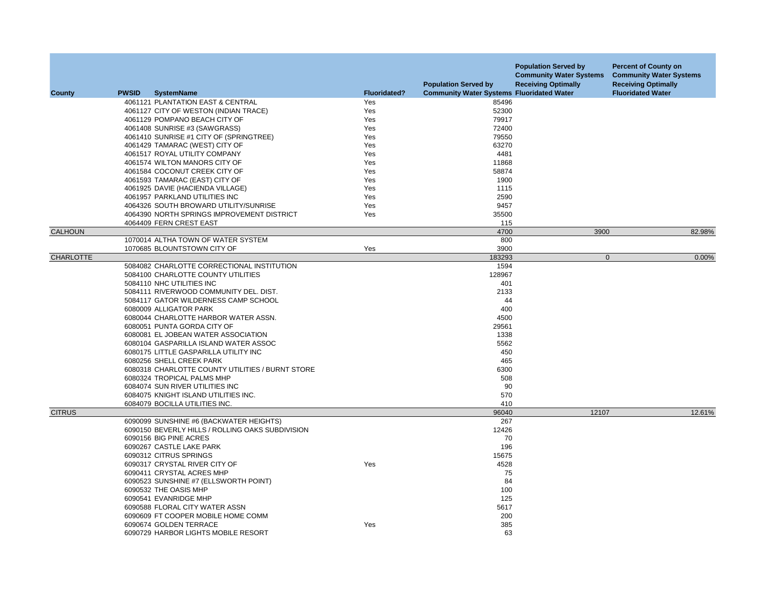| County | PWSID | SystemName | Fluoridated? | Population Served by Community Water Systems | Population Served by Community Water Systems Receiving Optimally Fluoridated Water | Percent of County on Community Water Systems Receiving Optimally Fluoridated Water |
|---|---|---|---|---|---|---|
| | 4061121 | PLANTATION EAST & CENTRAL | Yes | 85496 | | |
| | 4061127 | CITY OF WESTON (INDIAN TRACE) | Yes | 52300 | | |
| | 4061129 | POMPANO BEACH CITY OF | Yes | 79917 | | |
| | 4061408 | SUNRISE #3 (SAWGRASS) | Yes | 72400 | | |
| | 4061410 | SUNRISE #1 CITY OF (SPRINGTREE) | Yes | 79550 | | |
| | 4061429 | TAMARAC (WEST) CITY OF | Yes | 63270 | | |
| | 4061517 | ROYAL UTILITY COMPANY | Yes | 4481 | | |
| | 4061574 | WILTON MANORS CITY OF | Yes | 11868 | | |
| | 4061584 | COCONUT CREEK CITY OF | Yes | 58874 | | |
| | 4061593 | TAMARAC (EAST) CITY OF | Yes | 1900 | | |
| | 4061925 | DAVIE (HACIENDA VILLAGE) | Yes | 1115 | | |
| | 4061957 | PARKLAND UTILITIES INC | Yes | 2590 | | |
| | 4064326 | SOUTH BROWARD UTILITY/SUNRISE | Yes | 9457 | | |
| | 4064390 | NORTH SPRINGS IMPROVEMENT DISTRICT | Yes | 35500 | | |
| | 4064409 | FERN CREST EAST | | 115 | | |
| CALHOUN | | | | 4700 | 3900 | 82.98% |
| | 1070014 | ALTHA TOWN OF WATER SYSTEM | | 800 | | |
| | 1070685 | BLOUNTSTOWN CITY OF | Yes | 3900 | | |
| CHARLOTTE | | | | 183293 | 0 | 0.00% |
| | 5084082 | CHARLOTTE CORRECTIONAL INSTITUTION | | 1594 | | |
| | 5084100 | CHARLOTTE COUNTY UTILITIES | | 128967 | | |
| | 5084110 | NHC UTILITIES INC | | 401 | | |
| | 5084111 | RIVERWOOD COMMUNITY DEL. DIST. | | 2133 | | |
| | 5084117 | GATOR WILDERNESS CAMP SCHOOL | | 44 | | |
| | 6080009 | ALLIGATOR PARK | | 400 | | |
| | 6080044 | CHARLOTTE HARBOR WATER ASSN. | | 4500 | | |
| | 6080051 | PUNTA GORDA CITY OF | | 29561 | | |
| | 6080081 | EL JOBEAN WATER ASSOCIATION | | 1338 | | |
| | 6080104 | GASPARILLA ISLAND WATER ASSOC | | 5562 | | |
| | 6080175 | LITTLE GASPARILLA UTILITY INC | | 450 | | |
| | 6080256 | SHELL CREEK PARK | | 465 | | |
| | 6080318 | CHARLOTTE COUNTY UTILITIES / BURNT STORE | | 6300 | | |
| | 6080324 | TROPICAL PALMS MHP | | 508 | | |
| | 6084074 | SUN RIVER UTILITIES INC | | 90 | | |
| | 6084075 | KNIGHT ISLAND UTILITIES INC. | | 570 | | |
| | 6084079 | BOCILLA UTILITIES INC. | | 410 | | |
| CITRUS | | | | 96040 | 12107 | 12.61% |
| | 6090099 | SUNSHINE #6 (BACKWATER HEIGHTS) | | 267 | | |
| | 6090150 | BEVERLY HILLS / ROLLING OAKS SUBDIVISION | | 12426 | | |
| | 6090156 | BIG PINE ACRES | | 70 | | |
| | 6090267 | CASTLE LAKE PARK | | 196 | | |
| | 6090312 | CITRUS SPRINGS | | 15675 | | |
| | 6090317 | CRYSTAL RIVER CITY OF | Yes | 4528 | | |
| | 6090411 | CRYSTAL ACRES MHP | | 75 | | |
| | 6090523 | SUNSHINE #7 (ELLSWORTH POINT) | | 84 | | |
| | 6090532 | THE OASIS MHP | | 100 | | |
| | 6090541 | EVANRIDGE MHP | | 125 | | |
| | 6090588 | FLORAL CITY WATER ASSN | | 5617 | | |
| | 6090609 | FT COOPER MOBILE HOME COMM | | 200 | | |
| | 6090674 | GOLDEN TERRACE | Yes | 385 | | |
| | 6090729 | HARBOR LIGHTS MOBILE RESORT | | 63 | | |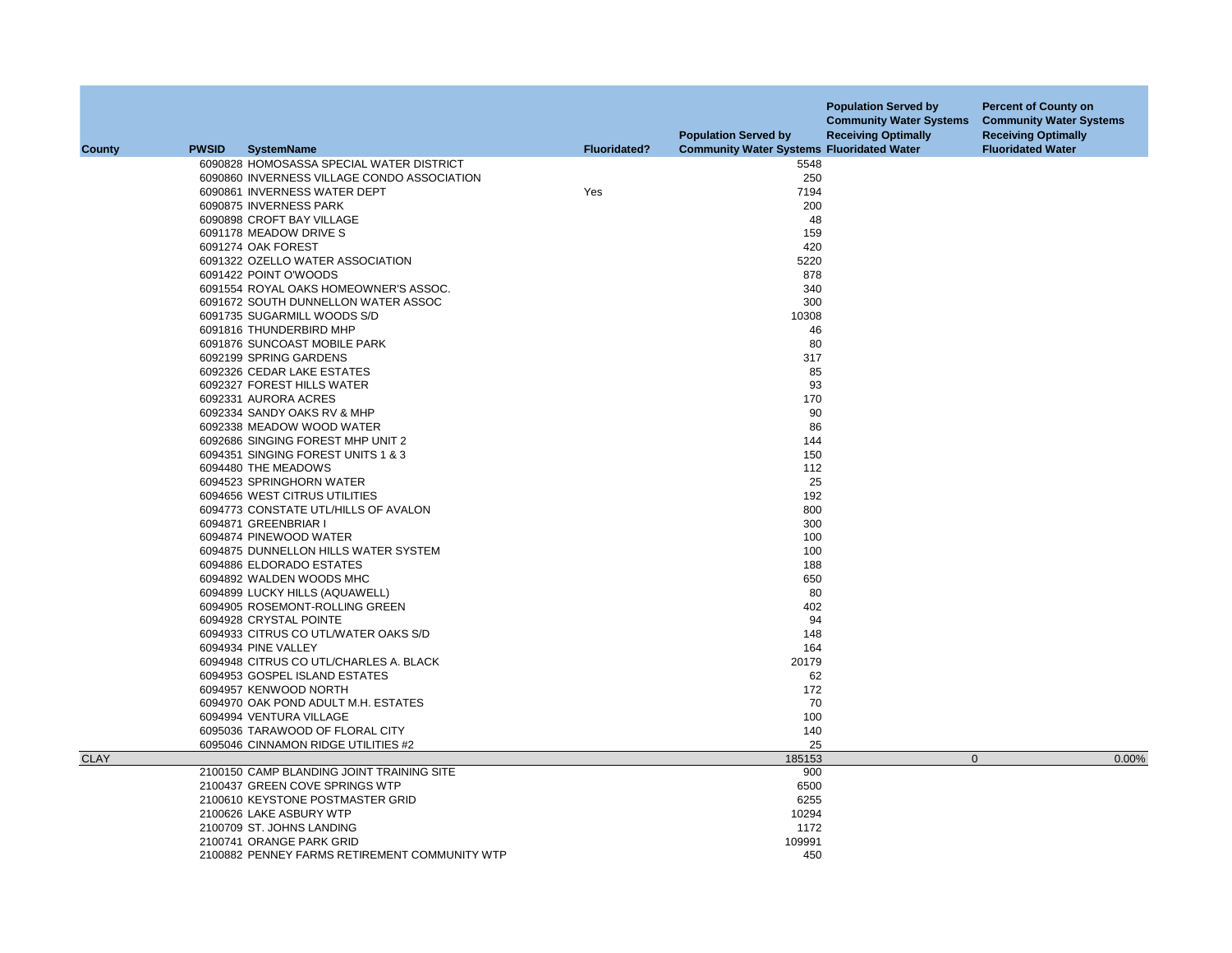| County | PWSID | SystemName | Fluoridated? | Population Served by Community Water Systems | Population Served by Community Water Systems Receiving Optimally Fluoridated Water | Percent of County on Community Water Systems Receiving Optimally Fluoridated Water |
|---|---|---|---|---|---|---|
| | 6090828 | HOMOSASSA SPECIAL WATER DISTRICT | | 5548 | | |
| | 6090860 | INVERNESS VILLAGE CONDO ASSOCIATION | | 250 | | |
| | 6090861 | INVERNESS WATER DEPT | Yes | 7194 | | |
| | 6090875 | INVERNESS PARK | | 200 | | |
| | 6090898 | CROFT BAY VILLAGE | | 48 | | |
| | 6091178 | MEADOW DRIVE S | | 159 | | |
| | 6091274 | OAK FOREST | | 420 | | |
| | 6091322 | OZELLO WATER ASSOCIATION | | 5220 | | |
| | 6091422 | POINT O'WOODS | | 878 | | |
| | 6091554 | ROYAL OAKS HOMEOWNER'S ASSOC. | | 340 | | |
| | 6091672 | SOUTH DUNNELLON WATER ASSOC | | 300 | | |
| | 6091735 | SUGARMILL WOODS S/D | | 10308 | | |
| | 6091816 | THUNDERBIRD MHP | | 46 | | |
| | 6091876 | SUNCOAST MOBILE PARK | | 80 | | |
| | 6092199 | SPRING GARDENS | | 317 | | |
| | 6092326 | CEDAR LAKE ESTATES | | 85 | | |
| | 6092327 | FOREST HILLS WATER | | 93 | | |
| | 6092331 | AURORA ACRES | | 170 | | |
| | 6092334 | SANDY OAKS RV & MHP | | 90 | | |
| | 6092338 | MEADOW WOOD WATER | | 86 | | |
| | 6092686 | SINGING FOREST MHP UNIT 2 | | 144 | | |
| | 6094351 | SINGING FOREST UNITS 1 & 3 | | 150 | | |
| | 6094480 | THE MEADOWS | | 112 | | |
| | 6094523 | SPRINGHORN WATER | | 25 | | |
| | 6094656 | WEST CITRUS UTILITIES | | 192 | | |
| | 6094773 | CONSTATE UTL/HILLS OF AVALON | | 800 | | |
| | 6094871 | GREENBRIAR I | | 300 | | |
| | 6094874 | PINEWOOD WATER | | 100 | | |
| | 6094875 | DUNNELLON HILLS WATER SYSTEM | | 100 | | |
| | 6094886 | ELDORADO ESTATES | | 188 | | |
| | 6094892 | WALDEN WOODS MHC | | 650 | | |
| | 6094899 | LUCKY HILLS (AQUAWELL) | | 80 | | |
| | 6094905 | ROSEMONT-ROLLING GREEN | | 402 | | |
| | 6094928 | CRYSTAL POINTE | | 94 | | |
| | 6094933 | CITRUS CO UTL/WATER OAKS S/D | | 148 | | |
| | 6094934 | PINE VALLEY | | 164 | | |
| | 6094948 | CITRUS CO UTL/CHARLES A. BLACK | | 20179 | | |
| | 6094953 | GOSPEL ISLAND ESTATES | | 62 | | |
| | 6094957 | KENWOOD NORTH | | 172 | | |
| | 6094970 | OAK POND ADULT M.H. ESTATES | | 70 | | |
| | 6094994 | VENTURA VILLAGE | | 100 | | |
| | 6095036 | TARAWOOD OF FLORAL CITY | | 140 | | |
| | 6095046 | CINNAMON RIDGE UTILITIES #2 | | 25 | | |
| CLAY | | | | 185153 | 0 | 0.00% |
| | 2100150 | CAMP BLANDING JOINT TRAINING SITE | | 900 | | |
| | 2100437 | GREEN COVE SPRINGS WTP | | 6500 | | |
| | 2100610 | KEYSTONE POSTMASTER GRID | | 6255 | | |
| | 2100626 | LAKE ASBURY WTP | | 10294 | | |
| | 2100709 | ST. JOHNS LANDING | | 1172 | | |
| | 2100741 | ORANGE PARK GRID | | 109991 | | |
| | 2100882 | PENNEY FARMS RETIREMENT COMMUNITY WTP | | 450 | | |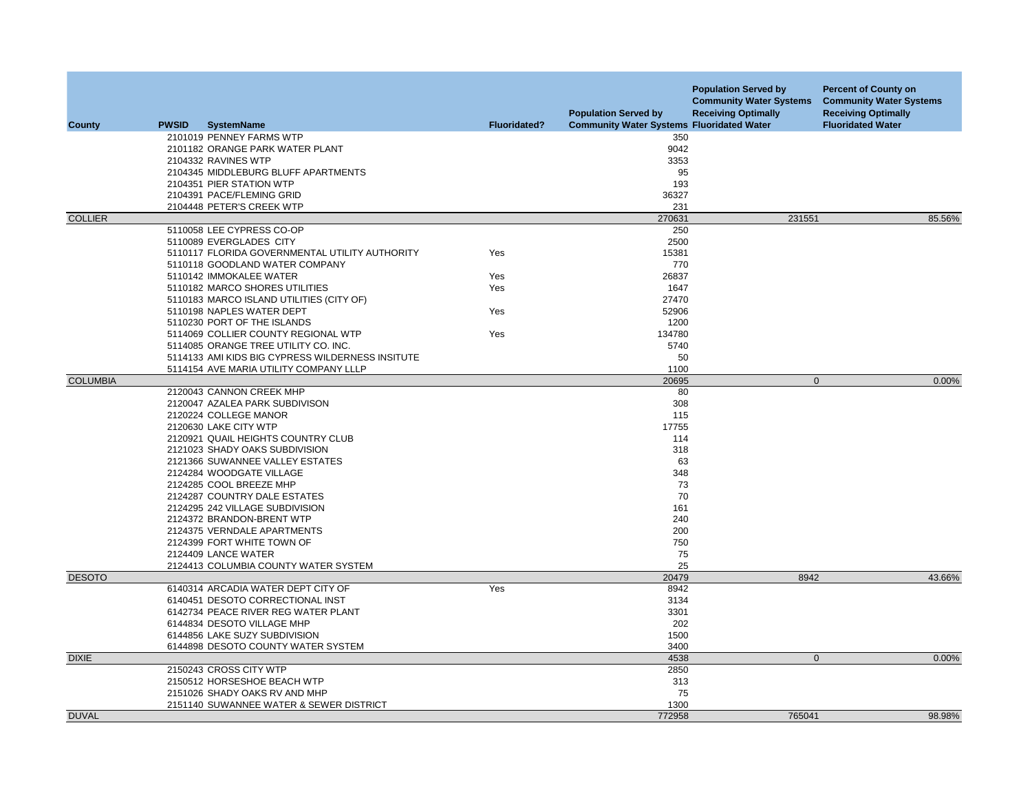| County | PWSID | SystemName | Fluoridated? | Population Served by Community Water Systems | Population Served by Community Water Systems Receiving Optimally Fluoridated Water | Percent of County on Community Water Systems Receiving Optimally Fluoridated Water |
|---|---|---|---|---|---|---|
| | 2101019 | PENNEY FARMS WTP | | 350 | | |
| | 2101182 | ORANGE PARK WATER PLANT | | 9042 | | |
| | 2104332 | RAVINES WTP | | 3353 | | |
| | 2104345 | MIDDLEBURG BLUFF APARTMENTS | | 95 | | |
| | 2104351 | PIER STATION WTP | | 193 | | |
| | 2104391 | PACE/FLEMING GRID | | 36327 | | |
| | 2104448 | PETER'S CREEK WTP | | 231 | | |
| COLLIER | | | | 270631 | 231551 | 85.56% |
| | 5110058 | LEE CYPRESS CO-OP | | 250 | | |
| | 5110089 | EVERGLADES CITY | | 2500 | | |
| | 5110117 | FLORIDA GOVERNMENTAL UTILITY AUTHORITY | Yes | 15381 | | |
| | 5110118 | GOODLAND WATER COMPANY | | 770 | | |
| | 5110142 | IMMOKALEE WATER | Yes | 26837 | | |
| | 5110182 | MARCO SHORES UTILITIES | Yes | 1647 | | |
| | 5110183 | MARCO ISLAND UTILITIES (CITY OF) | | 27470 | | |
| | 5110198 | NAPLES WATER DEPT | Yes | 52906 | | |
| | 5110230 | PORT OF THE ISLANDS | | 1200 | | |
| | 5114069 | COLLIER COUNTY REGIONAL WTP | Yes | 134780 | | |
| | 5114085 | ORANGE TREE UTILITY CO. INC. | | 5740 | | |
| | 5114133 | AMI KIDS BIG CYPRESS WILDERNESS INSITUTE | | 50 | | |
| | 5114154 | AVE MARIA UTILITY COMPANY LLLP | | 1100 | | |
| COLUMBIA | | | | 20695 | 0 | 0.00% |
| | 2120043 | CANNON CREEK MHP | | 80 | | |
| | 2120047 | AZALEA PARK SUBDIVISON | | 308 | | |
| | 2120224 | COLLEGE MANOR | | 115 | | |
| | 2120630 | LAKE CITY WTP | | 17755 | | |
| | 2120921 | QUAIL HEIGHTS COUNTRY CLUB | | 114 | | |
| | 2121023 | SHADY OAKS SUBDIVISION | | 318 | | |
| | 2121366 | SUWANNEE VALLEY ESTATES | | 63 | | |
| | 2124284 | WOODGATE VILLAGE | | 348 | | |
| | 2124285 | COOL BREEZE MHP | | 73 | | |
| | 2124287 | COUNTRY DALE ESTATES | | 70 | | |
| | 2124295 | 242 VILLAGE SUBDIVISION | | 161 | | |
| | 2124372 | BRANDON-BRENT WTP | | 240 | | |
| | 2124375 | VERNDALE APARTMENTS | | 200 | | |
| | 2124399 | FORT WHITE TOWN OF | | 750 | | |
| | 2124409 | LANCE WATER | | 75 | | |
| | 2124413 | COLUMBIA COUNTY WATER SYSTEM | | 25 | | |
| DESOTO | | | | 20479 | 8942 | 43.66% |
| | 6140314 | ARCADIA WATER DEPT CITY OF | Yes | 8942 | | |
| | 6140451 | DESOTO CORRECTIONAL INST | | 3134 | | |
| | 6142734 | PEACE RIVER REG WATER PLANT | | 3301 | | |
| | 6144834 | DESOTO VILLAGE MHP | | 202 | | |
| | 6144856 | LAKE SUZY SUBDIVISION | | 1500 | | |
| | 6144898 | DESOTO COUNTY WATER SYSTEM | | 3400 | | |
| DIXIE | | | | 4538 | 0 | 0.00% |
| | 2150243 | CROSS CITY WTP | | 2850 | | |
| | 2150512 | HORSESHOE BEACH WTP | | 313 | | |
| | 2151026 | SHADY OAKS RV AND MHP | | 75 | | |
| | 2151140 | SUWANNEE WATER & SEWER DISTRICT | | 1300 | | |
| DUVAL | | | | 772958 | 765041 | 98.98% |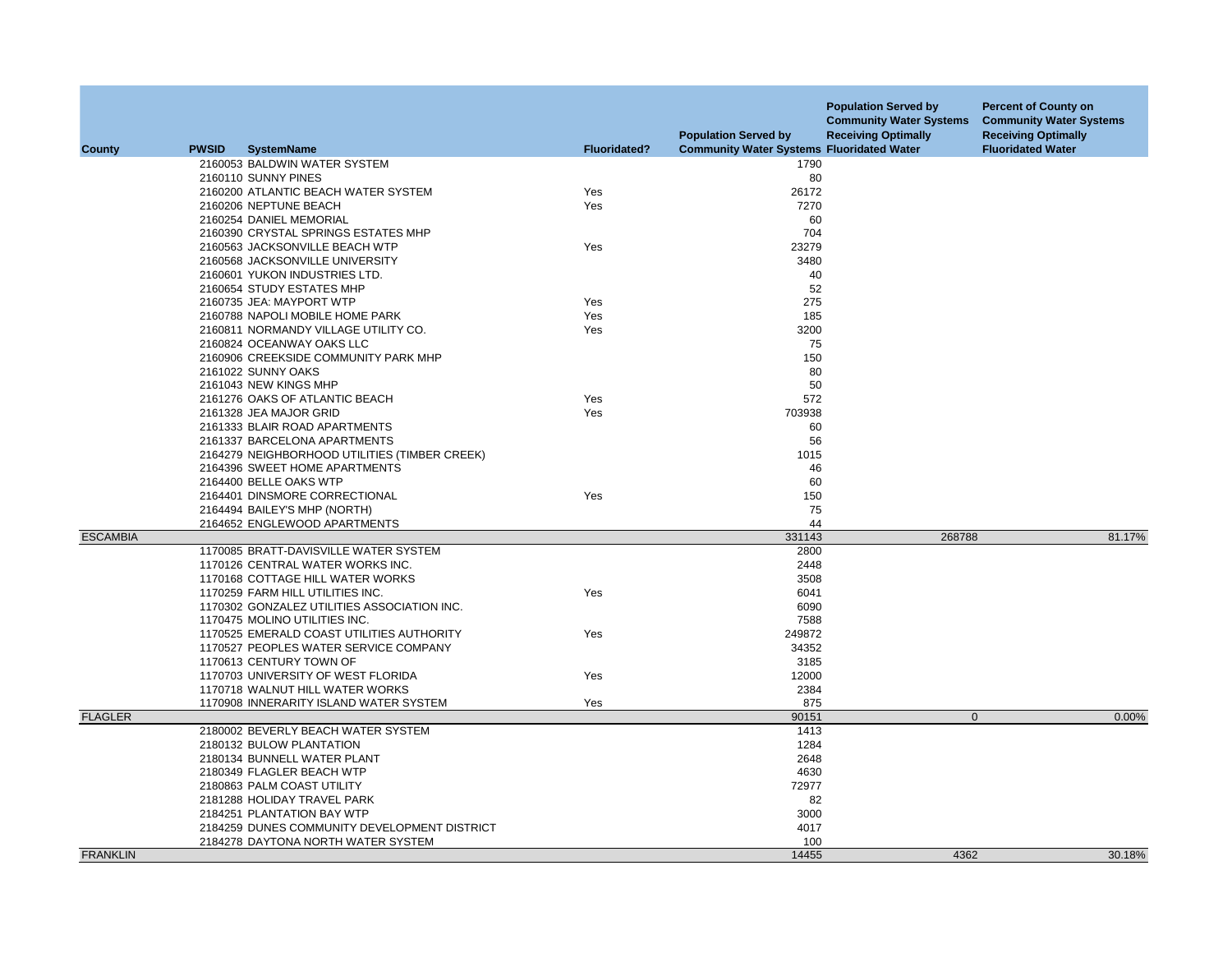| County | PWSID | SystemName | Fluoridated? | Population Served by Community Water Systems | Population Served by Community Water Systems Receiving Optimally Fluoridated Water | Percent of County on Community Water Systems Receiving Optimally Fluoridated Water |
|---|---|---|---|---|---|---|
| | 2160053 | BALDWIN WATER SYSTEM | | 1790 | | |
| | 2160110 | SUNNY PINES | | 80 | | |
| | 2160200 | ATLANTIC BEACH WATER SYSTEM | Yes | 26172 | | |
| | 2160206 | NEPTUNE BEACH | Yes | 7270 | | |
| | 2160254 | DANIEL MEMORIAL | | 60 | | |
| | 2160390 | CRYSTAL SPRINGS ESTATES MHP | | 704 | | |
| | 2160563 | JACKSONVILLE BEACH WTP | Yes | 23279 | | |
| | 2160568 | JACKSONVILLE UNIVERSITY | | 3480 | | |
| | 2160601 | YUKON INDUSTRIES LTD. | | 40 | | |
| | 2160654 | STUDY ESTATES MHP | | 52 | | |
| | 2160735 | JEA: MAYPORT WTP | Yes | 275 | | |
| | 2160788 | NAPOLI MOBILE HOME PARK | Yes | 185 | | |
| | 2160811 | NORMANDY VILLAGE UTILITY CO. | Yes | 3200 | | |
| | 2160824 | OCEANWAY OAKS LLC | | 75 | | |
| | 2160906 | CREEKSIDE COMMUNITY PARK MHP | | 150 | | |
| | 2161022 | SUNNY OAKS | | 80 | | |
| | 2161043 | NEW KINGS MHP | | 50 | | |
| | 2161276 | OAKS OF ATLANTIC BEACH | Yes | 572 | | |
| | 2161328 | JEA MAJOR GRID | Yes | 703938 | | |
| | 2161333 | BLAIR ROAD APARTMENTS | | 60 | | |
| | 2161337 | BARCELONA APARTMENTS | | 56 | | |
| | 2164279 | NEIGHBORHOOD UTILITIES (TIMBER CREEK) | | 1015 | | |
| | 2164396 | SWEET HOME APARTMENTS | | 46 | | |
| | 2164400 | BELLE OAKS WTP | | 60 | | |
| | 2164401 | DINSMORE CORRECTIONAL | Yes | 150 | | |
| | 2164494 | BAILEY'S MHP (NORTH) | | 75 | | |
| | 2164652 | ENGLEWOOD APARTMENTS | | 44 | | |
| ESCAMBIA | | | | 331143 | 268788 | 81.17% |
| | 1170085 | BRATT-DAVISVILLE WATER SYSTEM | | 2800 | | |
| | 1170126 | CENTRAL WATER WORKS INC. | | 2448 | | |
| | 1170168 | COTTAGE HILL WATER WORKS | | 3508 | | |
| | 1170259 | FARM HILL UTILITIES INC. | Yes | 6041 | | |
| | 1170302 | GONZALEZ UTILITIES ASSOCIATION INC. | | 6090 | | |
| | 1170475 | MOLINO UTILITIES INC. | | 7588 | | |
| | 1170525 | EMERALD COAST UTILITIES AUTHORITY | Yes | 249872 | | |
| | 1170527 | PEOPLES WATER SERVICE COMPANY | | 34352 | | |
| | 1170613 | CENTURY TOWN OF | | 3185 | | |
| | 1170703 | UNIVERSITY OF WEST FLORIDA | Yes | 12000 | | |
| | 1170718 | WALNUT HILL WATER WORKS | | 2384 | | |
| | 1170908 | INNERARITY ISLAND WATER SYSTEM | Yes | 875 | | |
| FLAGLER | | | | 90151 | 0 | 0.00% |
| | 2180002 | BEVERLY BEACH WATER SYSTEM | | 1413 | | |
| | 2180132 | BULOW PLANTATION | | 1284 | | |
| | 2180134 | BUNNELL WATER PLANT | | 2648 | | |
| | 2180349 | FLAGLER BEACH WTP | | 4630 | | |
| | 2180863 | PALM COAST UTILITY | | 72977 | | |
| | 2181288 | HOLIDAY TRAVEL PARK | | 82 | | |
| | 2184251 | PLANTATION BAY WTP | | 3000 | | |
| | 2184259 | DUNES COMMUNITY DEVELOPMENT DISTRICT | | 4017 | | |
| | 2184278 | DAYTONA NORTH WATER SYSTEM | | 100 | | |
| FRANKLIN | | | | 14455 | 4362 | 30.18% |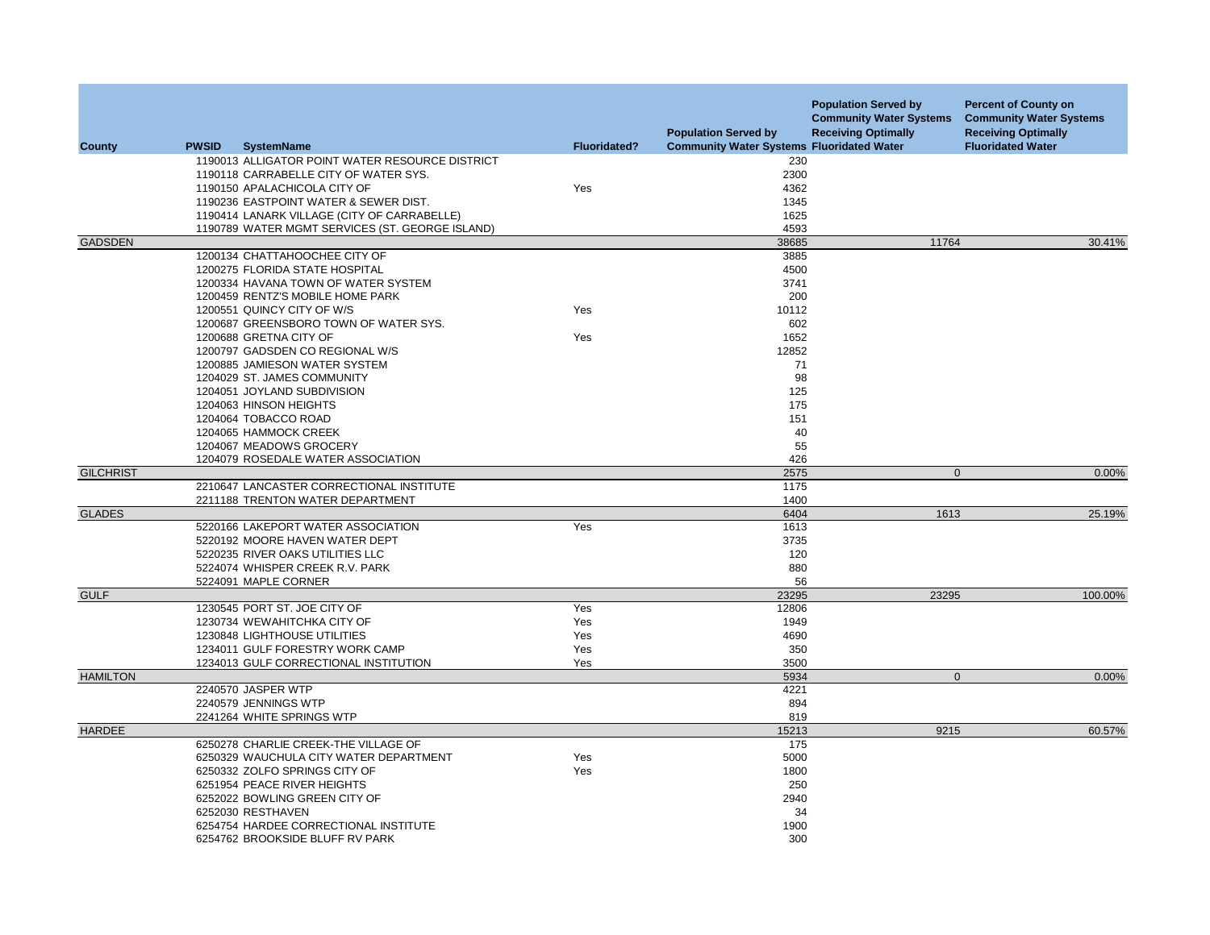| County | PWSID | SystemName | Fluoridated? | Population Served by Community Water Systems | Population Served by Community Water Systems Receiving Optimally Fluoridated Water | Percent of County on Community Water Systems Receiving Optimally Fluoridated Water |
|---|---|---|---|---|---|---|
| | 1190013 | ALLIGATOR POINT WATER RESOURCE DISTRICT | | 230 | | |
| | 1190118 | CARRABELLE CITY OF WATER SYS. | | 2300 | | |
| | 1190150 | APALACHICOLA CITY OF | Yes | 4362 | | |
| | 1190236 | EASTPOINT WATER & SEWER DIST. | | 1345 | | |
| | 1190414 | LANARK VILLAGE (CITY OF CARRABELLE) | | 1625 | | |
| | 1190789 | WATER MGMT SERVICES (ST. GEORGE ISLAND) | | 4593 | | |
| GADSDEN | | | | 38685 | 11764 | 30.41% |
| | 1200134 | CHATTAHOOCHEE CITY OF | | 3885 | | |
| | 1200275 | FLORIDA STATE HOSPITAL | | 4500 | | |
| | 1200334 | HAVANA TOWN OF WATER SYSTEM | | 3741 | | |
| | 1200459 | RENTZ'S MOBILE HOME PARK | | 200 | | |
| | 1200551 | QUINCY CITY OF W/S | Yes | 10112 | | |
| | 1200687 | GREENSBORO TOWN OF WATER SYS. | | 602 | | |
| | 1200688 | GRETNA CITY OF | Yes | 1652 | | |
| | 1200797 | GADSDEN CO REGIONAL W/S | | 12852 | | |
| | 1200885 | JAMIESON WATER SYSTEM | | 71 | | |
| | 1204029 | ST. JAMES COMMUNITY | | 98 | | |
| | 1204051 | JOYLAND SUBDIVISION | | 125 | | |
| | 1204063 | HINSON HEIGHTS | | 175 | | |
| | 1204064 | TOBACCO ROAD | | 151 | | |
| | 1204065 | HAMMOCK CREEK | | 40 | | |
| | 1204067 | MEADOWS GROCERY | | 55 | | |
| | 1204079 | ROSEDALE WATER ASSOCIATION | | 426 | | |
| GILCHRIST | | | | 2575 | 0 | 0.00% |
| | 2210647 | LANCASTER CORRECTIONAL INSTITUTE | | 1175 | | |
| | 2211188 | TRENTON WATER DEPARTMENT | | 1400 | | |
| GLADES | | | | 6404 | 1613 | 25.19% |
| | 5220166 | LAKEPORT WATER ASSOCIATION | Yes | 1613 | | |
| | 5220192 | MOORE HAVEN WATER DEPT | | 3735 | | |
| | 5220235 | RIVER OAKS UTILITIES LLC | | 120 | | |
| | 5224074 | WHISPER CREEK R.V. PARK | | 880 | | |
| | 5224091 | MAPLE CORNER | | 56 | | |
| GULF | | | | 23295 | 23295 | 100.00% |
| | 1230545 | PORT ST. JOE CITY OF | Yes | 12806 | | |
| | 1230734 | WEWAHITCHKA CITY OF | Yes | 1949 | | |
| | 1230848 | LIGHTHOUSE UTILITIES | Yes | 4690 | | |
| | 1234011 | GULF FORESTRY WORK CAMP | Yes | 350 | | |
| | 1234013 | GULF CORRECTIONAL INSTITUTION | Yes | 3500 | | |
| HAMILTON | | | | 5934 | 0 | 0.00% |
| | 2240570 | JASPER WTP | | 4221 | | |
| | 2240579 | JENNINGS WTP | | 894 | | |
| | 2241264 | WHITE SPRINGS WTP | | 819 | | |
| HARDEE | | | | 15213 | 9215 | 60.57% |
| | 6250278 | CHARLIE CREEK-THE VILLAGE OF | | 175 | | |
| | 6250329 | WAUCHULA CITY WATER DEPARTMENT | Yes | 5000 | | |
| | 6250332 | ZOLFO SPRINGS CITY OF | Yes | 1800 | | |
| | 6251954 | PEACE RIVER HEIGHTS | | 250 | | |
| | 6252022 | BOWLING GREEN CITY OF | | 2940 | | |
| | 6252030 | RESTHAVEN | | 34 | | |
| | 6254754 | HARDEE CORRECTIONAL INSTITUTE | | 1900 | | |
| | 6254762 | BROOKSIDE BLUFF RV PARK | | 300 | | |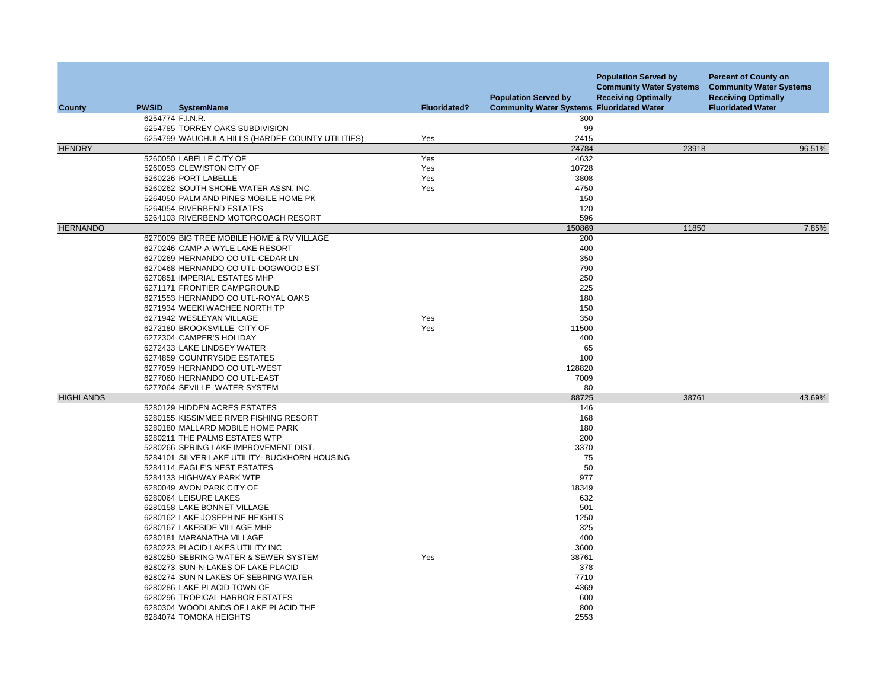| County | PWSID | SystemName | Fluoridated? | Population Served by Community Water Systems | Population Served by Community Water Systems Receiving Optimally Fluoridated Water | Percent of County on Community Water Systems Receiving Optimally Fluoridated Water |
|---|---|---|---|---|---|---|
| | 6254774 | F.I.N.R. | | 300 | | |
| | 6254785 | TORREY OAKS SUBDIVISION | | 99 | | |
| | 6254799 | WAUCHULA HILLS (HARDEE COUNTY UTILITIES) | Yes | 2415 | | |
| HENDRY | | | | 24784 | 23918 | 96.51% |
| | 5260050 | LABELLE CITY OF | Yes | 4632 | | |
| | 5260053 | CLEWISTON CITY OF | Yes | 10728 | | |
| | 5260226 | PORT LABELLE | Yes | 3808 | | |
| | 5260262 | SOUTH SHORE WATER ASSN. INC. | Yes | 4750 | | |
| | 5264050 | PALM AND PINES MOBILE HOME PK | | 150 | | |
| | 5264054 | RIVERBEND ESTATES | | 120 | | |
| | 5264103 | RIVERBEND MOTORCOACH RESORT | | 596 | | |
| HERNANDO | | | | 150869 | 11850 | 7.85% |
| | 6270009 | BIG TREE MOBILE HOME & RV VILLAGE | | 200 | | |
| | 6270246 | CAMP-A-WYLE LAKE RESORT | | 400 | | |
| | 6270269 | HERNANDO CO UTL-CEDAR LN | | 350 | | |
| | 6270468 | HERNANDO CO UTL-DOGWOOD EST | | 790 | | |
| | 6270851 | IMPERIAL ESTATES MHP | | 250 | | |
| | 6271171 | FRONTIER CAMPGROUND | | 225 | | |
| | 6271553 | HERNANDO CO UTL-ROYAL OAKS | | 180 | | |
| | 6271934 | WEEKI WACHEE NORTH TP | | 150 | | |
| | 6271942 | WESLEYAN VILLAGE | Yes | 350 | | |
| | 6272180 | BROOKSVILLE CITY OF | Yes | 11500 | | |
| | 6272304 | CAMPER'S HOLIDAY | | 400 | | |
| | 6272433 | LAKE LINDSEY WATER | | 65 | | |
| | 6274859 | COUNTRYSIDE ESTATES | | 100 | | |
| | 6277059 | HERNANDO CO UTL-WEST | | 128820 | | |
| | 6277060 | HERNANDO CO UTL-EAST | | 7009 | | |
| | 6277064 | SEVILLE WATER SYSTEM | | 80 | | |
| HIGHLANDS | | | | 88725 | 38761 | 43.69% |
| | 5280129 | HIDDEN ACRES ESTATES | | 146 | | |
| | 5280155 | KISSIMMEE RIVER FISHING RESORT | | 168 | | |
| | 5280180 | MALLARD MOBILE HOME PARK | | 180 | | |
| | 5280211 | THE PALMS ESTATES WTP | | 200 | | |
| | 5280266 | SPRING LAKE IMPROVEMENT DIST. | | 3370 | | |
| | 5284101 | SILVER LAKE UTILITY- BUCKHORN HOUSING | | 75 | | |
| | 5284114 | EAGLE'S NEST ESTATES | | 50 | | |
| | 5284133 | HIGHWAY PARK WTP | | 977 | | |
| | 6280049 | AVON PARK CITY OF | | 18349 | | |
| | 6280064 | LEISURE LAKES | | 632 | | |
| | 6280158 | LAKE BONNET VILLAGE | | 501 | | |
| | 6280162 | LAKE JOSEPHINE HEIGHTS | | 1250 | | |
| | 6280167 | LAKESIDE VILLAGE MHP | | 325 | | |
| | 6280181 | MARANATHA VILLAGE | | 400 | | |
| | 6280223 | PLACID LAKES UTILITY INC | | 3600 | | |
| | 6280250 | SEBRING WATER & SEWER SYSTEM | Yes | 38761 | | |
| | 6280273 | SUN-N-LAKES OF LAKE PLACID | | 378 | | |
| | 6280274 | SUN N LAKES OF SEBRING WATER | | 7710 | | |
| | 6280286 | LAKE PLACID TOWN OF | | 4369 | | |
| | 6280296 | TROPICAL HARBOR ESTATES | | 600 | | |
| | 6280304 | WOODLANDS OF LAKE PLACID THE | | 800 | | |
| | 6284074 | TOMOKA HEIGHTS | | 2553 | | |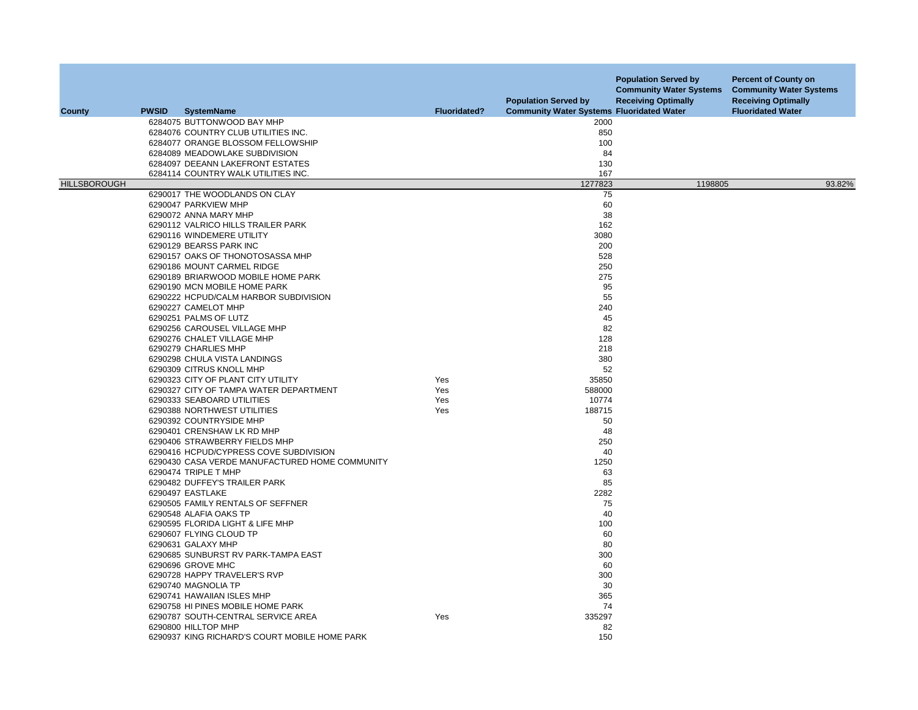| County | PWSID | SystemName | Fluoridated? | Population Served by Community Water Systems | Population Served by Community Water Systems Receiving Optimally Fluoridated Water | Percent of County on Community Water Systems Receiving Optimally Fluoridated Water |
|---|---|---|---|---|---|---|
| | 6284075 | BUTTONWOOD BAY MHP | | 2000 | | |
| | 6284076 | COUNTRY CLUB UTILITIES INC. | | 850 | | |
| | 6284077 | ORANGE BLOSSOM FELLOWSHIP | | 100 | | |
| | 6284089 | MEADOWLAKE SUBDIVISION | | 84 | | |
| | 6284097 | DEEANN LAKEFRONT ESTATES | | 130 | | |
| | 6284114 | COUNTRY WALK UTILITIES INC. | | 167 | | |
| HILLSBOROUGH | | | | 1277823 | 1198805 | 93.82% |
| | 6290017 | THE WOODLANDS ON CLAY | | 75 | | |
| | 6290047 | PARKVIEW MHP | | 60 | | |
| | 6290072 | ANNA MARY MHP | | 38 | | |
| | 6290112 | VALRICO HILLS TRAILER PARK | | 162 | | |
| | 6290116 | WINDEMERE UTILITY | | 3080 | | |
| | 6290129 | BEARSS PARK INC | | 200 | | |
| | 6290157 | OAKS OF THONOTOSASSA MHP | | 528 | | |
| | 6290186 | MOUNT CARMEL RIDGE | | 250 | | |
| | 6290189 | BRIARWOOD MOBILE HOME PARK | | 275 | | |
| | 6290190 | MCN MOBILE HOME PARK | | 95 | | |
| | 6290222 | HCPUD/CALM HARBOR SUBDIVISION | | 55 | | |
| | 6290227 | CAMELOT MHP | | 240 | | |
| | 6290251 | PALMS OF LUTZ | | 45 | | |
| | 6290256 | CAROUSEL VILLAGE MHP | | 82 | | |
| | 6290276 | CHALET VILLAGE MHP | | 128 | | |
| | 6290279 | CHARLIES MHP | | 218 | | |
| | 6290298 | CHULA VISTA LANDINGS | | 380 | | |
| | 6290309 | CITRUS KNOLL MHP | | 52 | | |
| | 6290323 | CITY OF PLANT CITY UTILITY | Yes | 35850 | | |
| | 6290327 | CITY OF TAMPA WATER DEPARTMENT | Yes | 588000 | | |
| | 6290333 | SEABOARD UTILITIES | Yes | 10774 | | |
| | 6290388 | NORTHWEST UTILITIES | Yes | 188715 | | |
| | 6290392 | COUNTRYSIDE MHP | | 50 | | |
| | 6290401 | CRENSHAW LK RD MHP | | 48 | | |
| | 6290406 | STRAWBERRY FIELDS MHP | | 250 | | |
| | 6290416 | HCPUD/CYPRESS COVE SUBDIVISION | | 40 | | |
| | 6290430 | CASA VERDE MANUFACTURED HOME COMMUNITY | | 1250 | | |
| | 6290474 | TRIPLE T MHP | | 63 | | |
| | 6290482 | DUFFEY'S TRAILER PARK | | 85 | | |
| | 6290497 | EASTLAKE | | 2282 | | |
| | 6290505 | FAMILY RENTALS OF SEFFNER | | 75 | | |
| | 6290548 | ALAFIA OAKS TP | | 40 | | |
| | 6290595 | FLORIDA LIGHT & LIFE MHP | | 100 | | |
| | 6290607 | FLYING CLOUD TP | | 60 | | |
| | 6290631 | GALAXY MHP | | 80 | | |
| | 6290685 | SUNBURST RV PARK-TAMPA EAST | | 300 | | |
| | 6290696 | GROVE MHC | | 60 | | |
| | 6290728 | HAPPY TRAVELER'S RVP | | 300 | | |
| | 6290740 | MAGNOLIA TP | | 30 | | |
| | 6290741 | HAWAIIAN ISLES MHP | | 365 | | |
| | 6290758 | HI PINES MOBILE HOME PARK | | 74 | | |
| | 6290787 | SOUTH-CENTRAL SERVICE AREA | Yes | 335297 | | |
| | 6290800 | HILLTOP MHP | | 82 | | |
| | 6290937 | KING RICHARD'S COURT MOBILE HOME PARK | | 150 | | |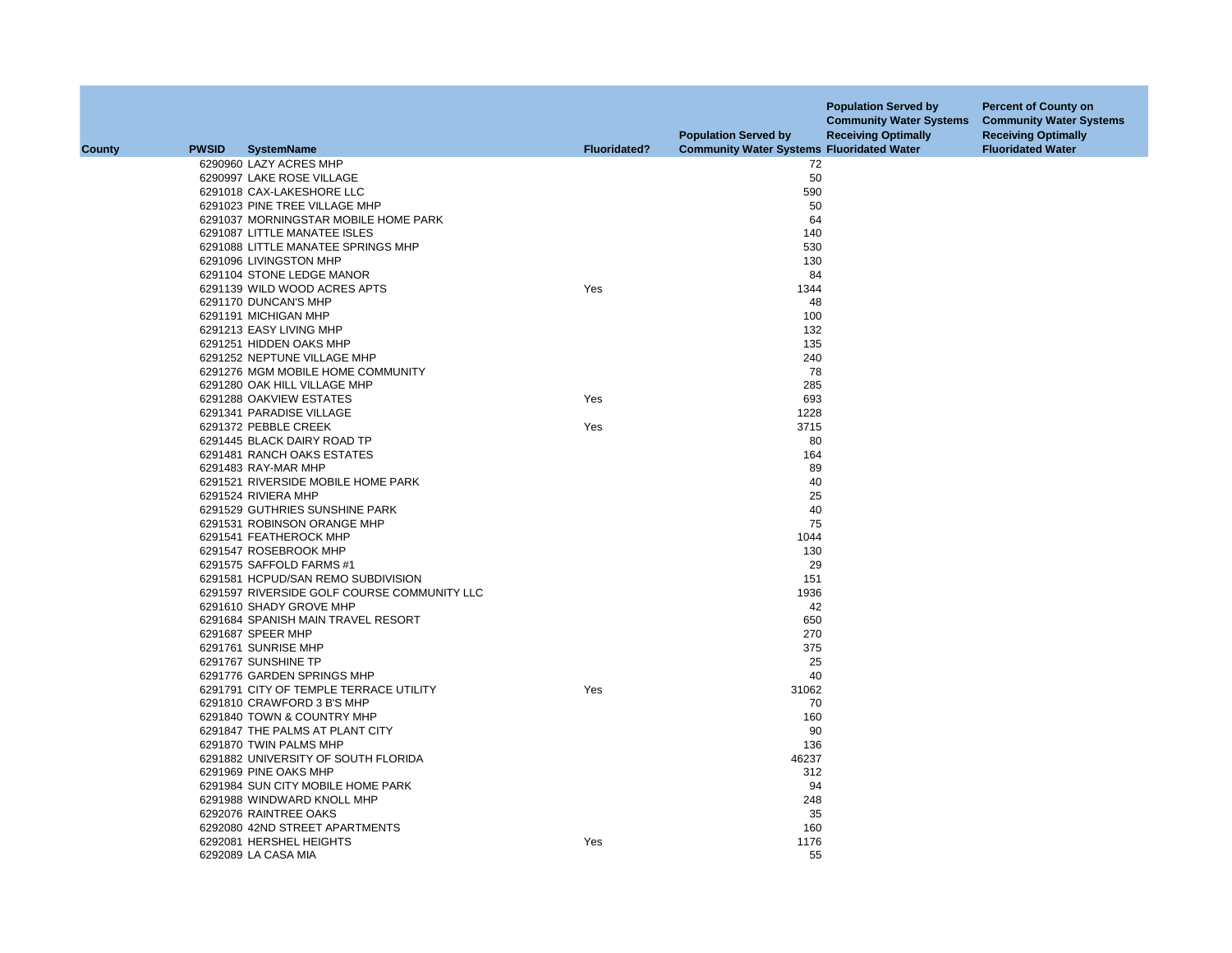| County | PWSID | SystemName | Fluoridated? | Population Served by Community Water Systems | Population Served by Community Water Systems Receiving Optimally Fluoridated Water | Percent of County on Community Water Systems Receiving Optimally Fluoridated Water |
|---|---|---|---|---|---|---|
| | 6290960 | LAZY ACRES MHP | | 72 | | |
| | 6290997 | LAKE ROSE VILLAGE | | 50 | | |
| | 6291018 | CAX-LAKESHORE LLC | | 590 | | |
| | 6291023 | PINE TREE VILLAGE MHP | | 50 | | |
| | 6291037 | MORNINGSTAR MOBILE HOME PARK | | 64 | | |
| | 6291087 | LITTLE MANATEE ISLES | | 140 | | |
| | 6291088 | LITTLE MANATEE SPRINGS MHP | | 530 | | |
| | 6291096 | LIVINGSTON MHP | | 130 | | |
| | 6291104 | STONE LEDGE MANOR | | 84 | | |
| | 6291139 | WILD WOOD ACRES APTS | Yes | 1344 | | |
| | 6291170 | DUNCAN'S MHP | | 48 | | |
| | 6291191 | MICHIGAN MHP | | 100 | | |
| | 6291213 | EASY LIVING MHP | | 132 | | |
| | 6291251 | HIDDEN OAKS MHP | | 135 | | |
| | 6291252 | NEPTUNE VILLAGE MHP | | 240 | | |
| | 6291276 | MGM MOBILE HOME COMMUNITY | | 78 | | |
| | 6291280 | OAK HILL VILLAGE MHP | | 285 | | |
| | 6291288 | OAKVIEW ESTATES | Yes | 693 | | |
| | 6291341 | PARADISE VILLAGE | | 1228 | | |
| | 6291372 | PEBBLE CREEK | Yes | 3715 | | |
| | 6291445 | BLACK DAIRY ROAD TP | | 80 | | |
| | 6291481 | RANCH OAKS ESTATES | | 164 | | |
| | 6291483 | RAY-MAR MHP | | 89 | | |
| | 6291521 | RIVERSIDE MOBILE HOME PARK | | 40 | | |
| | 6291524 | RIVIERA MHP | | 25 | | |
| | 6291529 | GUTHRIES SUNSHINE PARK | | 40 | | |
| | 6291531 | ROBINSON ORANGE MHP | | 75 | | |
| | 6291541 | FEATHEROCK MHP | | 1044 | | |
| | 6291547 | ROSEBROOK MHP | | 130 | | |
| | 6291575 | SAFFOLD FARMS #1 | | 29 | | |
| | 6291581 | HCPUD/SAN REMO SUBDIVISION | | 151 | | |
| | 6291597 | RIVERSIDE GOLF COURSE COMMUNITY LLC | | 1936 | | |
| | 6291610 | SHADY GROVE MHP | | 42 | | |
| | 6291684 | SPANISH MAIN TRAVEL RESORT | | 650 | | |
| | 6291687 | SPEER MHP | | 270 | | |
| | 6291761 | SUNRISE MHP | | 375 | | |
| | 6291767 | SUNSHINE TP | | 25 | | |
| | 6291776 | GARDEN SPRINGS MHP | | 40 | | |
| | 6291791 | CITY OF TEMPLE TERRACE UTILITY | Yes | 31062 | | |
| | 6291810 | CRAWFORD 3 B'S MHP | | 70 | | |
| | 6291840 | TOWN & COUNTRY MHP | | 160 | | |
| | 6291847 | THE PALMS AT PLANT CITY | | 90 | | |
| | 6291870 | TWIN PALMS MHP | | 136 | | |
| | 6291882 | UNIVERSITY OF SOUTH FLORIDA | | 46237 | | |
| | 6291969 | PINE OAKS MHP | | 312 | | |
| | 6291984 | SUN CITY MOBILE HOME PARK | | 94 | | |
| | 6291988 | WINDWARD KNOLL MHP | | 248 | | |
| | 6292076 | RAINTREE OAKS | | 35 | | |
| | 6292080 | 42ND STREET APARTMENTS | | 160 | | |
| | 6292081 | HERSHEL HEIGHTS | Yes | 1176 | | |
| | 6292089 | LA CASA MIA | | 55 | | |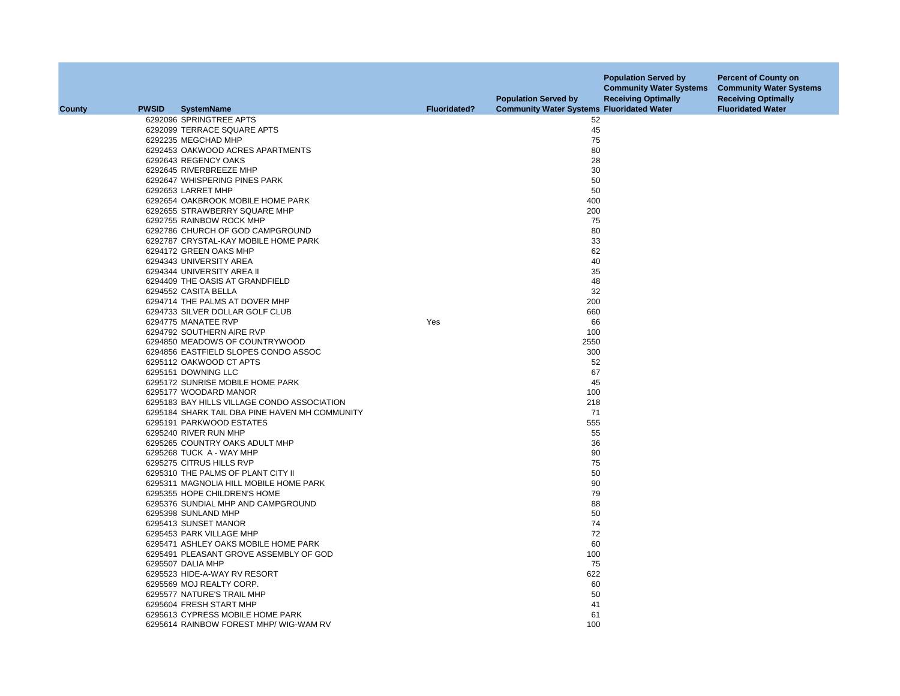| County | PWSID | SystemName | Fluoridated? | Population Served by Community Water Systems | Population Served by Community Water Systems Receiving Optimally Fluoridated Water | Percent of County on Community Water Systems Receiving Optimally Fluoridated Water |
|---|---|---|---|---|---|---|
| | 6292096 | SPRINGTREE APTS | | 52 | | |
| | 6292099 | TERRACE SQUARE APTS | | 45 | | |
| | 6292235 | MEGCHAD MHP | | 75 | | |
| | 6292453 | OAKWOOD ACRES APARTMENTS | | 80 | | |
| | 6292643 | REGENCY OAKS | | 28 | | |
| | 6292645 | RIVERBREEZE MHP | | 30 | | |
| | 6292647 | WHISPERING PINES PARK | | 50 | | |
| | 6292653 | LARRET MHP | | 50 | | |
| | 6292654 | OAKBROOK MOBILE HOME PARK | | 400 | | |
| | 6292655 | STRAWBERRY SQUARE MHP | | 200 | | |
| | 6292755 | RAINBOW ROCK MHP | | 75 | | |
| | 6292786 | CHURCH OF GOD CAMPGROUND | | 80 | | |
| | 6292787 | CRYSTAL-KAY MOBILE HOME PARK | | 33 | | |
| | 6294172 | GREEN OAKS MHP | | 62 | | |
| | 6294343 | UNIVERSITY AREA | | 40 | | |
| | 6294344 | UNIVERSITY AREA II | | 35 | | |
| | 6294409 | THE OASIS AT GRANDFIELD | | 48 | | |
| | 6294552 | CASITA BELLA | | 32 | | |
| | 6294714 | THE PALMS AT DOVER MHP | | 200 | | |
| | 6294733 | SILVER DOLLAR GOLF CLUB | | 660 | | |
| | 6294775 | MANATEE RVP | Yes | 66 | | |
| | 6294792 | SOUTHERN AIRE RVP | | 100 | | |
| | 6294850 | MEADOWS OF COUNTRYWOOD | | 2550 | | |
| | 6294856 | EASTFIELD SLOPES CONDO ASSOC | | 300 | | |
| | 6295112 | OAKWOOD CT APTS | | 52 | | |
| | 6295151 | DOWNING LLC | | 67 | | |
| | 6295172 | SUNRISE MOBILE HOME PARK | | 45 | | |
| | 6295177 | WOODARD MANOR | | 100 | | |
| | 6295183 | BAY HILLS VILLAGE CONDO ASSOCIATION | | 218 | | |
| | 6295184 | SHARK TAIL DBA PINE HAVEN MH COMMUNITY | | 71 | | |
| | 6295191 | PARKWOOD ESTATES | | 555 | | |
| | 6295240 | RIVER RUN MHP | | 55 | | |
| | 6295265 | COUNTRY OAKS ADULT MHP | | 36 | | |
| | 6295268 | TUCK A - WAY MHP | | 90 | | |
| | 6295275 | CITRUS HILLS RVP | | 75 | | |
| | 6295310 | THE PALMS OF PLANT CITY II | | 50 | | |
| | 6295311 | MAGNOLIA HILL MOBILE HOME PARK | | 90 | | |
| | 6295355 | HOPE CHILDREN'S HOME | | 79 | | |
| | 6295376 | SUNDIAL MHP AND CAMPGROUND | | 88 | | |
| | 6295398 | SUNLAND MHP | | 50 | | |
| | 6295413 | SUNSET MANOR | | 74 | | |
| | 6295453 | PARK VILLAGE MHP | | 72 | | |
| | 6295471 | ASHLEY OAKS MOBILE HOME PARK | | 60 | | |
| | 6295491 | PLEASANT GROVE ASSEMBLY OF GOD | | 100 | | |
| | 6295507 | DALIA MHP | | 75 | | |
| | 6295523 | HIDE-A-WAY RV RESORT | | 622 | | |
| | 6295569 | MOJ REALTY CORP. | | 60 | | |
| | 6295577 | NATURE'S TRAIL MHP | | 50 | | |
| | 6295604 | FRESH START MHP | | 41 | | |
| | 6295613 | CYPRESS MOBILE HOME PARK | | 61 | | |
| | 6295614 | RAINBOW FOREST MHP/ WIG-WAM RV | | 100 | | |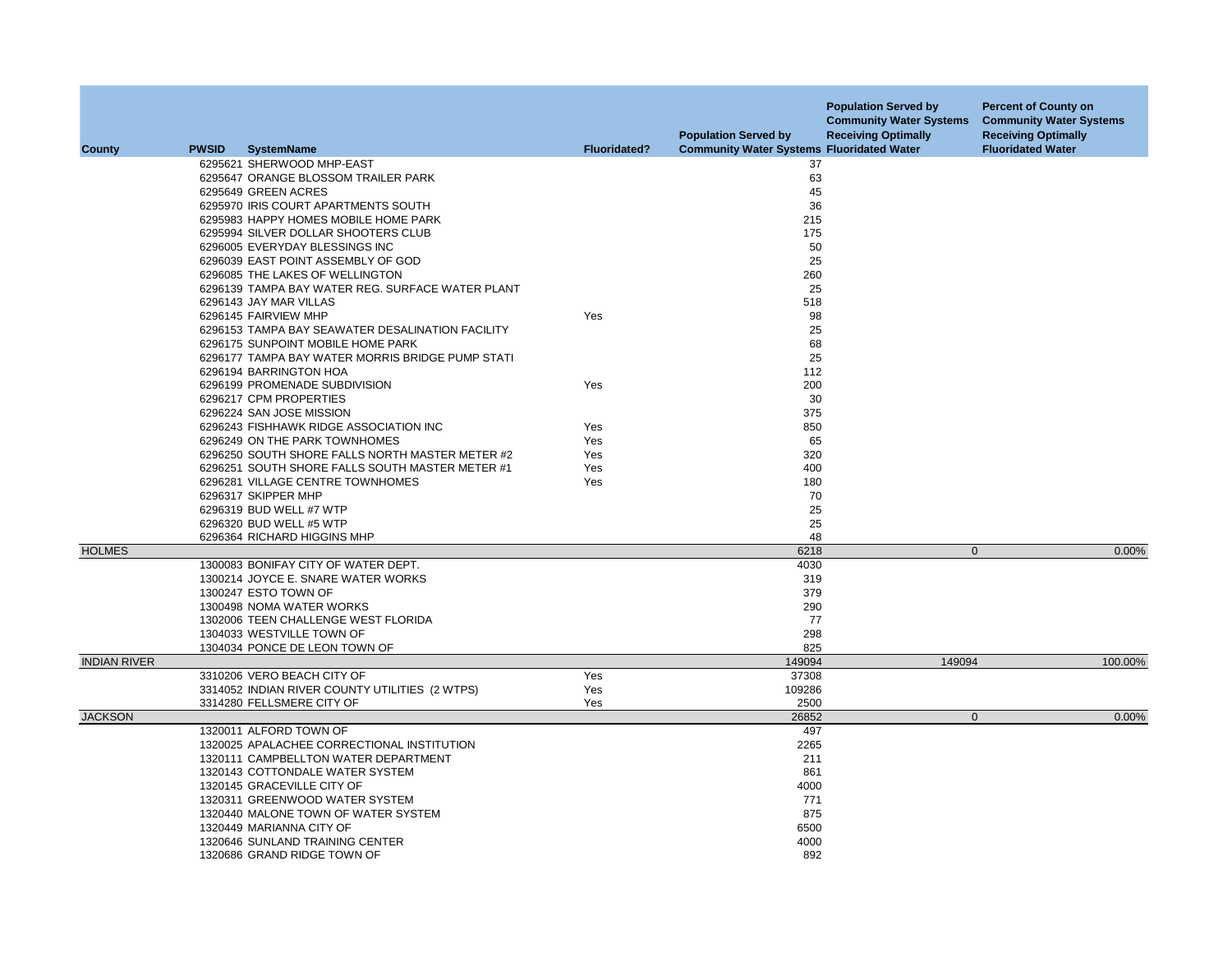| County | PWSID | SystemName | Fluoridated? | Population Served by Community Water Systems | Population Served by Community Water Systems Receiving Optimally Fluoridated Water | Percent of County on Community Water Systems Receiving Optimally Fluoridated Water |
|---|---|---|---|---|---|---|
| | 6295621 | SHERWOOD MHP-EAST | | 37 | | |
| | 6295647 | ORANGE BLOSSOM TRAILER PARK | | 63 | | |
| | 6295649 | GREEN ACRES | | 45 | | |
| | 6295970 | IRIS COURT APARTMENTS SOUTH | | 36 | | |
| | 6295983 | HAPPY HOMES MOBILE HOME PARK | | 215 | | |
| | 6295994 | SILVER DOLLAR SHOOTERS CLUB | | 175 | | |
| | 6296005 | EVERYDAY BLESSINGS INC | | 50 | | |
| | 6296039 | EAST POINT ASSEMBLY OF GOD | | 25 | | |
| | 6296085 | THE LAKES OF WELLINGTON | | 260 | | |
| | 6296139 | TAMPA BAY WATER REG. SURFACE WATER PLANT | | 25 | | |
| | 6296143 | JAY MAR VILLAS | | 518 | | |
| | 6296145 | FAIRVIEW MHP | Yes | 98 | | |
| | 6296153 | TAMPA BAY SEAWATER DESALINATION FACILITY | | 25 | | |
| | 6296175 | SUNPOINT MOBILE HOME PARK | | 68 | | |
| | 6296177 | TAMPA BAY WATER MORRIS BRIDGE PUMP STATI | | 25 | | |
| | 6296194 | BARRINGTON HOA | | 112 | | |
| | 6296199 | PROMENADE SUBDIVISION | Yes | 200 | | |
| | 6296217 | CPM PROPERTIES | | 30 | | |
| | 6296224 | SAN JOSE MISSION | | 375 | | |
| | 6296243 | FISHHAWK RIDGE ASSOCIATION INC | Yes | 850 | | |
| | 6296249 | ON THE PARK TOWNHOMES | Yes | 65 | | |
| | 6296250 | SOUTH SHORE FALLS NORTH MASTER METER #2 | Yes | 320 | | |
| | 6296251 | SOUTH SHORE FALLS SOUTH MASTER METER #1 | Yes | 400 | | |
| | 6296281 | VILLAGE CENTRE TOWNHOMES | Yes | 180 | | |
| | 6296317 | SKIPPER MHP | | 70 | | |
| | 6296319 | BUD WELL #7 WTP | | 25 | | |
| | 6296320 | BUD WELL #5 WTP | | 25 | | |
| | 6296364 | RICHARD HIGGINS MHP | | 48 | | |
| HOLMES | | | | 6218 | 0 | 0.00% |
| | 1300083 | BONIFAY CITY OF WATER DEPT. | | 4030 | | |
| | 1300214 | JOYCE E. SNARE WATER WORKS | | 319 | | |
| | 1300247 | ESTO TOWN OF | | 379 | | |
| | 1300498 | NOMA WATER WORKS | | 290 | | |
| | 1302006 | TEEN CHALLENGE WEST FLORIDA | | 77 | | |
| | 1304033 | WESTVILLE TOWN OF | | 298 | | |
| | 1304034 | PONCE DE LEON TOWN OF | | 825 | | |
| INDIAN RIVER | | | | 149094 | 149094 | 100.00% |
| | 3310206 | VERO BEACH CITY OF | Yes | 37308 | | |
| | 3314052 | INDIAN RIVER COUNTY UTILITIES (2 WTPS) | Yes | 109286 | | |
| | 3314280 | FELLSMERE CITY OF | Yes | 2500 | | |
| JACKSON | | | | 26852 | 0 | 0.00% |
| | 1320011 | ALFORD TOWN OF | | 497 | | |
| | 1320025 | APALACHEE CORRECTIONAL INSTITUTION | | 2265 | | |
| | 1320111 | CAMPBELLTON WATER DEPARTMENT | | 211 | | |
| | 1320143 | COTTONDALE WATER SYSTEM | | 861 | | |
| | 1320145 | GRACEVILLE CITY OF | | 4000 | | |
| | 1320311 | GREENWOOD WATER SYSTEM | | 771 | | |
| | 1320440 | MALONE TOWN OF WATER SYSTEM | | 875 | | |
| | 1320449 | MARIANNA CITY OF | | 6500 | | |
| | 1320646 | SUNLAND TRAINING CENTER | | 4000 | | |
| | 1320686 | GRAND RIDGE TOWN OF | | 892 | | |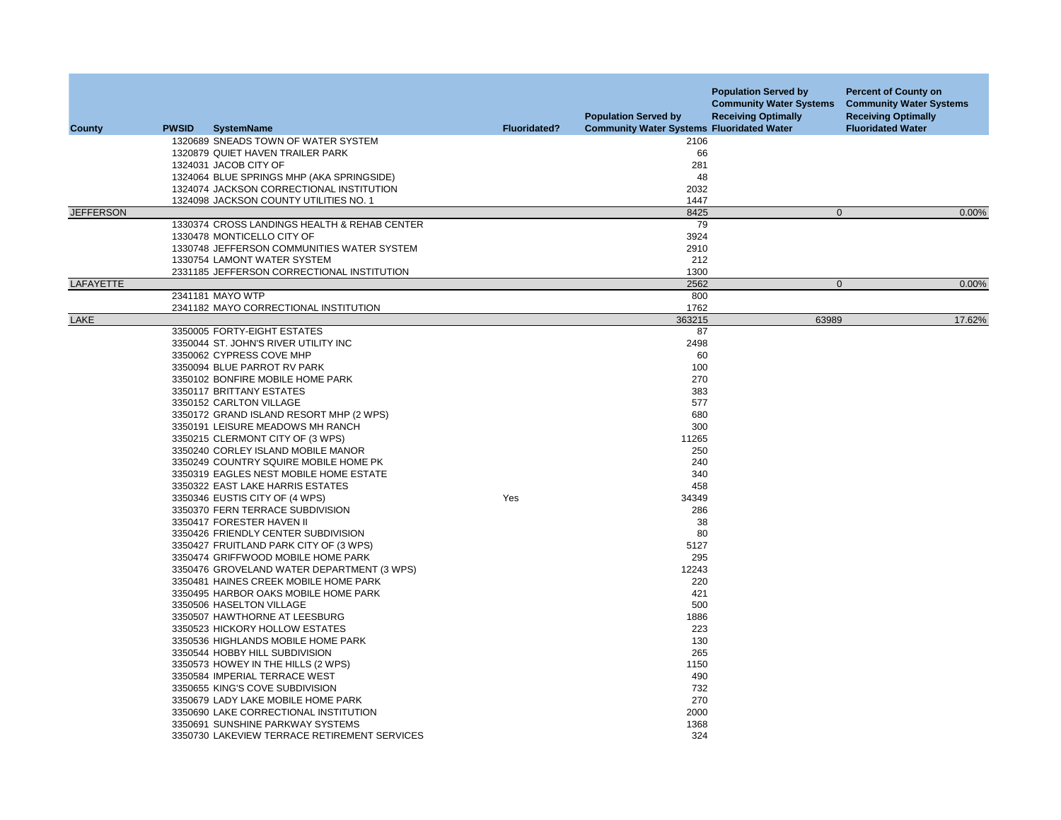| County | PWSID | SystemName | Fluoridated? | Population Served by Community Water Systems | Population Served by Community Water Systems Receiving Optimally Fluoridated Water | Percent of County on Community Water Systems Receiving Optimally Fluoridated Water |
|---|---|---|---|---|---|---|
| | 1320689 | SNEADS TOWN OF WATER SYSTEM | | 2106 | | |
| | 1320879 | QUIET HAVEN TRAILER PARK | | 66 | | |
| | 1324031 | JACOB CITY OF | | 281 | | |
| | 1324064 | BLUE SPRINGS MHP (AKA SPRINGSIDE) | | 48 | | |
| | 1324074 | JACKSON CORRECTIONAL INSTITUTION | | 2032 | | |
| | 1324098 | JACKSON COUNTY UTILITIES NO. 1 | | 1447 | | |
| JEFFERSON | | | | 8425 | 0 | 0.00% |
| | 1330374 | CROSS LANDINGS HEALTH & REHAB CENTER | | 79 | | |
| | 1330478 | MONTICELLO CITY OF | | 3924 | | |
| | 1330748 | JEFFERSON COMMUNITIES WATER SYSTEM | | 2910 | | |
| | 1330754 | LAMONT WATER SYSTEM | | 212 | | |
| | 2331185 | JEFFERSON CORRECTIONAL INSTITUTION | | 1300 | | |
| LAFAYETTE | | | | 2562 | 0 | 0.00% |
| | 2341181 | MAYO WTP | | 800 | | |
| | 2341182 | MAYO CORRECTIONAL INSTITUTION | | 1762 | | |
| LAKE | | | | 363215 | 63989 | 17.62% |
| | 3350005 | FORTY-EIGHT ESTATES | | 87 | | |
| | 3350044 | ST. JOHN'S RIVER UTILITY INC | | 2498 | | |
| | 3350062 | CYPRESS COVE MHP | | 60 | | |
| | 3350094 | BLUE PARROT RV PARK | | 100 | | |
| | 3350102 | BONFIRE MOBILE HOME PARK | | 270 | | |
| | 3350117 | BRITTANY ESTATES | | 383 | | |
| | 3350152 | CARLTON VILLAGE | | 577 | | |
| | 3350172 | GRAND ISLAND RESORT MHP (2 WPS) | | 680 | | |
| | 3350191 | LEISURE MEADOWS MH RANCH | | 300 | | |
| | 3350215 | CLERMONT CITY OF (3 WPS) | | 11265 | | |
| | 3350240 | CORLEY ISLAND MOBILE MANOR | | 250 | | |
| | 3350249 | COUNTRY SQUIRE MOBILE HOME PK | | 240 | | |
| | 3350319 | EAGLES NEST MOBILE HOME ESTATE | | 340 | | |
| | 3350322 | EAST LAKE HARRIS ESTATES | | 458 | | |
| | 3350346 | EUSTIS CITY OF (4 WPS) | Yes | 34349 | | |
| | 3350370 | FERN TERRACE SUBDIVISION | | 286 | | |
| | 3350417 | FORESTER HAVEN II | | 38 | | |
| | 3350426 | FRIENDLY CENTER SUBDIVISION | | 80 | | |
| | 3350427 | FRUITLAND PARK CITY OF (3 WPS) | | 5127 | | |
| | 3350474 | GRIFFWOOD MOBILE HOME PARK | | 295 | | |
| | 3350476 | GROVELAND WATER DEPARTMENT (3 WPS) | | 12243 | | |
| | 3350481 | HAINES CREEK MOBILE HOME PARK | | 220 | | |
| | 3350495 | HARBOR OAKS MOBILE HOME PARK | | 421 | | |
| | 3350506 | HASELTON VILLAGE | | 500 | | |
| | 3350507 | HAWTHORNE AT LEESBURG | | 1886 | | |
| | 3350523 | HICKORY HOLLOW ESTATES | | 223 | | |
| | 3350536 | HIGHLANDS MOBILE HOME PARK | | 130 | | |
| | 3350544 | HOBBY HILL SUBDIVISION | | 265 | | |
| | 3350573 | HOWEY IN THE HILLS (2 WPS) | | 1150 | | |
| | 3350584 | IMPERIAL TERRACE WEST | | 490 | | |
| | 3350655 | KING'S COVE SUBDIVISION | | 732 | | |
| | 3350679 | LADY LAKE MOBILE HOME PARK | | 270 | | |
| | 3350690 | LAKE CORRECTIONAL INSTITUTION | | 2000 | | |
| | 3350691 | SUNSHINE PARKWAY SYSTEMS | | 1368 | | |
| | 3350730 | LAKEVIEW TERRACE RETIREMENT SERVICES | | 324 | | |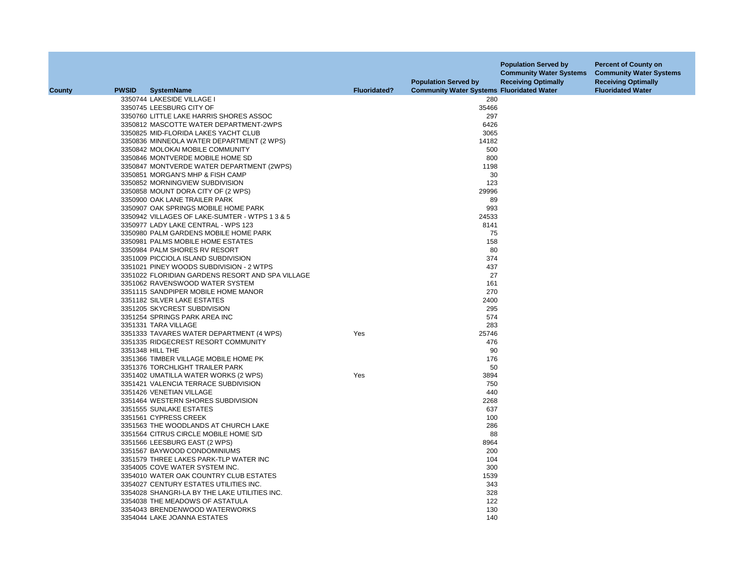| County | PWSID | SystemName | Fluoridated? | Population Served by Community Water Systems | Population Served by Community Water Systems Receiving Optimally Fluoridated Water | Percent of County on Community Water Systems Receiving Optimally Fluoridated Water |
|---|---|---|---|---|---|---|
| | 3350744 | LAKESIDE VILLAGE I | | 280 | | |
| | 3350745 | LEESBURG CITY OF | | 35466 | | |
| | 3350760 | LITTLE LAKE HARRIS SHORES ASSOC | | 297 | | |
| | 3350812 | MASCOTTE WATER DEPARTMENT-2WPS | | 6426 | | |
| | 3350825 | MID-FLORIDA LAKES YACHT CLUB | | 3065 | | |
| | 3350836 | MINNEOLA WATER DEPARTMENT (2 WPS) | | 14182 | | |
| | 3350842 | MOLOKAI MOBILE COMMUNITY | | 500 | | |
| | 3350846 | MONTVERDE MOBILE HOME SD | | 800 | | |
| | 3350847 | MONTVERDE WATER DEPARTMENT (2WPS) | | 1198 | | |
| | 3350851 | MORGAN'S MHP & FISH CAMP | | 30 | | |
| | 3350852 | MORNINGVIEW SUBDIVISION | | 123 | | |
| | 3350858 | MOUNT DORA CITY OF (2 WPS) | | 29996 | | |
| | 3350900 | OAK LANE TRAILER PARK | | 89 | | |
| | 3350907 | OAK SPRINGS MOBILE HOME PARK | | 993 | | |
| | 3350942 | VILLAGES OF LAKE-SUMTER - WTPS 1 3 & 5 | | 24533 | | |
| | 3350977 | LADY LAKE CENTRAL - WPS 123 | | 8141 | | |
| | 3350980 | PALM GARDENS MOBILE HOME PARK | | 75 | | |
| | 3350981 | PALMS MOBILE HOME ESTATES | | 158 | | |
| | 3350984 | PALM SHORES RV RESORT | | 80 | | |
| | 3351009 | PICCIOLA ISLAND SUBDIVISION | | 374 | | |
| | 3351021 | PINEY WOODS SUBDIVISION - 2 WTPS | | 437 | | |
| | 3351022 | FLORIDIAN GARDENS RESORT AND SPA VILLAGE | | 27 | | |
| | 3351062 | RAVENSWOOD WATER SYSTEM | | 161 | | |
| | 3351115 | SANDPIPER MOBILE HOME MANOR | | 270 | | |
| | 3351182 | SILVER LAKE ESTATES | | 2400 | | |
| | 3351205 | SKYCREST SUBDIVISION | | 295 | | |
| | 3351254 | SPRINGS PARK AREA INC | | 574 | | |
| | 3351331 | TARA VILLAGE | | 283 | | |
| | 3351333 | TAVARES WATER DEPARTMENT (4 WPS) | Yes | 25746 | | |
| | 3351335 | RIDGECREST RESORT COMMUNITY | | 476 | | |
| | 3351348 | HILL THE | | 90 | | |
| | 3351366 | TIMBER VILLAGE MOBILE HOME PK | | 176 | | |
| | 3351376 | TORCHLIGHT TRAILER PARK | | 50 | | |
| | 3351402 | UMATILLA WATER WORKS (2 WPS) | Yes | 3894 | | |
| | 3351421 | VALENCIA TERRACE SUBDIVISION | | 750 | | |
| | 3351426 | VENETIAN VILLAGE | | 440 | | |
| | 3351464 | WESTERN SHORES SUBDIVISION | | 2268 | | |
| | 3351555 | SUNLAKE ESTATES | | 637 | | |
| | 3351561 | CYPRESS CREEK | | 100 | | |
| | 3351563 | THE WOODLANDS AT CHURCH LAKE | | 286 | | |
| | 3351564 | CITRUS CIRCLE MOBILE HOME S/D | | 88 | | |
| | 3351566 | LEESBURG EAST (2 WPS) | | 8964 | | |
| | 3351567 | BAYWOOD CONDOMINIUMS | | 200 | | |
| | 3351579 | THREE LAKES PARK-TLP WATER INC | | 104 | | |
| | 3354005 | COVE WATER SYSTEM INC. | | 300 | | |
| | 3354010 | WATER OAK COUNTRY CLUB ESTATES | | 1539 | | |
| | 3354027 | CENTURY ESTATES UTILITIES INC. | | 343 | | |
| | 3354028 | SHANGRI-LA BY THE LAKE UTILITIES INC. | | 328 | | |
| | 3354038 | THE MEADOWS OF ASTATULA | | 122 | | |
| | 3354043 | BRENDENWOOD WATERWORKS | | 130 | | |
| | 3354044 | LAKE JOANNA ESTATES | | 140 | | |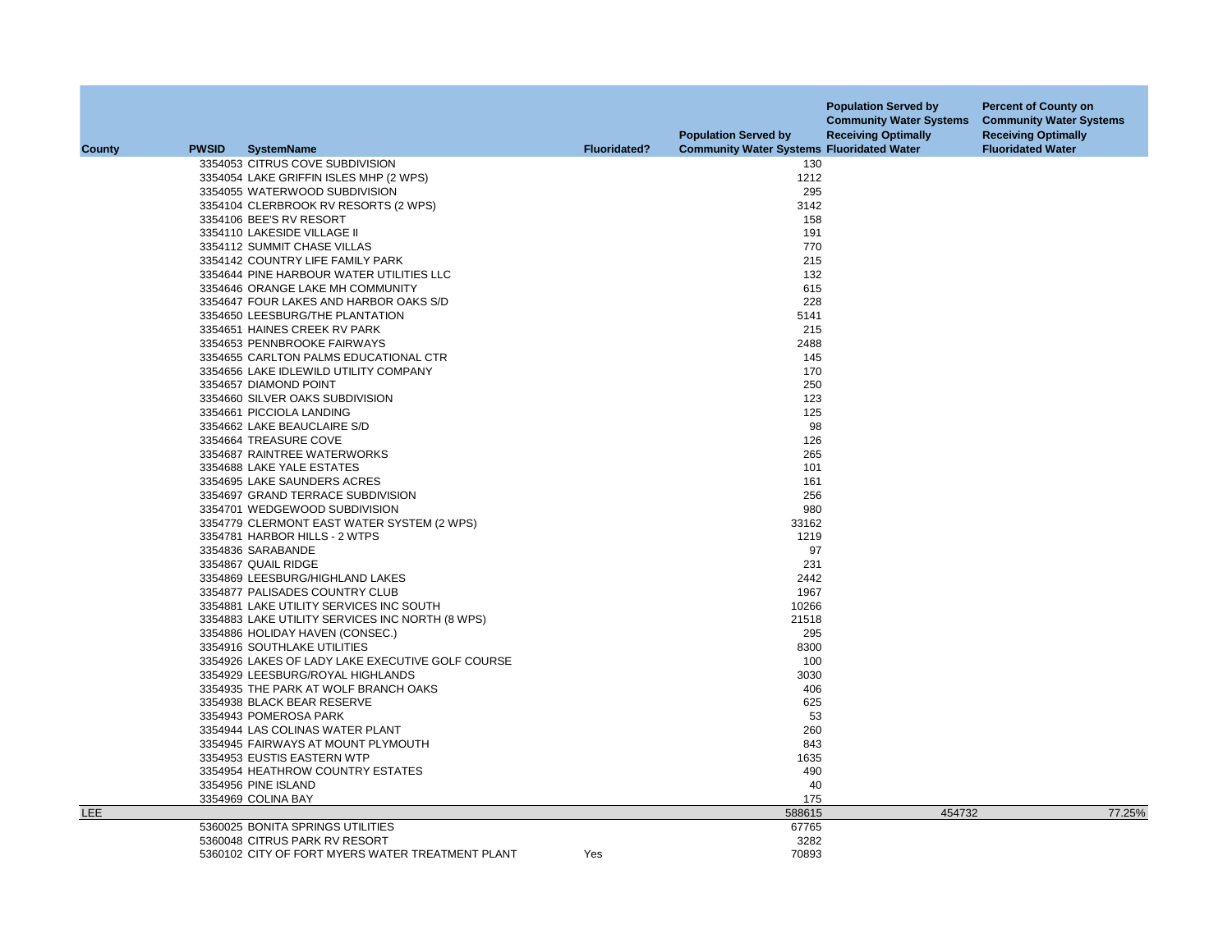| County | PWSID | SystemName | Fluoridated? | Population Served by Community Water Systems | Population Served by Community Water Systems Receiving Optimally Fluoridated Water | Percent of County on Community Water Systems Receiving Optimally Fluoridated Water |
|---|---|---|---|---|---|---|
| | 3354053 | CITRUS COVE SUBDIVISION | | 130 | | |
| | 3354054 | LAKE GRIFFIN ISLES MHP (2 WPS) | | 1212 | | |
| | 3354055 | WATERWOOD SUBDIVISION | | 295 | | |
| | 3354104 | CLERBROOK RV RESORTS (2 WPS) | | 3142 | | |
| | 3354106 | BEE'S RV RESORT | | 158 | | |
| | 3354110 | LAKESIDE VILLAGE II | | 191 | | |
| | 3354112 | SUMMIT CHASE VILLAS | | 770 | | |
| | 3354142 | COUNTRY LIFE FAMILY PARK | | 215 | | |
| | 3354644 | PINE HARBOUR WATER UTILITIES LLC | | 132 | | |
| | 3354646 | ORANGE LAKE MH COMMUNITY | | 615 | | |
| | 3354647 | FOUR LAKES AND HARBOR OAKS S/D | | 228 | | |
| | 3354650 | LEESBURG/THE PLANTATION | | 5141 | | |
| | 3354651 | HAINES CREEK RV PARK | | 215 | | |
| | 3354653 | PENNBROOKE FAIRWAYS | | 2488 | | |
| | 3354655 | CARLTON PALMS EDUCATIONAL CTR | | 145 | | |
| | 3354656 | LAKE IDLEWILD UTILITY COMPANY | | 170 | | |
| | 3354657 | DIAMOND POINT | | 250 | | |
| | 3354660 | SILVER OAKS SUBDIVISION | | 123 | | |
| | 3354661 | PICCIOLA LANDING | | 125 | | |
| | 3354662 | LAKE BEAUCLAIRE S/D | | 98 | | |
| | 3354664 | TREASURE COVE | | 126 | | |
| | 3354687 | RAINTREE WATERWORKS | | 265 | | |
| | 3354688 | LAKE YALE ESTATES | | 101 | | |
| | 3354695 | LAKE SAUNDERS ACRES | | 161 | | |
| | 3354697 | GRAND TERRACE SUBDIVISION | | 256 | | |
| | 3354701 | WEDGEWOOD SUBDIVISION | | 980 | | |
| | 3354779 | CLERMONT EAST WATER SYSTEM (2 WPS) | | 33162 | | |
| | 3354781 | HARBOR HILLS - 2 WTPS | | 1219 | | |
| | 3354836 | SARABANDE | | 97 | | |
| | 3354867 | QUAIL RIDGE | | 231 | | |
| | 3354869 | LEESBURG/HIGHLAND LAKES | | 2442 | | |
| | 3354877 | PALISADES COUNTRY CLUB | | 1967 | | |
| | 3354881 | LAKE UTILITY SERVICES INC SOUTH | | 10266 | | |
| | 3354883 | LAKE UTILITY SERVICES INC NORTH (8 WPS) | | 21518 | | |
| | 3354886 | HOLIDAY HAVEN (CONSEC.) | | 295 | | |
| | 3354916 | SOUTHLAKE UTILITIES | | 8300 | | |
| | 3354926 | LAKES OF LADY LAKE EXECUTIVE GOLF COURSE | | 100 | | |
| | 3354929 | LEESBURG/ROYAL HIGHLANDS | | 3030 | | |
| | 3354935 | THE PARK AT WOLF BRANCH OAKS | | 406 | | |
| | 3354938 | BLACK BEAR RESERVE | | 625 | | |
| | 3354943 | POMEROSA PARK | | 53 | | |
| | 3354944 | LAS COLINAS WATER PLANT | | 260 | | |
| | 3354945 | FAIRWAYS AT MOUNT PLYMOUTH | | 843 | | |
| | 3354953 | EUSTIS EASTERN WTP | | 1635 | | |
| | 3354954 | HEATHROW COUNTRY ESTATES | | 490 | | |
| | 3354956 | PINE ISLAND | | 40 | | |
| | 3354969 | COLINA BAY | | 175 | | |
| LEE | | | | 588615 | 454732 | 77.25% |
| | 5360025 | BONITA SPRINGS UTILITIES | | 67765 | | |
| | 5360048 | CITRUS PARK RV RESORT | | 3282 | | |
| | 5360102 | CITY OF FORT MYERS WATER TREATMENT PLANT | Yes | 70893 | | |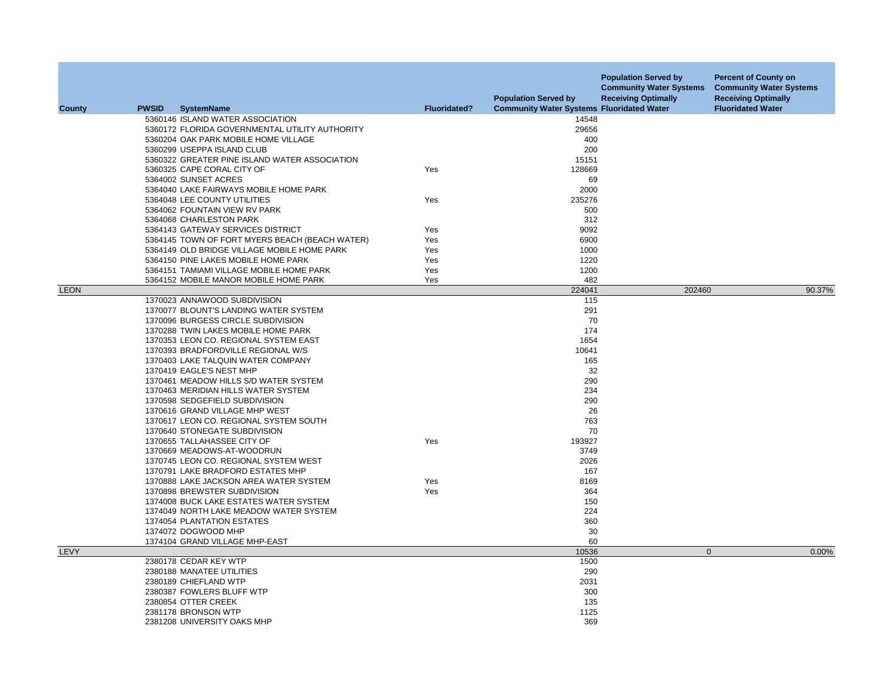| County | PWSID | SystemName | Fluoridated? | Population Served by Community Water Systems | Population Served by Community Water Systems Receiving Optimally Fluoridated Water | Percent of County on Community Water Systems Receiving Optimally Fluoridated Water |
|---|---|---|---|---|---|---|
| | 5360146 | ISLAND WATER ASSOCIATION | | 14548 | | |
| | 5360172 | FLORIDA GOVERNMENTAL UTILITY AUTHORITY | | 29656 | | |
| | 5360204 | OAK PARK MOBILE HOME VILLAGE | | 400 | | |
| | 5360299 | USEPPA ISLAND CLUB | | 200 | | |
| | 5360322 | GREATER PINE ISLAND WATER ASSOCIATION | | 15151 | | |
| | 5360325 | CAPE CORAL CITY OF | Yes | 128669 | | |
| | 5364002 | SUNSET ACRES | | 69 | | |
| | 5364040 | LAKE FAIRWAYS MOBILE HOME PARK | | 2000 | | |
| | 5364048 | LEE COUNTY UTILITIES | Yes | 235276 | | |
| | 5364062 | FOUNTAIN VIEW RV PARK | | 500 | | |
| | 5364068 | CHARLESTON PARK | | 312 | | |
| | 5364143 | GATEWAY SERVICES DISTRICT | Yes | 9092 | | |
| | 5364145 | TOWN OF FORT MYERS BEACH (BEACH WATER) | Yes | 6900 | | |
| | 5364149 | OLD BRIDGE VILLAGE MOBILE HOME PARK | Yes | 1000 | | |
| | 5364150 | PINE LAKES MOBILE HOME PARK | Yes | 1220 | | |
| | 5364151 | TAMIAMI VILLAGE MOBILE HOME PARK | Yes | 1200 | | |
| | 5364152 | MOBILE MANOR MOBILE HOME PARK | Yes | 482 | | |
| LEON | | | | 224041 | 202460 | 90.37% |
| | 1370023 | ANNAWOOD SUBDIVISION | | 115 | | |
| | 1370077 | BLOUNT'S LANDING WATER SYSTEM | | 291 | | |
| | 1370096 | BURGESS CIRCLE SUBDIVISION | | 70 | | |
| | 1370288 | TWIN LAKES MOBILE HOME PARK | | 174 | | |
| | 1370353 | LEON CO. REGIONAL SYSTEM EAST | | 1654 | | |
| | 1370393 | BRADFORDVILLE REGIONAL W/S | | 10641 | | |
| | 1370403 | LAKE TALQUIN WATER COMPANY | | 165 | | |
| | 1370419 | EAGLE'S NEST MHP | | 32 | | |
| | 1370461 | MEADOW HILLS S/D WATER SYSTEM | | 290 | | |
| | 1370463 | MERIDIAN HILLS WATER SYSTEM | | 234 | | |
| | 1370598 | SEDGEFIELD SUBDIVISION | | 290 | | |
| | 1370616 | GRAND VILLAGE MHP WEST | | 26 | | |
| | 1370617 | LEON CO. REGIONAL SYSTEM SOUTH | | 763 | | |
| | 1370640 | STONEGATE SUBDIVISION | | 70 | | |
| | 1370655 | TALLAHASSEE CITY OF | Yes | 193927 | | |
| | 1370669 | MEADOWS-AT-WOODRUN | | 3749 | | |
| | 1370745 | LEON CO. REGIONAL SYSTEM WEST | | 2026 | | |
| | 1370791 | LAKE BRADFORD ESTATES MHP | | 167 | | |
| | 1370888 | LAKE JACKSON AREA WATER SYSTEM | Yes | 8169 | | |
| | 1370898 | BREWSTER SUBDIVISION | Yes | 364 | | |
| | 1374008 | BUCK LAKE ESTATES WATER SYSTEM | | 150 | | |
| | 1374049 | NORTH LAKE MEADOW WATER SYSTEM | | 224 | | |
| | 1374054 | PLANTATION ESTATES | | 360 | | |
| | 1374072 | DOGWOOD MHP | | 30 | | |
| | 1374104 | GRAND VILLAGE MHP-EAST | | 60 | | |
| LEVY | | | | 10536 | 0 | 0.00% |
| | 2380178 | CEDAR KEY WTP | | 1500 | | |
| | 2380188 | MANATEE UTILITIES | | 290 | | |
| | 2380189 | CHIEFLAND WTP | | 2031 | | |
| | 2380387 | FOWLERS BLUFF WTP | | 300 | | |
| | 2380854 | OTTER CREEK | | 135 | | |
| | 2381178 | BRONSON WTP | | 1125 | | |
| | 2381208 | UNIVERSITY OAKS MHP | | 369 | | |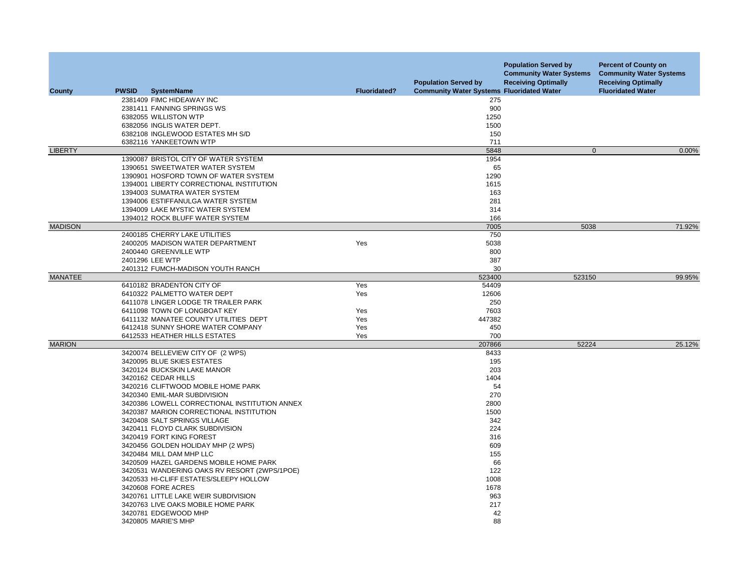| County | PWSID | SystemName | Fluoridated? | Population Served by Community Water Systems | Population Served by Community Water Systems Receiving Optimally Fluoridated Water | Percent of County on Community Water Systems Receiving Optimally Fluoridated Water |
|---|---|---|---|---|---|---|
| | 2381409 | FIMC HIDEAWAY INC | | 275 | | |
| | 2381411 | FANNING SPRINGS WS | | 900 | | |
| | 6382055 | WILLISTON WTP | | 1250 | | |
| | 6382056 | INGLIS WATER DEPT. | | 1500 | | |
| | 6382108 | INGLEWOOD ESTATES MH S/D | | 150 | | |
| | 6382116 | YANKEETOWN WTP | | 711 | | |
| LIBERTY | | | | 5848 | 0 | 0.00% |
| | 1390087 | BRISTOL CITY OF WATER SYSTEM | | 1954 | | |
| | 1390651 | SWEETWATER WATER SYSTEM | | 65 | | |
| | 1390901 | HOSFORD TOWN OF WATER SYSTEM | | 1290 | | |
| | 1394001 | LIBERTY CORRECTIONAL INSTITUTION | | 1615 | | |
| | 1394003 | SUMATRA WATER SYSTEM | | 163 | | |
| | 1394006 | ESTIFFANULGA WATER SYSTEM | | 281 | | |
| | 1394009 | LAKE MYSTIC WATER SYSTEM | | 314 | | |
| | 1394012 | ROCK BLUFF WATER SYSTEM | | 166 | | |
| MADISON | | | | 7005 | 5038 | 71.92% |
| | 2400185 | CHERRY LAKE UTILITIES | | 750 | | |
| | 2400205 | MADISON WATER DEPARTMENT | Yes | 5038 | | |
| | 2400440 | GREENVILLE WTP | | 800 | | |
| | 2401296 | LEE WTP | | 387 | | |
| | 2401312 | FUMCH-MADISON YOUTH RANCH | | 30 | | |
| MANATEE | | | | 523400 | 523150 | 99.95% |
| | 6410182 | BRADENTON CITY OF | Yes | 54409 | | |
| | 6410322 | PALMETTO WATER DEPT | Yes | 12606 | | |
| | 6411078 | LINGER LODGE TR TRAILER PARK | | 250 | | |
| | 6411098 | TOWN OF LONGBOAT KEY | Yes | 7603 | | |
| | 6411132 | MANATEE COUNTY UTILITIES DEPT | Yes | 447382 | | |
| | 6412418 | SUNNY SHORE WATER COMPANY | Yes | 450 | | |
| | 6412533 | HEATHER HILLS ESTATES | Yes | 700 | | |
| MARION | | | | 207866 | 52224 | 25.12% |
| | 3420074 | BELLEVIEW CITY OF (2 WPS) | | 8433 | | |
| | 3420095 | BLUE SKIES ESTATES | | 195 | | |
| | 3420124 | BUCKSKIN LAKE MANOR | | 203 | | |
| | 3420162 | CEDAR HILLS | | 1404 | | |
| | 3420216 | CLIFTWOOD MOBILE HOME PARK | | 54 | | |
| | 3420340 | EMIL-MAR SUBDIVISION | | 270 | | |
| | 3420386 | LOWELL CORRECTIONAL INSTITUTION ANNEX | | 2800 | | |
| | 3420387 | MARION CORRECTIONAL INSTITUTION | | 1500 | | |
| | 3420408 | SALT SPRINGS VILLAGE | | 342 | | |
| | 3420411 | FLOYD CLARK SUBDIVISION | | 224 | | |
| | 3420419 | FORT KING FOREST | | 316 | | |
| | 3420456 | GOLDEN HOLIDAY MHP (2 WPS) | | 609 | | |
| | 3420484 | MILL DAM MHP LLC | | 155 | | |
| | 3420509 | HAZEL GARDENS MOBILE HOME PARK | | 66 | | |
| | 3420531 | WANDERING OAKS RV RESORT (2WPS/1POE) | | 122 | | |
| | 3420533 | HI-CLIFF ESTATES/SLEEPY HOLLOW | | 1008 | | |
| | 3420608 | FORE ACRES | | 1678 | | |
| | 3420761 | LITTLE LAKE WEIR SUBDIVISION | | 963 | | |
| | 3420763 | LIVE OAKS MOBILE HOME PARK | | 217 | | |
| | 3420781 | EDGEWOOD MHP | | 42 | | |
| | 3420805 | MARIE'S MHP | | 88 | | |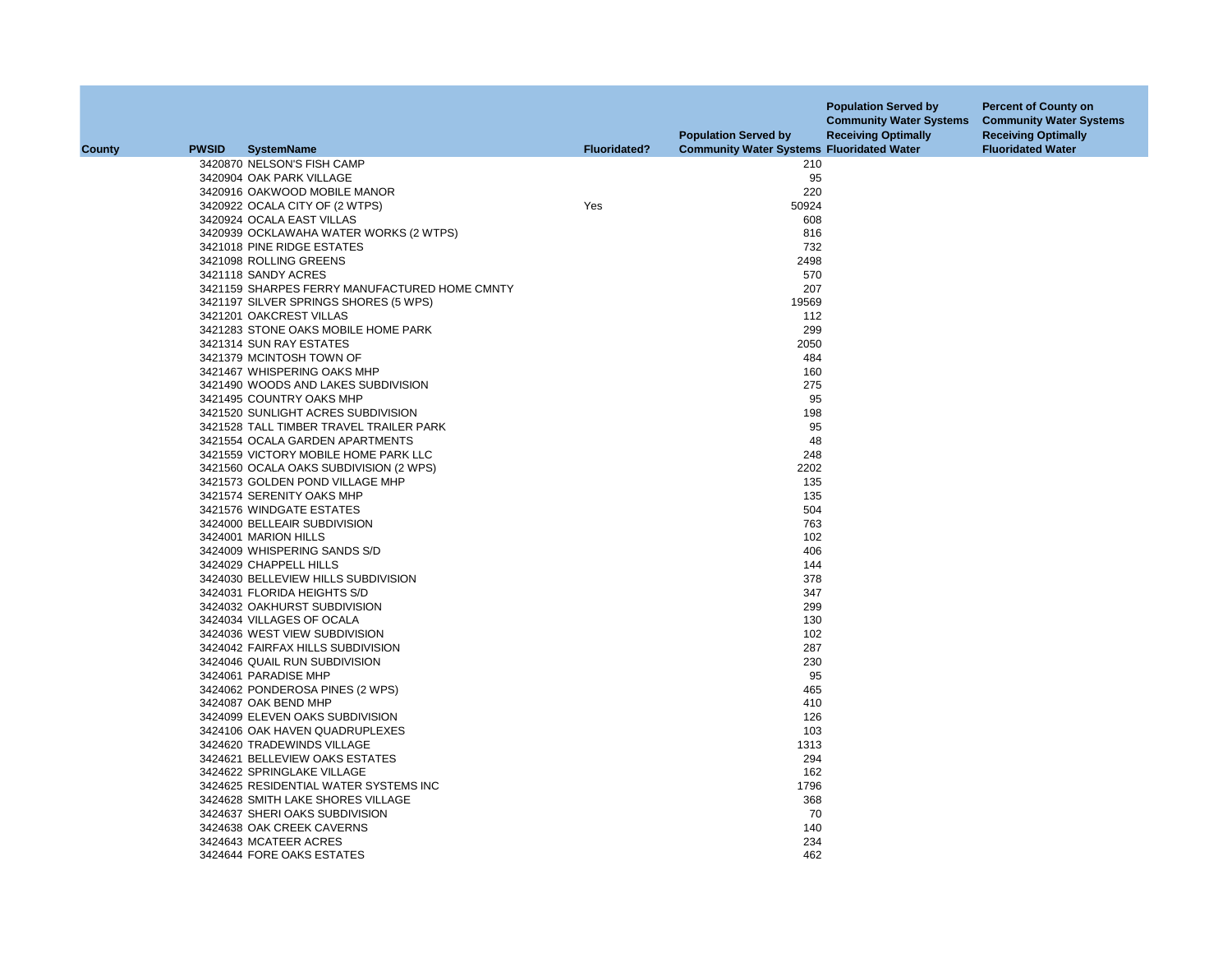| County | PWSID | SystemName | Fluoridated? | Population Served by Community Water Systems | Population Served by Community Water Systems Receiving Optimally Fluoridated Water | Percent of County on Community Water Systems Receiving Optimally Fluoridated Water |
|---|---|---|---|---|---|---|
| | 3420870 | NELSON'S FISH CAMP | | 210 | | |
| | 3420904 | OAK PARK VILLAGE | | 95 | | |
| | 3420916 | OAKWOOD MOBILE MANOR | | 220 | | |
| | 3420922 | OCALA CITY OF (2 WTPS) | Yes | 50924 | | |
| | 3420924 | OCALA EAST VILLAS | | 608 | | |
| | 3420939 | OCKLAWAHA WATER WORKS (2 WTPS) | | 816 | | |
| | 3421018 | PINE RIDGE ESTATES | | 732 | | |
| | 3421098 | ROLLING GREENS | | 2498 | | |
| | 3421118 | SANDY ACRES | | 570 | | |
| | 3421159 | SHARPES FERRY MANUFACTURED HOME CMNTY | | 207 | | |
| | 3421197 | SILVER SPRINGS SHORES (5 WPS) | | 19569 | | |
| | 3421201 | OAKCREST VILLAS | | 112 | | |
| | 3421283 | STONE OAKS MOBILE HOME PARK | | 299 | | |
| | 3421314 | SUN RAY ESTATES | | 2050 | | |
| | 3421379 | MCINTOSH TOWN OF | | 484 | | |
| | 3421467 | WHISPERING OAKS MHP | | 160 | | |
| | 3421490 | WOODS AND LAKES SUBDIVISION | | 275 | | |
| | 3421495 | COUNTRY OAKS MHP | | 95 | | |
| | 3421520 | SUNLIGHT ACRES SUBDIVISION | | 198 | | |
| | 3421528 | TALL TIMBER TRAVEL TRAILER PARK | | 95 | | |
| | 3421554 | OCALA GARDEN APARTMENTS | | 48 | | |
| | 3421559 | VICTORY MOBILE HOME PARK LLC | | 248 | | |
| | 3421560 | OCALA OAKS SUBDIVISION (2 WPS) | | 2202 | | |
| | 3421573 | GOLDEN POND VILLAGE MHP | | 135 | | |
| | 3421574 | SERENITY OAKS MHP | | 135 | | |
| | 3421576 | WINDGATE ESTATES | | 504 | | |
| | 3424000 | BELLEAIR SUBDIVISION | | 763 | | |
| | 3424001 | MARION HILLS | | 102 | | |
| | 3424009 | WHISPERING SANDS S/D | | 406 | | |
| | 3424029 | CHAPPELL HILLS | | 144 | | |
| | 3424030 | BELLEVIEW HILLS SUBDIVISION | | 378 | | |
| | 3424031 | FLORIDA HEIGHTS S/D | | 347 | | |
| | 3424032 | OAKHURST SUBDIVISION | | 299 | | |
| | 3424034 | VILLAGES OF OCALA | | 130 | | |
| | 3424036 | WEST VIEW SUBDIVISION | | 102 | | |
| | 3424042 | FAIRFAX HILLS SUBDIVISION | | 287 | | |
| | 3424046 | QUAIL RUN SUBDIVISION | | 230 | | |
| | 3424061 | PARADISE MHP | | 95 | | |
| | 3424062 | PONDEROSA PINES (2 WPS) | | 465 | | |
| | 3424087 | OAK BEND MHP | | 410 | | |
| | 3424099 | ELEVEN OAKS SUBDIVISION | | 126 | | |
| | 3424106 | OAK HAVEN QUADRUPLEXES | | 103 | | |
| | 3424620 | TRADEWINDS VILLAGE | | 1313 | | |
| | 3424621 | BELLEVIEW OAKS ESTATES | | 294 | | |
| | 3424622 | SPRINGLAKE VILLAGE | | 162 | | |
| | 3424625 | RESIDENTIAL WATER SYSTEMS INC | | 1796 | | |
| | 3424628 | SMITH LAKE SHORES VILLAGE | | 368 | | |
| | 3424637 | SHERI OAKS SUBDIVISION | | 70 | | |
| | 3424638 | OAK CREEK CAVERNS | | 140 | | |
| | 3424643 | MCATEER ACRES | | 234 | | |
| | 3424644 | FORE OAKS ESTATES | | 462 | | |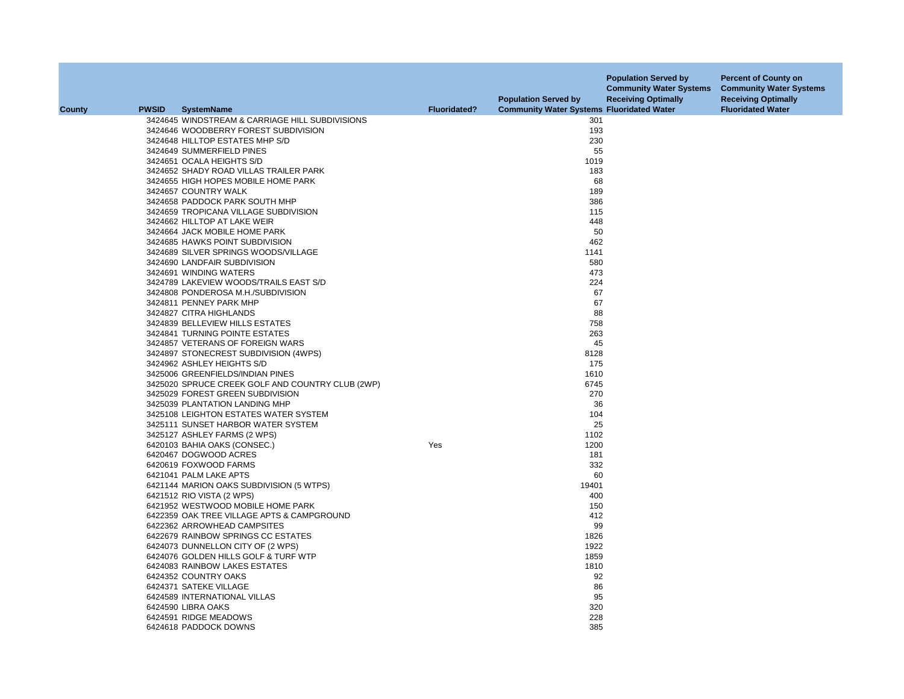| County | PWSID | SystemName | Fluoridated? | Population Served by Community Water Systems | Population Served by Community Water Systems Receiving Optimally Fluoridated Water | Percent of County on Community Water Systems Receiving Optimally Fluoridated Water |
|---|---|---|---|---|---|---|
| | 3424645 | WINDSTREAM & CARRIAGE HILL SUBDIVISIONS | | 301 | | |
| | 3424646 | WOODBERRY FOREST SUBDIVISION | | 193 | | |
| | 3424648 | HILLTOP ESTATES MHP S/D | | 230 | | |
| | 3424649 | SUMMERFIELD PINES | | 55 | | |
| | 3424651 | OCALA HEIGHTS S/D | | 1019 | | |
| | 3424652 | SHADY ROAD VILLAS TRAILER PARK | | 183 | | |
| | 3424655 | HIGH HOPES MOBILE HOME PARK | | 68 | | |
| | 3424657 | COUNTRY WALK | | 189 | | |
| | 3424658 | PADDOCK PARK SOUTH MHP | | 386 | | |
| | 3424659 | TROPICANA VILLAGE SUBDIVISION | | 115 | | |
| | 3424662 | HILLTOP AT LAKE WEIR | | 448 | | |
| | 3424664 | JACK MOBILE HOME PARK | | 50 | | |
| | 3424685 | HAWKS POINT SUBDIVISION | | 462 | | |
| | 3424689 | SILVER SPRINGS WOODS/VILLAGE | | 1141 | | |
| | 3424690 | LANDFAIR SUBDIVISION | | 580 | | |
| | 3424691 | WINDING WATERS | | 473 | | |
| | 3424789 | LAKEVIEW WOODS/TRAILS EAST S/D | | 224 | | |
| | 3424808 | PONDEROSA M.H./SUBDIVISION | | 67 | | |
| | 3424811 | PENNEY PARK MHP | | 67 | | |
| | 3424827 | CITRA HIGHLANDS | | 88 | | |
| | 3424839 | BELLEVIEW HILLS ESTATES | | 758 | | |
| | 3424841 | TURNING POINTE ESTATES | | 263 | | |
| | 3424857 | VETERANS OF FOREIGN WARS | | 45 | | |
| | 3424897 | STONECREST SUBDIVISION (4WPS) | | 8128 | | |
| | 3424962 | ASHLEY HEIGHTS S/D | | 175 | | |
| | 3425006 | GREENFIELDS/INDIAN PINES | | 1610 | | |
| | 3425020 | SPRUCE CREEK GOLF AND COUNTRY CLUB (2WP) | | 6745 | | |
| | 3425029 | FOREST GREEN SUBDIVISION | | 270 | | |
| | 3425039 | PLANTATION LANDING MHP | | 36 | | |
| | 3425108 | LEIGHTON ESTATES WATER SYSTEM | | 104 | | |
| | 3425111 | SUNSET HARBOR WATER SYSTEM | | 25 | | |
| | 3425127 | ASHLEY FARMS (2 WPS) | | 1102 | | |
| | 6420103 | BAHIA OAKS (CONSEC.) | Yes | 1200 | | |
| | 6420467 | DOGWOOD ACRES | | 181 | | |
| | 6420619 | FOXWOOD FARMS | | 332 | | |
| | 6421041 | PALM LAKE APTS | | 60 | | |
| | 6421144 | MARION OAKS SUBDIVISION (5 WTPS) | | 19401 | | |
| | 6421512 | RIO VISTA (2 WPS) | | 400 | | |
| | 6421952 | WESTWOOD MOBILE HOME PARK | | 150 | | |
| | 6422359 | OAK TREE VILLAGE APTS & CAMPGROUND | | 412 | | |
| | 6422362 | ARROWHEAD CAMPSITES | | 99 | | |
| | 6422679 | RAINBOW SPRINGS CC ESTATES | | 1826 | | |
| | 6424073 | DUNNELLON CITY OF (2 WPS) | | 1922 | | |
| | 6424076 | GOLDEN HILLS GOLF & TURF WTP | | 1859 | | |
| | 6424083 | RAINBOW LAKES ESTATES | | 1810 | | |
| | 6424352 | COUNTRY OAKS | | 92 | | |
| | 6424371 | SATEKE VILLAGE | | 86 | | |
| | 6424589 | INTERNATIONAL VILLAS | | 95 | | |
| | 6424590 | LIBRA OAKS | | 320 | | |
| | 6424591 | RIDGE MEADOWS | | 228 | | |
| | 6424618 | PADDOCK DOWNS | | 385 | | |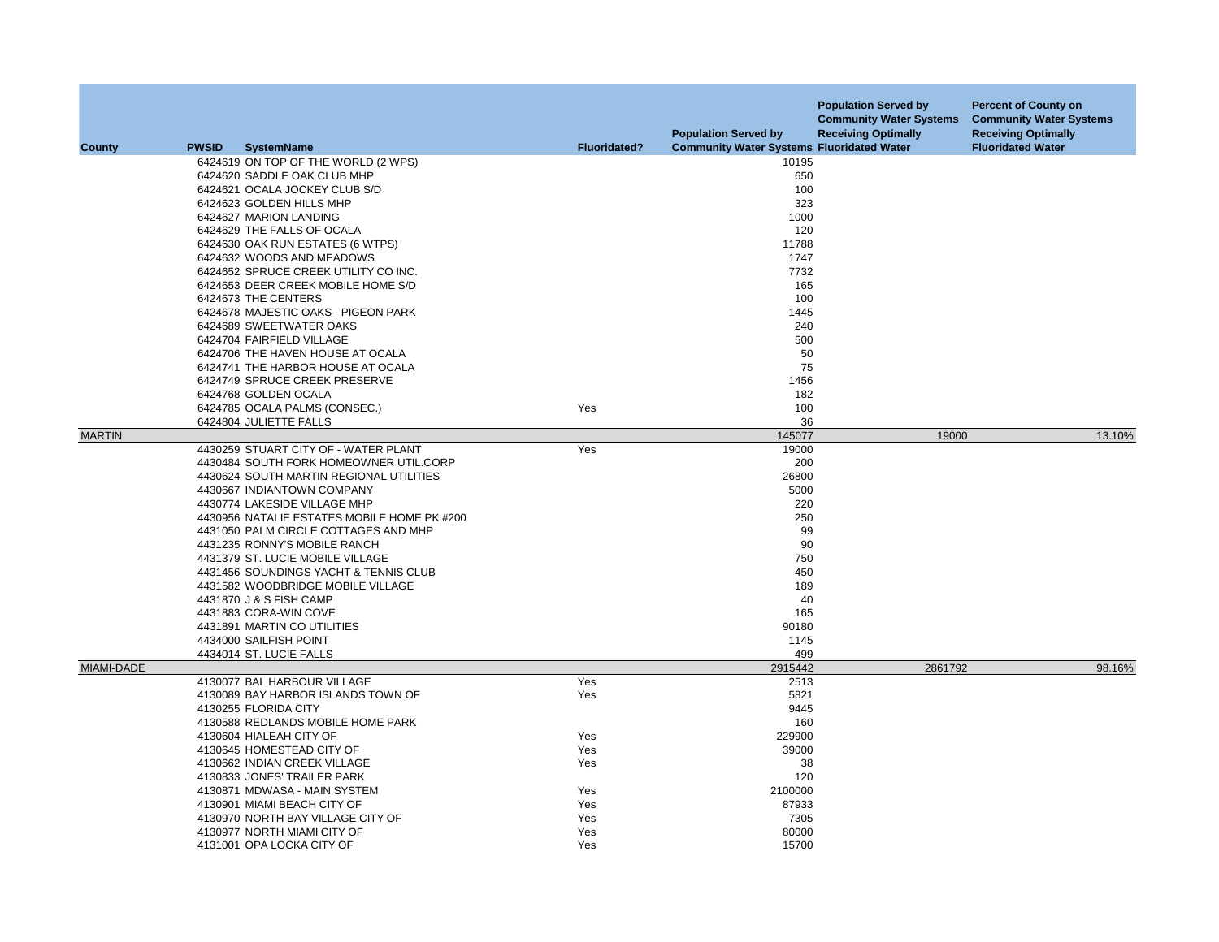| County | PWSID | SystemName | Fluoridated? | Population Served by Community Water Systems | Population Served by Community Water Systems Receiving Optimally Fluoridated Water | Percent of County on Community Water Systems Receiving Optimally Fluoridated Water |
|---|---|---|---|---|---|---|
| | 6424619 | ON TOP OF THE WORLD (2 WPS) | | 10195 | | |
| | 6424620 | SADDLE OAK CLUB MHP | | 650 | | |
| | 6424621 | OCALA JOCKEY CLUB S/D | | 100 | | |
| | 6424623 | GOLDEN HILLS MHP | | 323 | | |
| | 6424627 | MARION LANDING | | 1000 | | |
| | 6424629 | THE FALLS OF OCALA | | 120 | | |
| | 6424630 | OAK RUN ESTATES (6 WTPS) | | 11788 | | |
| | 6424632 | WOODS AND MEADOWS | | 1747 | | |
| | 6424652 | SPRUCE CREEK UTILITY CO INC. | | 7732 | | |
| | 6424653 | DEER CREEK MOBILE HOME S/D | | 165 | | |
| | 6424673 | THE CENTERS | | 100 | | |
| | 6424678 | MAJESTIC OAKS - PIGEON PARK | | 1445 | | |
| | 6424689 | SWEETWATER OAKS | | 240 | | |
| | 6424704 | FAIRFIELD VILLAGE | | 500 | | |
| | 6424706 | THE HAVEN HOUSE AT OCALA | | 50 | | |
| | 6424741 | THE HARBOR HOUSE AT OCALA | | 75 | | |
| | 6424749 | SPRUCE CREEK PRESERVE | | 1456 | | |
| | 6424768 | GOLDEN OCALA | | 182 | | |
| | 6424785 | OCALA PALMS (CONSEC.) | Yes | 100 | | |
| | 6424804 | JULIETTE FALLS | | 36 | | |
| MARTIN | | | | 145077 | 19000 | 13.10% |
| | 4430259 | STUART CITY OF - WATER PLANT | Yes | 19000 | | |
| | 4430484 | SOUTH FORK HOMEOWNER UTIL.CORP | | 200 | | |
| | 4430624 | SOUTH MARTIN REGIONAL UTILITIES | | 26800 | | |
| | 4430667 | INDIANTOWN COMPANY | | 5000 | | |
| | 4430774 | LAKESIDE VILLAGE MHP | | 220 | | |
| | 4430956 | NATALIE ESTATES MOBILE HOME PK #200 | | 250 | | |
| | 4431050 | PALM CIRCLE COTTAGES AND MHP | | 99 | | |
| | 4431235 | RONNY'S MOBILE RANCH | | 90 | | |
| | 4431379 | ST. LUCIE MOBILE VILLAGE | | 750 | | |
| | 4431456 | SOUNDINGS YACHT & TENNIS CLUB | | 450 | | |
| | 4431582 | WOODBRIDGE MOBILE VILLAGE | | 189 | | |
| | 4431870 | J & S FISH CAMP | | 40 | | |
| | 4431883 | CORA-WIN COVE | | 165 | | |
| | 4431891 | MARTIN CO UTILITIES | | 90180 | | |
| | 4434000 | SAILFISH POINT | | 1145 | | |
| | 4434014 | ST. LUCIE FALLS | | 499 | | |
| MIAMI-DADE | | | | 2915442 | 2861792 | 98.16% |
| | 4130077 | BAL HARBOUR VILLAGE | Yes | 2513 | | |
| | 4130089 | BAY HARBOR ISLANDS TOWN OF | Yes | 5821 | | |
| | 4130255 | FLORIDA CITY | | 9445 | | |
| | 4130588 | REDLANDS MOBILE HOME PARK | | 160 | | |
| | 4130604 | HIALEAH CITY OF | Yes | 229900 | | |
| | 4130645 | HOMESTEAD CITY OF | Yes | 39000 | | |
| | 4130662 | INDIAN CREEK VILLAGE | Yes | 38 | | |
| | 4130833 | JONES' TRAILER PARK | | 120 | | |
| | 4130871 | MDWASA - MAIN SYSTEM | Yes | 2100000 | | |
| | 4130901 | MIAMI BEACH CITY OF | Yes | 87933 | | |
| | 4130970 | NORTH BAY VILLAGE CITY OF | Yes | 7305 | | |
| | 4130977 | NORTH MIAMI CITY OF | Yes | 80000 | | |
| | 4131001 | OPA LOCKA CITY OF | Yes | 15700 | | |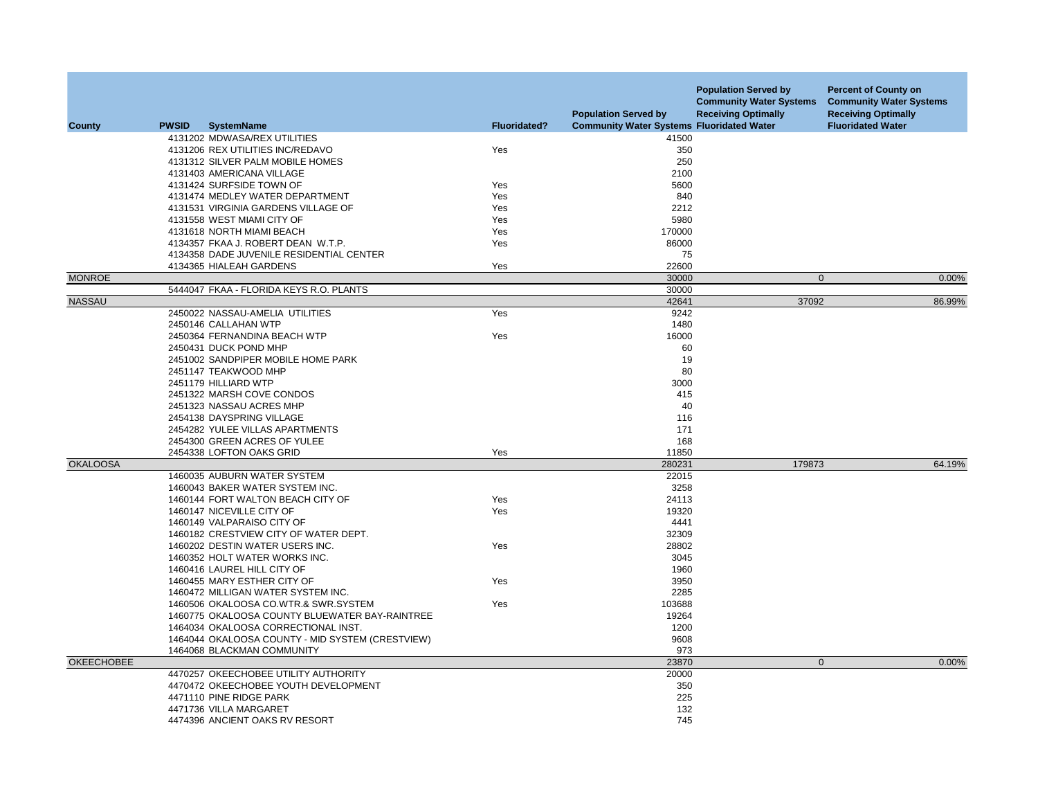| County | PWSID | SystemName | Fluoridated? | Population Served by Community Water Systems | Population Served by Community Water Systems Receiving Optimally Fluoridated Water | Percent of County on Community Water Systems Receiving Optimally Fluoridated Water |
|---|---|---|---|---|---|---|
| | 4131202 | MDWASA/REX UTILITIES | | 41500 | | |
| | 4131206 | REX UTILITIES INC/REDAVO | Yes | 350 | | |
| | 4131312 | SILVER PALM MOBILE HOMES | | 250 | | |
| | 4131403 | AMERICANA VILLAGE | | 2100 | | |
| | 4131424 | SURFSIDE TOWN OF | Yes | 5600 | | |
| | 4131474 | MEDLEY WATER DEPARTMENT | Yes | 840 | | |
| | 4131531 | VIRGINIA GARDENS VILLAGE OF | Yes | 2212 | | |
| | 4131558 | WEST MIAMI CITY OF | Yes | 5980 | | |
| | 4131618 | NORTH MIAMI BEACH | Yes | 170000 | | |
| | 4134357 | FKAA J. ROBERT DEAN W.T.P. | Yes | 86000 | | |
| | 4134358 | DADE JUVENILE RESIDENTIAL CENTER | | 75 | | |
| | 4134365 | HIALEAH GARDENS | Yes | 22600 | | |
| MONROE | | | | 30000 | 0 | 0.00% |
| | 5444047 | FKAA - FLORIDA KEYS R.O. PLANTS | | 30000 | | |
| NASSAU | | | | 42641 | 37092 | 86.99% |
| | 2450022 | NASSAU-AMELIA UTILITIES | Yes | 9242 | | |
| | 2450146 | CALLAHAN WTP | | 1480 | | |
| | 2450364 | FERNANDINA BEACH WTP | Yes | 16000 | | |
| | 2450431 | DUCK POND MHP | | 60 | | |
| | 2451002 | SANDPIPER MOBILE HOME PARK | | 19 | | |
| | 2451147 | TEAKWOOD MHP | | 80 | | |
| | 2451179 | HILLIARD WTP | | 3000 | | |
| | 2451322 | MARSH COVE CONDOS | | 415 | | |
| | 2451323 | NASSAU ACRES MHP | | 40 | | |
| | 2454138 | DAYSPRING VILLAGE | | 116 | | |
| | 2454282 | YULEE VILLAS APARTMENTS | | 171 | | |
| | 2454300 | GREEN ACRES OF YULEE | | 168 | | |
| | 2454338 | LOFTON OAKS GRID | Yes | 11850 | | |
| OKALOOSA | | | | 280231 | 179873 | 64.19% |
| | 1460035 | AUBURN WATER SYSTEM | | 22015 | | |
| | 1460043 | BAKER WATER SYSTEM INC. | | 3258 | | |
| | 1460144 | FORT WALTON BEACH CITY OF | Yes | 24113 | | |
| | 1460147 | NICEVILLE CITY OF | Yes | 19320 | | |
| | 1460149 | VALPARAISO CITY OF | | 4441 | | |
| | 1460182 | CRESTVIEW CITY OF WATER DEPT. | | 32309 | | |
| | 1460202 | DESTIN WATER USERS INC. | Yes | 28802 | | |
| | 1460352 | HOLT WATER WORKS INC. | | 3045 | | |
| | 1460416 | LAUREL HILL CITY OF | | 1960 | | |
| | 1460455 | MARY ESTHER CITY OF | Yes | 3950 | | |
| | 1460472 | MILLIGAN WATER SYSTEM INC. | | 2285 | | |
| | 1460506 | OKALOOSA CO.WTR.& SWR.SYSTEM | Yes | 103688 | | |
| | 1460775 | OKALOOSA COUNTY BLUEWATER BAY-RAINTREE | | 19264 | | |
| | 1464034 | OKALOOSA CORRECTIONAL INST. | | 1200 | | |
| | 1464044 | OKALOOSA COUNTY - MID SYSTEM (CRESTVIEW) | | 9608 | | |
| | 1464068 | BLACKMAN COMMUNITY | | 973 | | |
| OKEECHOBEE | | | | 23870 | 0 | 0.00% |
| | 4470257 | OKEECHOBEE UTILITY AUTHORITY | | 20000 | | |
| | 4470472 | OKEECHOBEE YOUTH DEVELOPMENT | | 350 | | |
| | 4471110 | PINE RIDGE PARK | | 225 | | |
| | 4471736 | VILLA MARGARET | | 132 | | |
| | 4474396 | ANCIENT OAKS RV RESORT | | 745 | | |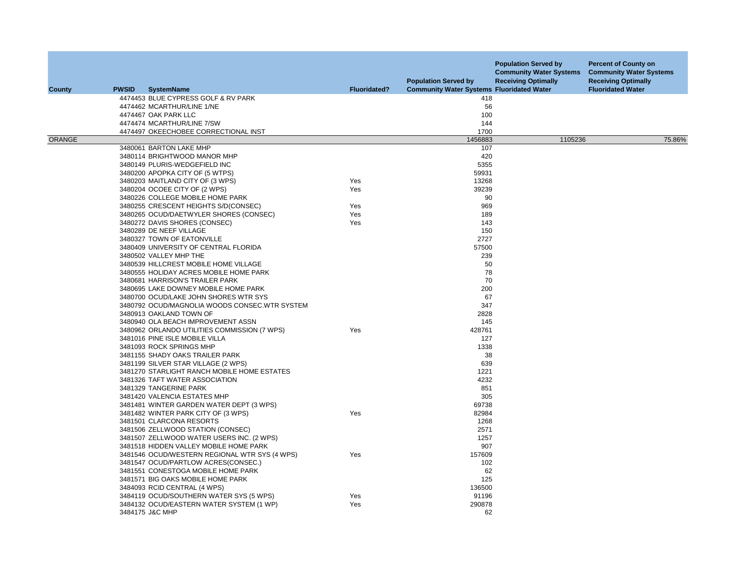| County | PWSID | SystemName | Fluoridated? | Population Served by Community Water Systems | Population Served by Community Water Systems Receiving Optimally Fluoridated Water | Percent of County on Community Water Systems Receiving Optimally Fluoridated Water |
|---|---|---|---|---|---|---|
| | 4474453 | BLUE CYPRESS GOLF & RV PARK | | 418 | | |
| | 4474462 | MCARTHUR/LINE 1/NE | | 56 | | |
| | 4474467 | OAK PARK LLC | | 100 | | |
| | 4474474 | MCARTHUR/LINE 7/SW | | 144 | | |
| | 4474497 | OKEECHOBEE CORRECTIONAL INST | | 1700 | | |
| ORANGE | | | | 1456883 | 1105236 | 75.86% |
| | 3480061 | BARTON LAKE MHP | | 107 | | |
| | 3480114 | BRIGHTWOOD MANOR MHP | | 420 | | |
| | 3480149 | PLURIS-WEDGEFIELD INC | | 5355 | | |
| | 3480200 | APOPKA CITY OF (5 WTPS) | | 59931 | | |
| | 3480203 | MAITLAND CITY OF (3 WPS) | Yes | 13268 | | |
| | 3480204 | OCOEE CITY OF (2 WPS) | Yes | 39239 | | |
| | 3480226 | COLLEGE MOBILE HOME PARK | | 90 | | |
| | 3480255 | CRESCENT HEIGHTS S/D(CONSEC) | Yes | 969 | | |
| | 3480265 | OCUD/DAETWYLER SHORES (CONSEC) | Yes | 189 | | |
| | 3480272 | DAVIS SHORES (CONSEC) | Yes | 143 | | |
| | 3480289 | DE NEEF VILLAGE | | 150 | | |
| | 3480327 | TOWN OF EATONVILLE | | 2727 | | |
| | 3480409 | UNIVERSITY OF CENTRAL FLORIDA | | 57500 | | |
| | 3480502 | VALLEY MHP THE | | 239 | | |
| | 3480539 | HILLCREST MOBILE HOME VILLAGE | | 50 | | |
| | 3480555 | HOLIDAY ACRES MOBILE HOME PARK | | 78 | | |
| | 3480681 | HARRISON'S TRAILER PARK | | 70 | | |
| | 3480695 | LAKE DOWNEY MOBILE HOME PARK | | 200 | | |
| | 3480700 | OCUD/LAKE JOHN SHORES WTR SYS | | 67 | | |
| | 3480792 | OCUD/MAGNOLIA WOODS CONSEC.WTR SYSTEM | | 347 | | |
| | 3480913 | OAKLAND TOWN OF | | 2828 | | |
| | 3480940 | OLA BEACH IMPROVEMENT ASSN | | 145 | | |
| | 3480962 | ORLANDO UTILITIES COMMISSION (7 WPS) | Yes | 428761 | | |
| | 3481016 | PINE ISLE MOBILE VILLA | | 127 | | |
| | 3481093 | ROCK SPRINGS MHP | | 1338 | | |
| | 3481155 | SHADY OAKS TRAILER PARK | | 38 | | |
| | 3481199 | SILVER STAR VILLAGE (2 WPS) | | 639 | | |
| | 3481270 | STARLIGHT RANCH MOBILE HOME ESTATES | | 1221 | | |
| | 3481326 | TAFT WATER ASSOCIATION | | 4232 | | |
| | 3481329 | TANGERINE PARK | | 851 | | |
| | 3481420 | VALENCIA ESTATES MHP | | 305 | | |
| | 3481481 | WINTER GARDEN WATER DEPT (3 WPS) | | 69738 | | |
| | 3481482 | WINTER PARK CITY OF (3 WPS) | Yes | 82984 | | |
| | 3481501 | CLARCONA RESORTS | | 1268 | | |
| | 3481506 | ZELLWOOD STATION (CONSEC) | | 2571 | | |
| | 3481507 | ZELLWOOD WATER USERS INC. (2 WPS) | | 1257 | | |
| | 3481518 | HIDDEN VALLEY MOBILE HOME PARK | | 907 | | |
| | 3481546 | OCUD/WESTERN REGIONAL WTR SYS (4 WPS) | Yes | 157609 | | |
| | 3481547 | OCUD/PARTLOW ACRES(CONSEC.) | | 102 | | |
| | 3481551 | CONESTOGA MOBILE HOME PARK | | 62 | | |
| | 3481571 | BIG OAKS MOBILE HOME PARK | | 125 | | |
| | 3484093 | RCID CENTRAL (4 WPS) | | 136500 | | |
| | 3484119 | OCUD/SOUTHERN WATER SYS (5 WPS) | Yes | 91196 | | |
| | 3484132 | OCUD/EASTERN WATER SYSTEM (1 WP) | Yes | 290878 | | |
| | 3484175 | J&C MHP | | 62 | | |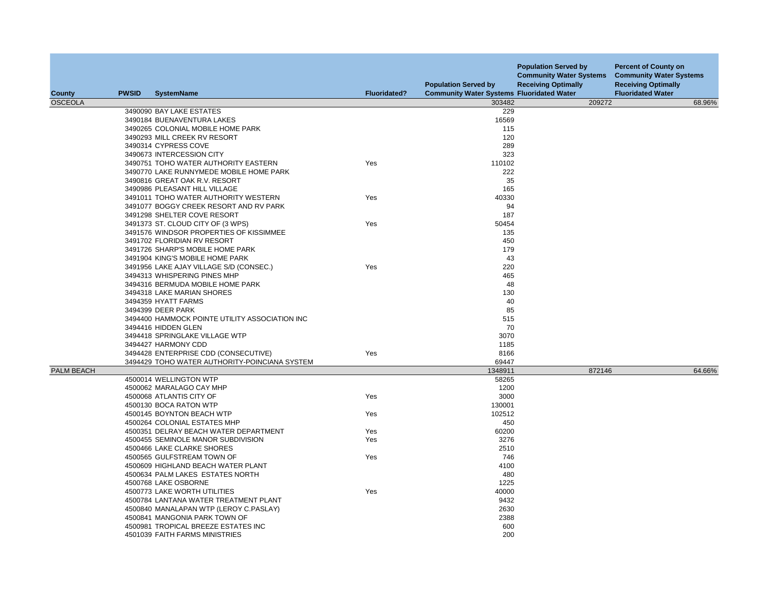| County | PWSID | SystemName | Fluoridated? | Population Served by Community Water Systems | Population Served by Community Water Systems Receiving Optimally Fluoridated Water | Percent of County on Community Water Systems Receiving Optimally Fluoridated Water |
|---|---|---|---|---|---|---|
| OSCEOLA | | | | 303482 | 209272 | 68.96% |
| | 3490090 | BAY LAKE ESTATES | | 229 | | |
| | 3490184 | BUENAVENTURA LAKES | | 16569 | | |
| | 3490265 | COLONIAL MOBILE HOME PARK | | 115 | | |
| | 3490293 | MILL CREEK RV RESORT | | 120 | | |
| | 3490314 | CYPRESS COVE | | 289 | | |
| | 3490673 | INTERCESSION CITY | | 323 | | |
| | 3490751 | TOHO WATER AUTHORITY EASTERN | Yes | 110102 | | |
| | 3490770 | LAKE RUNNYMEDE MOBILE HOME PARK | | 222 | | |
| | 3490816 | GREAT OAK R.V. RESORT | | 35 | | |
| | 3490986 | PLEASANT HILL VILLAGE | | 165 | | |
| | 3491011 | TOHO WATER AUTHORITY WESTERN | Yes | 40330 | | |
| | 3491077 | BOGGY CREEK RESORT AND RV PARK | | 94 | | |
| | 3491298 | SHELTER COVE RESORT | | 187 | | |
| | 3491373 | ST. CLOUD CITY OF (3 WPS) | Yes | 50454 | | |
| | 3491576 | WINDSOR PROPERTIES OF KISSIMMEE | | 135 | | |
| | 3491702 | FLORIDIAN RV RESORT | | 450 | | |
| | 3491726 | SHARP'S MOBILE HOME PARK | | 179 | | |
| | 3491904 | KING'S MOBILE HOME PARK | | 43 | | |
| | 3491956 | LAKE AJAY VILLAGE S/D (CONSEC.) | Yes | 220 | | |
| | 3494313 | WHISPERING PINES MHP | | 465 | | |
| | 3494316 | BERMUDA MOBILE HOME PARK | | 48 | | |
| | 3494318 | LAKE MARIAN SHORES | | 130 | | |
| | 3494359 | HYATT FARMS | | 40 | | |
| | 3494399 | DEER PARK | | 85 | | |
| | 3494400 | HAMMOCK POINTE UTILITY ASSOCIATION INC | | 515 | | |
| | 3494416 | HIDDEN GLEN | | 70 | | |
| | 3494418 | SPRINGLAKE VILLAGE WTP | | 3070 | | |
| | 3494427 | HARMONY CDD | | 1185 | | |
| | 3494428 | ENTERPRISE CDD (CONSECUTIVE) | Yes | 8166 | | |
| | 3494429 | TOHO WATER AUTHORITY-POINCIANA SYSTEM | | 69447 | | |
| PALM BEACH | | | | 1348911 | 872146 | 64.66% |
| | 4500014 | WELLINGTON WTP | | 58265 | | |
| | 4500062 | MARALAGO CAY MHP | | 1200 | | |
| | 4500068 | ATLANTIS CITY OF | Yes | 3000 | | |
| | 4500130 | BOCA RATON WTP | | 130001 | | |
| | 4500145 | BOYNTON BEACH WTP | Yes | 102512 | | |
| | 4500264 | COLONIAL ESTATES MHP | | 450 | | |
| | 4500351 | DELRAY BEACH WATER DEPARTMENT | Yes | 60200 | | |
| | 4500455 | SEMINOLE MANOR SUBDIVISION | Yes | 3276 | | |
| | 4500466 | LAKE CLARKE SHORES | | 2510 | | |
| | 4500565 | GULFSTREAM TOWN OF | Yes | 746 | | |
| | 4500609 | HIGHLAND BEACH WATER PLANT | | 4100 | | |
| | 4500634 | PALM LAKES ESTATES NORTH | | 480 | | |
| | 4500768 | LAKE OSBORNE | | 1225 | | |
| | 4500773 | LAKE WORTH UTILITIES | Yes | 40000 | | |
| | 4500784 | LANTANA WATER TREATMENT PLANT | | 9432 | | |
| | 4500840 | MANALAPAN WTP (LEROY C.PASLAY) | | 2630 | | |
| | 4500841 | MANGONIA PARK TOWN OF | | 2388 | | |
| | 4500981 | TROPICAL BREEZE ESTATES INC | | 600 | | |
| | 4501039 | FAITH FARMS MINISTRIES | | 200 | | |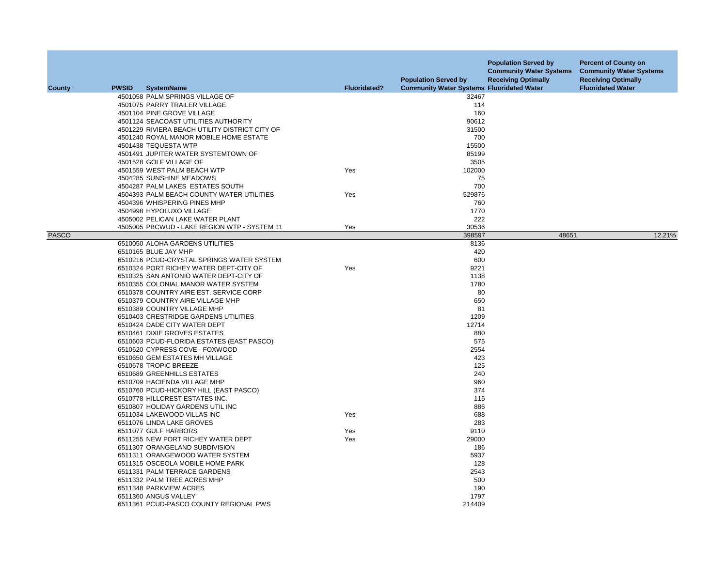| County | PWSID | SystemName | Fluoridated? | Population Served by Community Water Systems | Population Served by Community Water Systems Receiving Optimally Fluoridated Water | Percent of County on Community Water Systems Receiving Optimally Fluoridated Water |
|---|---|---|---|---|---|---|
| | 4501058 | PALM SPRINGS VILLAGE OF | | 32467 | | |
| | 4501075 | PARRY TRAILER VILLAGE | | 114 | | |
| | 4501104 | PINE GROVE VILLAGE | | 160 | | |
| | 4501124 | SEACOAST UTILITIES AUTHORITY | | 90612 | | |
| | 4501229 | RIVIERA BEACH UTILITY DISTRICT CITY OF | | 31500 | | |
| | 4501240 | ROYAL MANOR MOBILE HOME ESTATE | | 700 | | |
| | 4501438 | TEQUESTA WTP | | 15500 | | |
| | 4501491 | JUPITER WATER SYSTEMTOWN OF | | 85199 | | |
| | 4501528 | GOLF VILLAGE OF | | 3505 | | |
| | 4501559 | WEST PALM BEACH WTP | Yes | 102000 | | |
| | 4504285 | SUNSHINE MEADOWS | | 75 | | |
| | 4504287 | PALM LAKES ESTATES SOUTH | | 700 | | |
| | 4504393 | PALM BEACH COUNTY WATER UTILITIES | Yes | 529876 | | |
| | 4504396 | WHISPERING PINES MHP | | 760 | | |
| | 4504998 | HYPOLUXO VILLAGE | | 1770 | | |
| | 4505002 | PELICAN LAKE WATER PLANT | | 222 | | |
| | 4505005 | PBCWUD - LAKE REGION WTP - SYSTEM 11 | Yes | 30536 | | |
| PASCO | | | | 398597 | 48651 | 12.21% |
| | 6510050 | ALOHA GARDENS UTILITIES | | 8136 | | |
| | 6510165 | BLUE JAY MHP | | 420 | | |
| | 6510216 | PCUD-CRYSTAL SPRINGS WATER SYSTEM | | 600 | | |
| | 6510324 | PORT RICHEY WATER DEPT-CITY OF | Yes | 9221 | | |
| | 6510325 | SAN ANTONIO WATER DEPT-CITY OF | | 1138 | | |
| | 6510355 | COLONIAL MANOR WATER SYSTEM | | 1780 | | |
| | 6510378 | COUNTRY AIRE EST. SERVICE CORP | | 80 | | |
| | 6510379 | COUNTRY AIRE VILLAGE MHP | | 650 | | |
| | 6510389 | COUNTRY VILLAGE MHP | | 81 | | |
| | 6510403 | CRESTRIDGE GARDENS UTILITIES | | 1209 | | |
| | 6510424 | DADE CITY WATER DEPT | | 12714 | | |
| | 6510461 | DIXIE GROVES ESTATES | | 880 | | |
| | 6510603 | PCUD-FLORIDA ESTATES (EAST PASCO) | | 575 | | |
| | 6510620 | CYPRESS COVE - FOXWOOD | | 2554 | | |
| | 6510650 | GEM ESTATES MH VILLAGE | | 423 | | |
| | 6510678 | TROPIC BREEZE | | 125 | | |
| | 6510689 | GREENHILLS ESTATES | | 240 | | |
| | 6510709 | HACIENDA VILLAGE MHP | | 960 | | |
| | 6510760 | PCUD-HICKORY HILL (EAST PASCO) | | 374 | | |
| | 6510778 | HILLCREST ESTATES INC. | | 115 | | |
| | 6510807 | HOLIDAY GARDENS UTIL INC | | 886 | | |
| | 6511034 | LAKEWOOD VILLAS INC | Yes | 688 | | |
| | 6511076 | LINDA LAKE GROVES | | 283 | | |
| | 6511077 | GULF HARBORS | Yes | 9110 | | |
| | 6511255 | NEW PORT RICHEY WATER DEPT | Yes | 29000 | | |
| | 6511307 | ORANGELAND SUBDIVISION | | 186 | | |
| | 6511311 | ORANGEWOOD WATER SYSTEM | | 5937 | | |
| | 6511315 | OSCEOLA MOBILE HOME PARK | | 128 | | |
| | 6511331 | PALM TERRACE GARDENS | | 2543 | | |
| | 6511332 | PALM TREE ACRES MHP | | 500 | | |
| | 6511348 | PARKVIEW ACRES | | 190 | | |
| | 6511360 | ANGUS VALLEY | | 1797 | | |
| | 6511361 | PCUD-PASCO COUNTY REGIONAL PWS | | 214409 | | |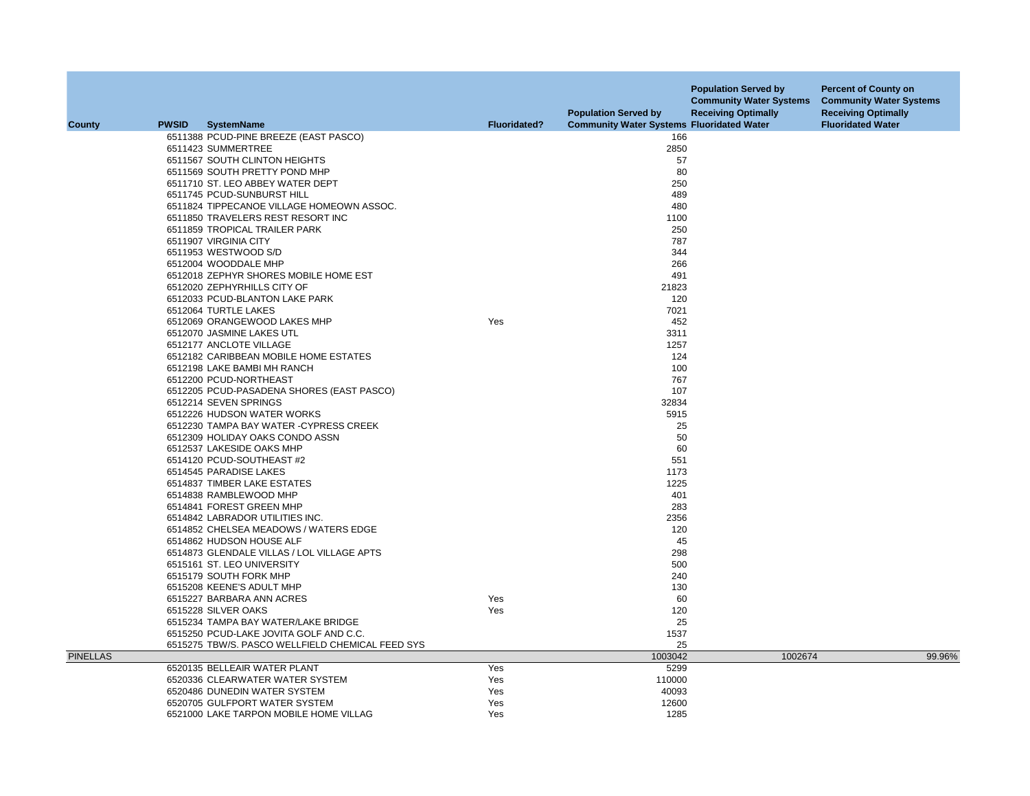| County | PWSID | SystemName | Fluoridated? | Population Served by Community Water Systems | Population Served by Community Water Systems Receiving Optimally Fluoridated Water | Percent of County on Community Water Systems Receiving Optimally Fluoridated Water |
|---|---|---|---|---|---|---|
| | 6511388 | PCUD-PINE BREEZE (EAST PASCO) | | 166 | | |
| | 6511423 | SUMMERTREE | | 2850 | | |
| | 6511567 | SOUTH CLINTON HEIGHTS | | 57 | | |
| | 6511569 | SOUTH PRETTY POND MHP | | 80 | | |
| | 6511710 | ST. LEO ABBEY WATER DEPT | | 250 | | |
| | 6511745 | PCUD-SUNBURST HILL | | 489 | | |
| | 6511824 | TIPPECANOE VILLAGE HOMEOWN ASSOC. | | 480 | | |
| | 6511850 | TRAVELERS REST RESORT INC | | 1100 | | |
| | 6511859 | TROPICAL TRAILER PARK | | 250 | | |
| | 6511907 | VIRGINIA CITY | | 787 | | |
| | 6511953 | WESTWOOD S/D | | 344 | | |
| | 6512004 | WOODDALE MHP | | 266 | | |
| | 6512018 | ZEPHYR SHORES MOBILE HOME EST | | 491 | | |
| | 6512020 | ZEPHYRHILLS CITY OF | | 21823 | | |
| | 6512033 | PCUD-BLANTON LAKE PARK | | 120 | | |
| | 6512064 | TURTLE LAKES | | 7021 | | |
| | 6512069 | ORANGEWOOD LAKES MHP | Yes | 452 | | |
| | 6512070 | JASMINE LAKES UTL | | 3311 | | |
| | 6512177 | ANCLOTE VILLAGE | | 1257 | | |
| | 6512182 | CARIBBEAN MOBILE HOME ESTATES | | 124 | | |
| | 6512198 | LAKE BAMBI MH RANCH | | 100 | | |
| | 6512200 | PCUD-NORTHEAST | | 767 | | |
| | 6512205 | PCUD-PASADENA SHORES (EAST PASCO) | | 107 | | |
| | 6512214 | SEVEN SPRINGS | | 32834 | | |
| | 6512226 | HUDSON WATER WORKS | | 5915 | | |
| | 6512230 | TAMPA BAY WATER -CYPRESS CREEK | | 25 | | |
| | 6512309 | HOLIDAY OAKS CONDO ASSN | | 50 | | |
| | 6512537 | LAKESIDE OAKS MHP | | 60 | | |
| | 6514120 | PCUD-SOUTHEAST #2 | | 551 | | |
| | 6514545 | PARADISE LAKES | | 1173 | | |
| | 6514837 | TIMBER LAKE ESTATES | | 1225 | | |
| | 6514838 | RAMBLEWOOD MHP | | 401 | | |
| | 6514841 | FOREST GREEN MHP | | 283 | | |
| | 6514842 | LABRADOR UTILITIES INC. | | 2356 | | |
| | 6514852 | CHELSEA MEADOWS / WATERS EDGE | | 120 | | |
| | 6514862 | HUDSON HOUSE ALF | | 45 | | |
| | 6514873 | GLENDALE VILLAS / LOL VILLAGE APTS | | 298 | | |
| | 6515161 | ST. LEO UNIVERSITY | | 500 | | |
| | 6515179 | SOUTH FORK MHP | | 240 | | |
| | 6515208 | KEENE'S ADULT MHP | | 130 | | |
| | 6515227 | BARBARA ANN ACRES | Yes | 60 | | |
| | 6515228 | SILVER OAKS | Yes | 120 | | |
| | 6515234 | TAMPA BAY WATER/LAKE BRIDGE | | 25 | | |
| | 6515250 | PCUD-LAKE JOVITA GOLF AND C.C. | | 1537 | | |
| | 6515275 | TBW/S. PASCO WELLFIELD CHEMICAL FEED SYS | | 25 | | |
| PINELLAS | | | | 1003042 | 1002674 | 99.96% |
| | 6520135 | BELLEAIR WATER PLANT | Yes | 5299 | | |
| | 6520336 | CLEARWATER WATER SYSTEM | Yes | 110000 | | |
| | 6520486 | DUNEDIN WATER SYSTEM | Yes | 40093 | | |
| | 6520705 | GULFPORT WATER SYSTEM | Yes | 12600 | | |
| | 6521000 | LAKE TARPON MOBILE HOME VILLAG | Yes | 1285 | | |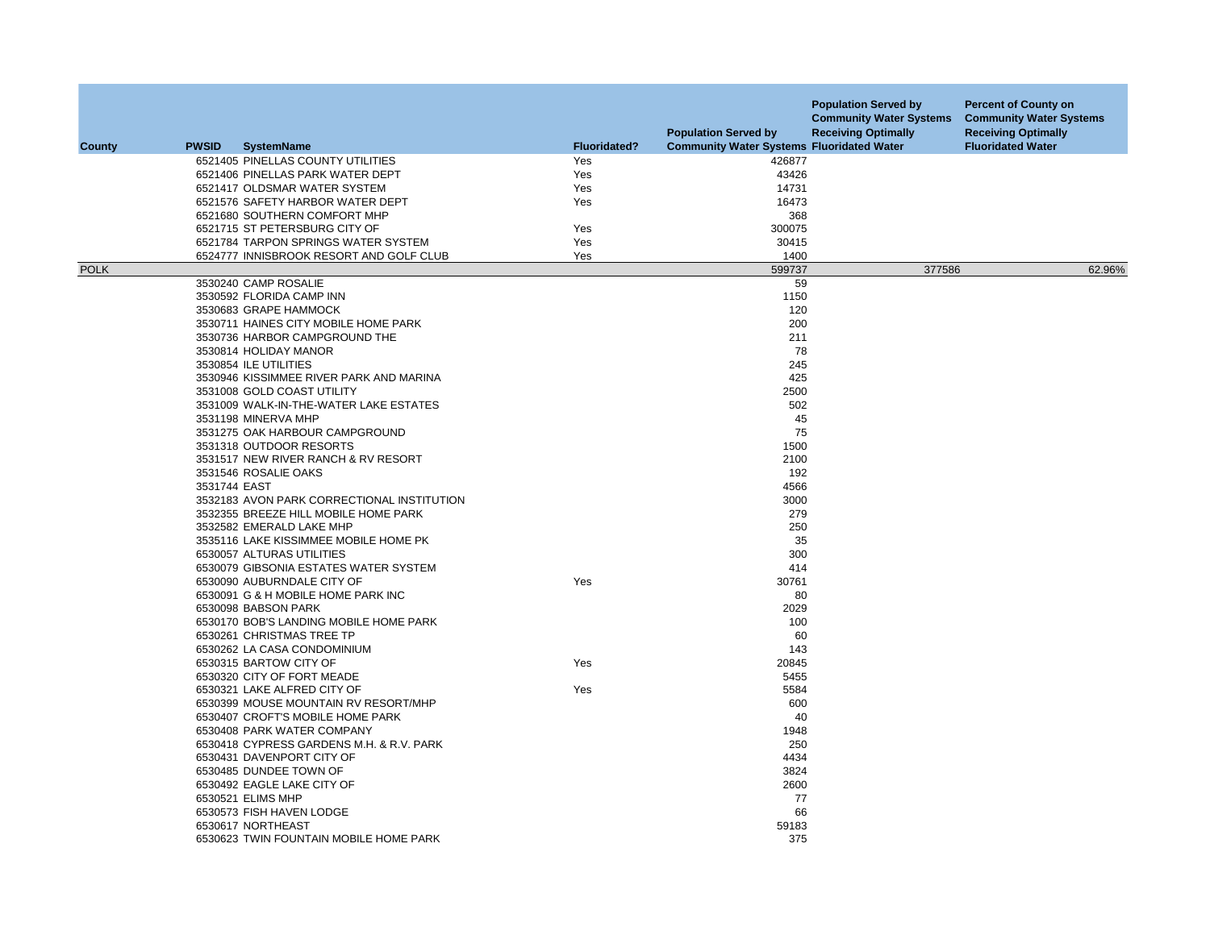| County | PWSID | SystemName | Fluoridated? | Population Served by Community Water Systems | Population Served by Community Water Systems Receiving Optimally Fluoridated Water | Percent of County on Community Water Systems Receiving Optimally Fluoridated Water |
|---|---|---|---|---|---|---|
| | 6521405 | PINELLAS COUNTY UTILITIES | Yes | 426877 | | |
| | 6521406 | PINELLAS PARK WATER DEPT | Yes | 43426 | | |
| | 6521417 | OLDSMAR WATER SYSTEM | Yes | 14731 | | |
| | 6521576 | SAFETY HARBOR WATER DEPT | Yes | 16473 | | |
| | 6521680 | SOUTHERN COMFORT MHP | | 368 | | |
| | 6521715 | ST PETERSBURG CITY OF | Yes | 300075 | | |
| | 6521784 | TARPON SPRINGS WATER SYSTEM | Yes | 30415 | | |
| | 6524777 | INNISBROOK RESORT AND GOLF CLUB | Yes | 1400 | | |
| POLK | | | | 599737 | 377586 | 62.96% |
| | 3530240 | CAMP ROSALIE | | 59 | | |
| | 3530592 | FLORIDA CAMP INN | | 1150 | | |
| | 3530683 | GRAPE HAMMOCK | | 120 | | |
| | 3530711 | HAINES CITY MOBILE HOME PARK | | 200 | | |
| | 3530736 | HARBOR CAMPGROUND THE | | 211 | | |
| | 3530814 | HOLIDAY MANOR | | 78 | | |
| | 3530854 | ILE UTILITIES | | 245 | | |
| | 3530946 | KISSIMMEE RIVER PARK AND MARINA | | 425 | | |
| | 3531008 | GOLD COAST UTILITY | | 2500 | | |
| | 3531009 | WALK-IN-THE-WATER LAKE ESTATES | | 502 | | |
| | 3531198 | MINERVA MHP | | 45 | | |
| | 3531275 | OAK HARBOUR CAMPGROUND | | 75 | | |
| | 3531318 | OUTDOOR RESORTS | | 1500 | | |
| | 3531517 | NEW RIVER RANCH & RV RESORT | | 2100 | | |
| | 3531546 | ROSALIE OAKS | | 192 | | |
| | 3531744 | EAST | | 4566 | | |
| | 3532183 | AVON PARK CORRECTIONAL INSTITUTION | | 3000 | | |
| | 3532355 | BREEZE HILL MOBILE HOME PARK | | 279 | | |
| | 3532582 | EMERALD LAKE MHP | | 250 | | |
| | 3535116 | LAKE KISSIMMEE MOBILE HOME PK | | 35 | | |
| | 6530057 | ALTURAS UTILITIES | | 300 | | |
| | 6530079 | GIBSONIA ESTATES WATER SYSTEM | | 414 | | |
| | 6530090 | AUBURNDALE CITY OF | Yes | 30761 | | |
| | 6530091 | G & H MOBILE HOME PARK INC | | 80 | | |
| | 6530098 | BABSON PARK | | 2029 | | |
| | 6530170 | BOB'S LANDING MOBILE HOME PARK | | 100 | | |
| | 6530261 | CHRISTMAS TREE TP | | 60 | | |
| | 6530262 | LA CASA CONDOMINIUM | | 143 | | |
| | 6530315 | BARTOW CITY OF | Yes | 20845 | | |
| | 6530320 | CITY OF FORT MEADE | | 5455 | | |
| | 6530321 | LAKE ALFRED CITY OF | Yes | 5584 | | |
| | 6530399 | MOUSE MOUNTAIN RV RESORT/MHP | | 600 | | |
| | 6530407 | CROFT'S MOBILE HOME PARK | | 40 | | |
| | 6530408 | PARK WATER COMPANY | | 1948 | | |
| | 6530418 | CYPRESS GARDENS M.H. & R.V. PARK | | 250 | | |
| | 6530431 | DAVENPORT CITY OF | | 4434 | | |
| | 6530485 | DUNDEE TOWN OF | | 3824 | | |
| | 6530492 | EAGLE LAKE CITY OF | | 2600 | | |
| | 6530521 | ELIMS MHP | | 77 | | |
| | 6530573 | FISH HAVEN LODGE | | 66 | | |
| | 6530617 | NORTHEAST | | 59183 | | |
| | 6530623 | TWIN FOUNTAIN MOBILE HOME PARK | | 375 | | |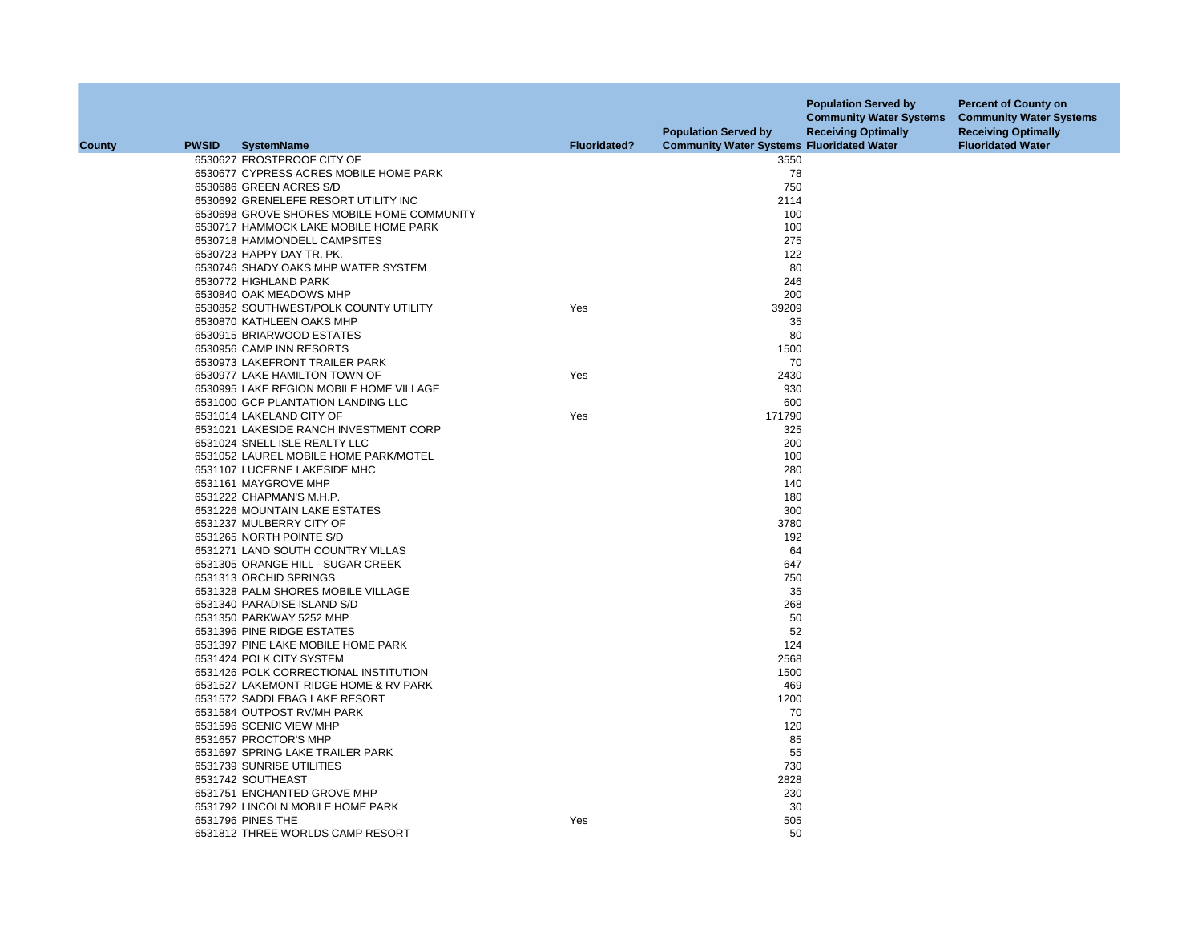| County | PWSID | SystemName | Fluoridated? | Population Served by Community Water Systems | Population Served by Community Water Systems Receiving Optimally Fluoridated Water | Percent of County on Community Water Systems Receiving Optimally Fluoridated Water |
|---|---|---|---|---|---|---|
| | 6530627 | FROSTPROOF CITY OF | | 3550 | | |
| | 6530677 | CYPRESS ACRES MOBILE HOME PARK | | 78 | | |
| | 6530686 | GREEN ACRES S/D | | 750 | | |
| | 6530692 | GRENELEFE RESORT UTILITY INC | | 2114 | | |
| | 6530698 | GROVE SHORES MOBILE HOME COMMUNITY | | 100 | | |
| | 6530717 | HAMMOCK LAKE MOBILE HOME PARK | | 100 | | |
| | 6530718 | HAMMONDELL CAMPSITES | | 275 | | |
| | 6530723 | HAPPY DAY TR. PK. | | 122 | | |
| | 6530746 | SHADY OAKS MHP WATER SYSTEM | | 80 | | |
| | 6530772 | HIGHLAND PARK | | 246 | | |
| | 6530840 | OAK MEADOWS MHP | | 200 | | |
| | 6530852 | SOUTHWEST/POLK COUNTY UTILITY | Yes | 39209 | | |
| | 6530870 | KATHLEEN OAKS MHP | | 35 | | |
| | 6530915 | BRIARWOOD ESTATES | | 80 | | |
| | 6530956 | CAMP INN RESORTS | | 1500 | | |
| | 6530973 | LAKEFRONT TRAILER PARK | | 70 | | |
| | 6530977 | LAKE HAMILTON TOWN OF | Yes | 2430 | | |
| | 6530995 | LAKE REGION MOBILE HOME VILLAGE | | 930 | | |
| | 6531000 | GCP PLANTATION LANDING LLC | | 600 | | |
| | 6531014 | LAKELAND CITY OF | Yes | 171790 | | |
| | 6531021 | LAKESIDE RANCH INVESTMENT CORP | | 325 | | |
| | 6531024 | SNELL ISLE REALTY LLC | | 200 | | |
| | 6531052 | LAUREL MOBILE HOME PARK/MOTEL | | 100 | | |
| | 6531107 | LUCERNE LAKESIDE MHC | | 280 | | |
| | 6531161 | MAYGROVE MHP | | 140 | | |
| | 6531222 | CHAPMAN'S M.H.P. | | 180 | | |
| | 6531226 | MOUNTAIN LAKE ESTATES | | 300 | | |
| | 6531237 | MULBERRY CITY OF | | 3780 | | |
| | 6531265 | NORTH POINTE S/D | | 192 | | |
| | 6531271 | LAND SOUTH COUNTRY VILLAS | | 64 | | |
| | 6531305 | ORANGE HILL - SUGAR CREEK | | 647 | | |
| | 6531313 | ORCHID SPRINGS | | 750 | | |
| | 6531328 | PALM SHORES MOBILE VILLAGE | | 35 | | |
| | 6531340 | PARADISE ISLAND S/D | | 268 | | |
| | 6531350 | PARKWAY 5252 MHP | | 50 | | |
| | 6531396 | PINE RIDGE ESTATES | | 52 | | |
| | 6531397 | PINE LAKE MOBILE HOME PARK | | 124 | | |
| | 6531424 | POLK CITY SYSTEM | | 2568 | | |
| | 6531426 | POLK CORRECTIONAL INSTITUTION | | 1500 | | |
| | 6531527 | LAKEMONT RIDGE HOME & RV PARK | | 469 | | |
| | 6531572 | SADDLEBAG LAKE RESORT | | 1200 | | |
| | 6531584 | OUTPOST RV/MH PARK | | 70 | | |
| | 6531596 | SCENIC VIEW MHP | | 120 | | |
| | 6531657 | PROCTOR'S MHP | | 85 | | |
| | 6531697 | SPRING LAKE TRAILER PARK | | 55 | | |
| | 6531739 | SUNRISE UTILITIES | | 730 | | |
| | 6531742 | SOUTHEAST | | 2828 | | |
| | 6531751 | ENCHANTED GROVE MHP | | 230 | | |
| | 6531792 | LINCOLN MOBILE HOME PARK | | 30 | | |
| | 6531796 | PINES THE | Yes | 505 | | |
| | 6531812 | THREE WORLDS CAMP RESORT | | 50 | | |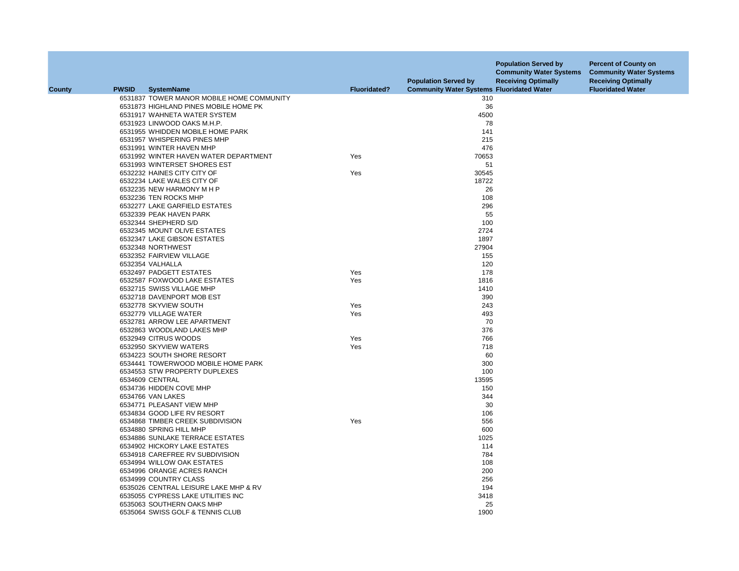| County | PWSID | SystemName | Fluoridated? | Population Served by Community Water Systems | Population Served by Community Water Systems Receiving Optimally Fluoridated Water | Percent of County on Community Water Systems Receiving Optimally Fluoridated Water |
|---|---|---|---|---|---|---|
| | 6531837 | TOWER MANOR MOBILE HOME COMMUNITY | | 310 | | |
| | 6531873 | HIGHLAND PINES MOBILE HOME PK | | 36 | | |
| | 6531917 | WAHNETA WATER SYSTEM | | 4500 | | |
| | 6531923 | LINWOOD OAKS M.H.P. | | 78 | | |
| | 6531955 | WHIDDEN MOBILE HOME PARK | | 141 | | |
| | 6531957 | WHISPERING PINES MHP | | 215 | | |
| | 6531991 | WINTER HAVEN MHP | | 476 | | |
| | 6531992 | WINTER HAVEN WATER DEPARTMENT | Yes | 70653 | | |
| | 6531993 | WINTERSET SHORES EST | | 51 | | |
| | 6532232 | HAINES CITY CITY OF | Yes | 30545 | | |
| | 6532234 | LAKE WALES CITY OF | | 18722 | | |
| | 6532235 | NEW HARMONY M H P | | 26 | | |
| | 6532236 | TEN ROCKS MHP | | 108 | | |
| | 6532277 | LAKE GARFIELD ESTATES | | 296 | | |
| | 6532339 | PEAK HAVEN PARK | | 55 | | |
| | 6532344 | SHEPHERD S/D | | 100 | | |
| | 6532345 | MOUNT OLIVE ESTATES | | 2724 | | |
| | 6532347 | LAKE GIBSON ESTATES | | 1897 | | |
| | 6532348 | NORTHWEST | | 27904 | | |
| | 6532352 | FAIRVIEW VILLAGE | | 155 | | |
| | 6532354 | VALHALLA | | 120 | | |
| | 6532497 | PADGETT ESTATES | Yes | 178 | | |
| | 6532587 | FOXWOOD LAKE ESTATES | Yes | 1816 | | |
| | 6532715 | SWISS VILLAGE MHP | | 1410 | | |
| | 6532718 | DAVENPORT MOB EST | | 390 | | |
| | 6532778 | SKYVIEW SOUTH | Yes | 243 | | |
| | 6532779 | VILLAGE WATER | Yes | 493 | | |
| | 6532781 | ARROW LEE APARTMENT | | 70 | | |
| | 6532863 | WOODLAND LAKES MHP | | 376 | | |
| | 6532949 | CITRUS WOODS | Yes | 766 | | |
| | 6532950 | SKYVIEW WATERS | Yes | 718 | | |
| | 6534223 | SOUTH SHORE RESORT | | 60 | | |
| | 6534441 | TOWERWOOD MOBILE HOME PARK | | 300 | | |
| | 6534553 | STW PROPERTY DUPLEXES | | 100 | | |
| | 6534609 | CENTRAL | | 13595 | | |
| | 6534736 | HIDDEN COVE MHP | | 150 | | |
| | 6534766 | VAN LAKES | | 344 | | |
| | 6534771 | PLEASANT VIEW MHP | | 30 | | |
| | 6534834 | GOOD LIFE RV RESORT | | 106 | | |
| | 6534868 | TIMBER CREEK SUBDIVISION | Yes | 556 | | |
| | 6534880 | SPRING HILL MHP | | 600 | | |
| | 6534886 | SUNLAKE TERRACE ESTATES | | 1025 | | |
| | 6534902 | HICKORY LAKE ESTATES | | 114 | | |
| | 6534918 | CAREFREE RV SUBDIVISION | | 784 | | |
| | 6534994 | WILLOW OAK ESTATES | | 108 | | |
| | 6534996 | ORANGE ACRES RANCH | | 200 | | |
| | 6534999 | COUNTRY CLASS | | 256 | | |
| | 6535026 | CENTRAL LEISURE LAKE MHP & RV | | 194 | | |
| | 6535055 | CYPRESS LAKE UTILITIES INC | | 3418 | | |
| | 6535063 | SOUTHERN OAKS MHP | | 25 | | |
| | 6535064 | SWISS GOLF & TENNIS CLUB | | 1900 | | |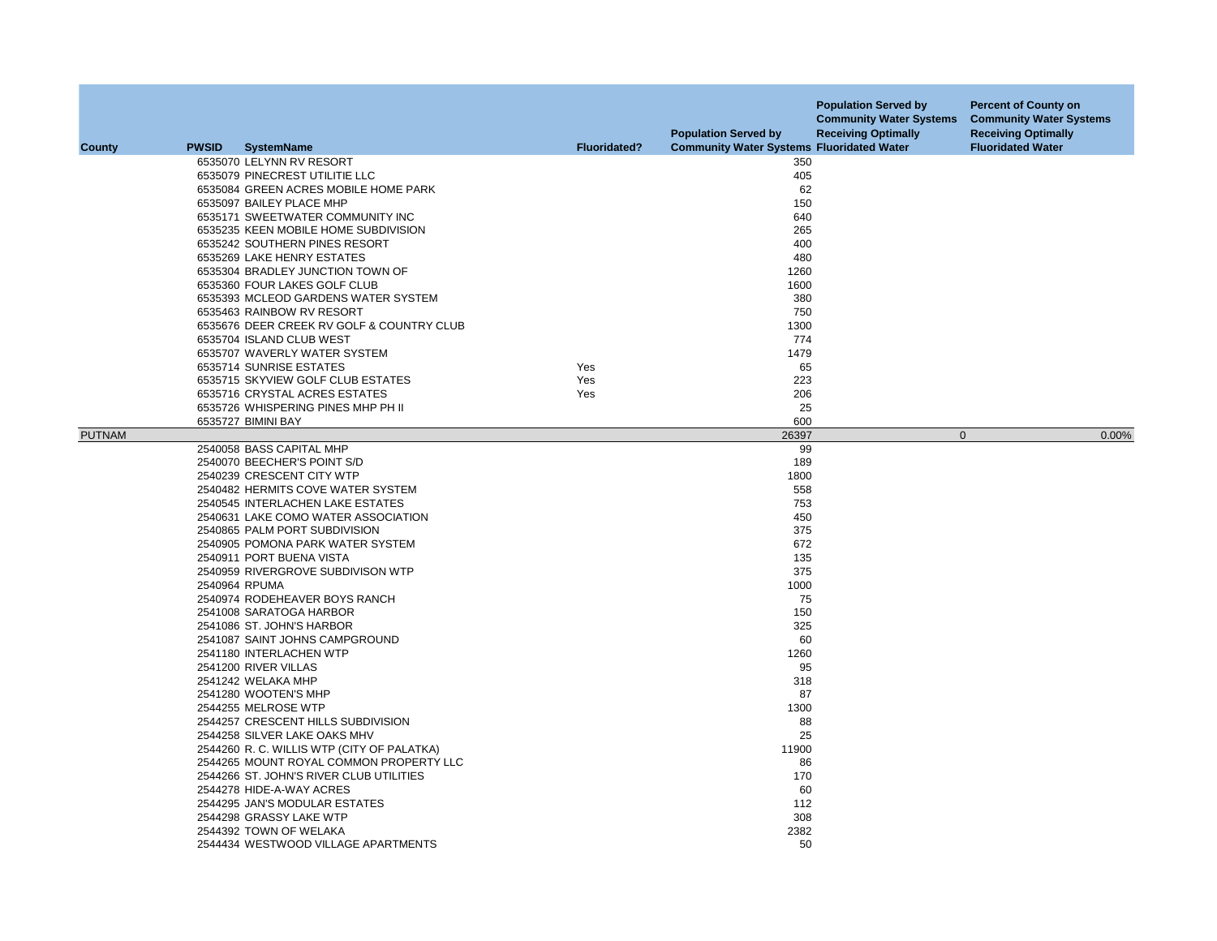| County | PWSID | SystemName | Fluoridated? | Population Served by Community Water Systems | Population Served by Community Water Systems Receiving Optimally Fluoridated Water | Percent of County on Community Water Systems Receiving Optimally Fluoridated Water |
|---|---|---|---|---|---|---|
| | 6535070 | LELYNN RV RESORT | | 350 | | |
| | 6535079 | PINECREST UTILITIE LLC | | 405 | | |
| | 6535084 | GREEN ACRES MOBILE HOME PARK | | 62 | | |
| | 6535097 | BAILEY PLACE MHP | | 150 | | |
| | 6535171 | SWEETWATER COMMUNITY INC | | 640 | | |
| | 6535235 | KEEN MOBILE HOME SUBDIVISION | | 265 | | |
| | 6535242 | SOUTHERN PINES RESORT | | 400 | | |
| | 6535269 | LAKE HENRY ESTATES | | 480 | | |
| | 6535304 | BRADLEY JUNCTION TOWN OF | | 1260 | | |
| | 6535360 | FOUR LAKES GOLF CLUB | | 1600 | | |
| | 6535393 | MCLEOD GARDENS WATER SYSTEM | | 380 | | |
| | 6535463 | RAINBOW RV RESORT | | 750 | | |
| | 6535676 | DEER CREEK RV GOLF & COUNTRY CLUB | | 1300 | | |
| | 6535704 | ISLAND CLUB WEST | | 774 | | |
| | 6535707 | WAVERLY WATER SYSTEM | | 1479 | | |
| | 6535714 | SUNRISE ESTATES | Yes | 65 | | |
| | 6535715 | SKYVIEW GOLF CLUB ESTATES | Yes | 223 | | |
| | 6535716 | CRYSTAL ACRES ESTATES | Yes | 206 | | |
| | 6535726 | WHISPERING PINES MHP PH II | | 25 | | |
| | 6535727 | BIMINI BAY | | 600 | | |
| PUTNAM | | | | 26397 | 0 | 0.00% |
| | 2540058 | BASS CAPITAL MHP | | 99 | | |
| | 2540070 | BEECHER'S POINT S/D | | 189 | | |
| | 2540239 | CRESCENT CITY WTP | | 1800 | | |
| | 2540482 | HERMITS COVE WATER SYSTEM | | 558 | | |
| | 2540545 | INTERLACHEN LAKE ESTATES | | 753 | | |
| | 2540631 | LAKE COMO WATER ASSOCIATION | | 450 | | |
| | 2540865 | PALM PORT SUBDIVISION | | 375 | | |
| | 2540905 | POMONA PARK WATER SYSTEM | | 672 | | |
| | 2540911 | PORT BUENA VISTA | | 135 | | |
| | 2540959 | RIVERGROVE SUBDIVISON WTP | | 375 | | |
| | 2540964 | RPUMA | | 1000 | | |
| | 2540974 | RODEHEAVER BOYS RANCH | | 75 | | |
| | 2541008 | SARATOGA HARBOR | | 150 | | |
| | 2541086 | ST. JOHN'S HARBOR | | 325 | | |
| | 2541087 | SAINT JOHNS CAMPGROUND | | 60 | | |
| | 2541180 | INTERLACHEN WTP | | 1260 | | |
| | 2541200 | RIVER VILLAS | | 95 | | |
| | 2541242 | WELAKA MHP | | 318 | | |
| | 2541280 | WOOTEN'S MHP | | 87 | | |
| | 2544255 | MELROSE WTP | | 1300 | | |
| | 2544257 | CRESCENT HILLS SUBDIVISION | | 88 | | |
| | 2544258 | SILVER LAKE OAKS MHV | | 25 | | |
| | 2544260 | R. C. WILLIS WTP (CITY OF PALATKA) | | 11900 | | |
| | 2544265 | MOUNT ROYAL COMMON PROPERTY LLC | | 86 | | |
| | 2544266 | ST. JOHN'S RIVER CLUB UTILITIES | | 170 | | |
| | 2544278 | HIDE-A-WAY ACRES | | 60 | | |
| | 2544295 | JAN'S MODULAR ESTATES | | 112 | | |
| | 2544298 | GRASSY LAKE WTP | | 308 | | |
| | 2544392 | TOWN OF WELAKA | | 2382 | | |
| | 2544434 | WESTWOOD VILLAGE APARTMENTS | | 50 | | |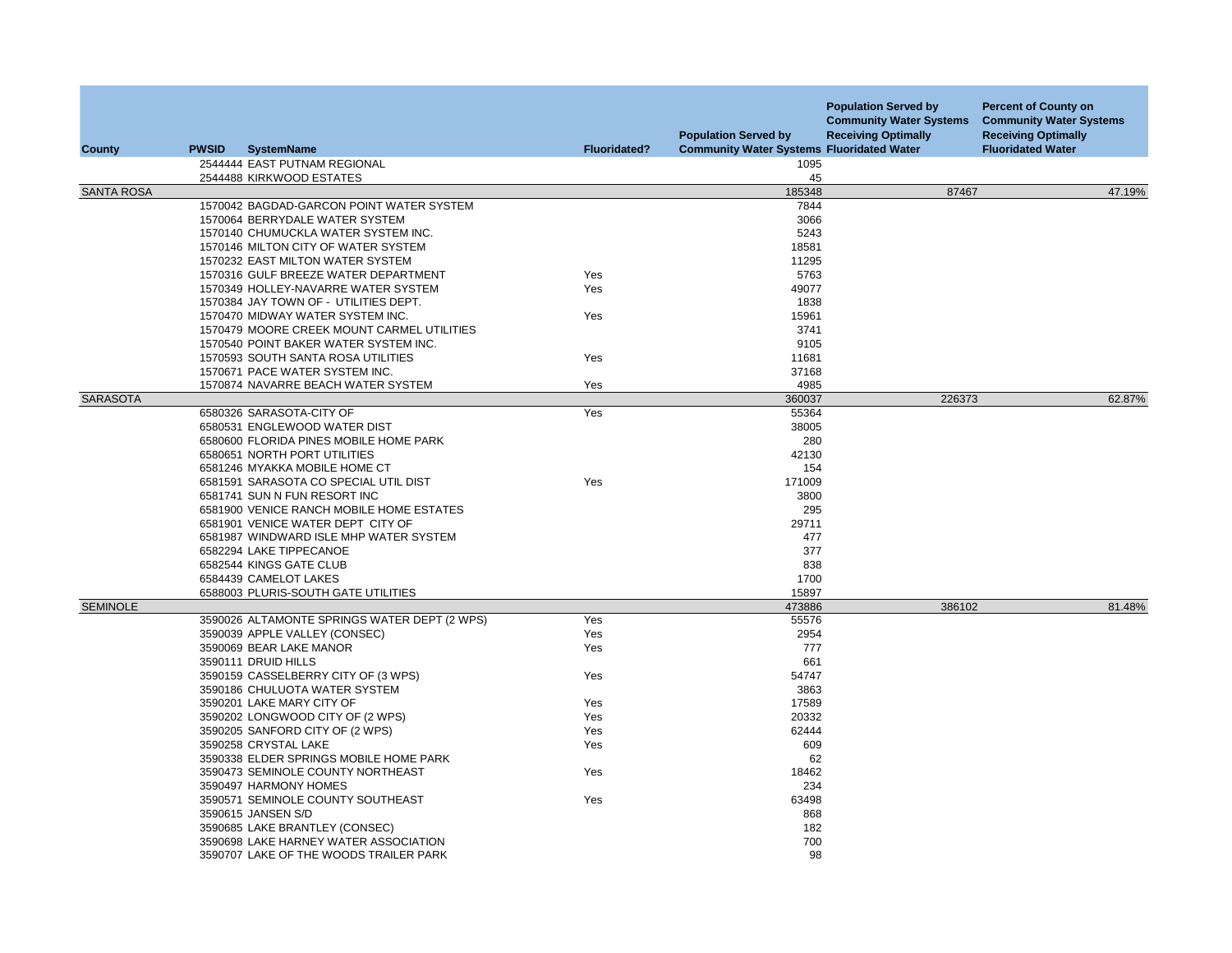| County | PWSID | SystemName | Fluoridated? | Population Served by Community Water Systems | Population Served by Community Water Systems Receiving Optimally Fluoridated Water | Percent of County on Community Water Systems Receiving Optimally Fluoridated Water |
|---|---|---|---|---|---|---|
| | 2544444 | EAST PUTNAM REGIONAL | | 1095 | | |
| | 2544488 | KIRKWOOD ESTATES | | 45 | | |
| SANTA ROSA | | | | 185348 | 87467 | 47.19% |
| | 1570042 | BAGDAD-GARCON POINT WATER SYSTEM | | 7844 | | |
| | 1570064 | BERRYDALE WATER SYSTEM | | 3066 | | |
| | 1570140 | CHUMUCKLA WATER SYSTEM INC. | | 5243 | | |
| | 1570146 | MILTON CITY OF WATER SYSTEM | | 18581 | | |
| | 1570232 | EAST MILTON WATER SYSTEM | | 11295 | | |
| | 1570316 | GULF BREEZE WATER DEPARTMENT | Yes | 5763 | | |
| | 1570349 | HOLLEY-NAVARRE WATER SYSTEM | Yes | 49077 | | |
| | 1570384 | JAY TOWN OF - UTILITIES DEPT. | | 1838 | | |
| | 1570470 | MIDWAY WATER SYSTEM INC. | Yes | 15961 | | |
| | 1570479 | MOORE CREEK MOUNT CARMEL UTILITIES | | 3741 | | |
| | 1570540 | POINT BAKER WATER SYSTEM INC. | | 9105 | | |
| | 1570593 | SOUTH SANTA ROSA UTILITIES | Yes | 11681 | | |
| | 1570671 | PACE WATER SYSTEM INC. | | 37168 | | |
| | 1570874 | NAVARRE BEACH WATER SYSTEM | Yes | 4985 | | |
| SARASOTA | | | | 360037 | 226373 | 62.87% |
| | 6580326 | SARASOTA-CITY OF | Yes | 55364 | | |
| | 6580531 | ENGLEWOOD WATER DIST | | 38005 | | |
| | 6580600 | FLORIDA PINES MOBILE HOME PARK | | 280 | | |
| | 6580651 | NORTH PORT UTILITIES | | 42130 | | |
| | 6581246 | MYAKKA MOBILE HOME CT | | 154 | | |
| | 6581591 | SARASOTA CO SPECIAL UTIL DIST | Yes | 171009 | | |
| | 6581741 | SUN N FUN RESORT INC | | 3800 | | |
| | 6581900 | VENICE RANCH MOBILE HOME ESTATES | | 295 | | |
| | 6581901 | VENICE WATER DEPT CITY OF | | 29711 | | |
| | 6581987 | WINDWARD ISLE MHP WATER SYSTEM | | 477 | | |
| | 6582294 | LAKE TIPPECANOE | | 377 | | |
| | 6582544 | KINGS GATE CLUB | | 838 | | |
| | 6584439 | CAMELOT LAKES | | 1700 | | |
| | 6588003 | PLURIS-SOUTH GATE UTILITIES | | 15897 | | |
| SEMINOLE | | | | 473886 | 386102 | 81.48% |
| | 3590026 | ALTAMONTE SPRINGS WATER DEPT (2 WPS) | Yes | 55576 | | |
| | 3590039 | APPLE VALLEY (CONSEC) | Yes | 2954 | | |
| | 3590069 | BEAR LAKE MANOR | Yes | 777 | | |
| | 3590111 | DRUID HILLS | | 661 | | |
| | 3590159 | CASSELBERRY CITY OF (3 WPS) | Yes | 54747 | | |
| | 3590186 | CHULUOTA WATER SYSTEM | | 3863 | | |
| | 3590201 | LAKE MARY CITY OF | Yes | 17589 | | |
| | 3590202 | LONGWOOD CITY OF (2 WPS) | Yes | 20332 | | |
| | 3590205 | SANFORD CITY OF (2 WPS) | Yes | 62444 | | |
| | 3590258 | CRYSTAL LAKE | Yes | 609 | | |
| | 3590338 | ELDER SPRINGS MOBILE HOME PARK | | 62 | | |
| | 3590473 | SEMINOLE COUNTY NORTHEAST | Yes | 18462 | | |
| | 3590497 | HARMONY HOMES | | 234 | | |
| | 3590571 | SEMINOLE COUNTY SOUTHEAST | Yes | 63498 | | |
| | 3590615 | JANSEN S/D | | 868 | | |
| | 3590685 | LAKE BRANTLEY (CONSEC) | | 182 | | |
| | 3590698 | LAKE HARNEY WATER ASSOCIATION | | 700 | | |
| | 3590707 | LAKE OF THE WOODS TRAILER PARK | | 98 | | |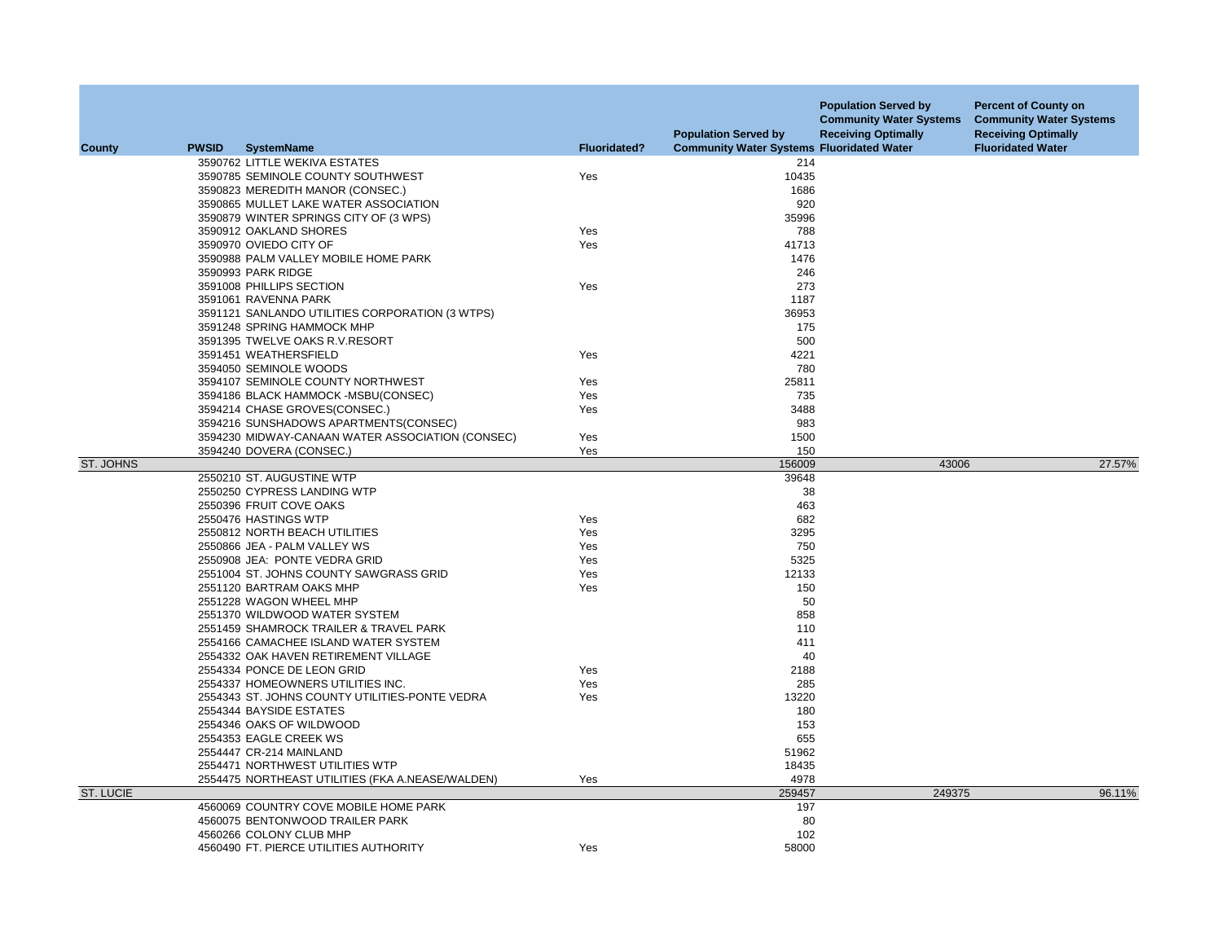| County | PWSID | SystemName | Fluoridated? | Population Served by Community Water Systems | Population Served by Community Water Systems Receiving Optimally Fluoridated Water | Percent of County on Community Water Systems Receiving Optimally Fluoridated Water |
|---|---|---|---|---|---|---|
| | 3590762 | LITTLE WEKIVA ESTATES | | 214 | | |
| | 3590785 | SEMINOLE COUNTY SOUTHWEST | Yes | 10435 | | |
| | 3590823 | MEREDITH MANOR (CONSEC.) | | 1686 | | |
| | 3590865 | MULLET LAKE WATER ASSOCIATION | | 920 | | |
| | 3590879 | WINTER SPRINGS CITY OF (3 WPS) | | 35996 | | |
| | 3590912 | OAKLAND SHORES | Yes | 788 | | |
| | 3590970 | OVIEDO CITY OF | Yes | 41713 | | |
| | 3590988 | PALM VALLEY MOBILE HOME PARK | | 1476 | | |
| | 3590993 | PARK RIDGE | | 246 | | |
| | 3591008 | PHILLIPS SECTION | Yes | 273 | | |
| | 3591061 | RAVENNA PARK | | 1187 | | |
| | 3591121 | SANLANDO UTILITIES CORPORATION (3 WTPS) | | 36953 | | |
| | 3591248 | SPRING HAMMOCK MHP | | 175 | | |
| | 3591395 | TWELVE OAKS R.V.RESORT | | 500 | | |
| | 3591451 | WEATHERSFIELD | Yes | 4221 | | |
| | 3594050 | SEMINOLE WOODS | | 780 | | |
| | 3594107 | SEMINOLE COUNTY NORTHWEST | Yes | 25811 | | |
| | 3594186 | BLACK HAMMOCK -MSBU(CONSEC) | Yes | 735 | | |
| | 3594214 | CHASE GROVES(CONSEC.) | Yes | 3488 | | |
| | 3594216 | SUNSHADOWS APARTMENTS(CONSEC) | | 983 | | |
| | 3594230 | MIDWAY-CANAAN WATER ASSOCIATION (CONSEC) | Yes | 1500 | | |
| | 3594240 | DOVERA (CONSEC.) | Yes | 150 | | |
| ST. JOHNS | | | | 156009 | 43006 | 27.57% |
| | 2550210 | ST. AUGUSTINE WTP | | 39648 | | |
| | 2550250 | CYPRESS LANDING WTP | | 38 | | |
| | 2550396 | FRUIT COVE OAKS | | 463 | | |
| | 2550476 | HASTINGS WTP | Yes | 682 | | |
| | 2550812 | NORTH BEACH UTILITIES | Yes | 3295 | | |
| | 2550866 | JEA - PALM VALLEY WS | Yes | 750 | | |
| | 2550908 | JEA: PONTE VEDRA GRID | Yes | 5325 | | |
| | 2551004 | ST. JOHNS COUNTY SAWGRASS GRID | Yes | 12133 | | |
| | 2551120 | BARTRAM OAKS MHP | Yes | 150 | | |
| | 2551228 | WAGON WHEEL MHP | | 50 | | |
| | 2551370 | WILDWOOD WATER SYSTEM | | 858 | | |
| | 2551459 | SHAMROCK TRAILER & TRAVEL PARK | | 110 | | |
| | 2554166 | CAMACHEE ISLAND WATER SYSTEM | | 411 | | |
| | 2554332 | OAK HAVEN RETIREMENT VILLAGE | | 40 | | |
| | 2554334 | PONCE DE LEON GRID | Yes | 2188 | | |
| | 2554337 | HOMEOWNERS UTILITIES INC. | Yes | 285 | | |
| | 2554343 | ST. JOHNS COUNTY UTILITIES-PONTE VEDRA | Yes | 13220 | | |
| | 2554344 | BAYSIDE ESTATES | | 180 | | |
| | 2554346 | OAKS OF WILDWOOD | | 153 | | |
| | 2554353 | EAGLE CREEK WS | | 655 | | |
| | 2554447 | CR-214 MAINLAND | | 51962 | | |
| | 2554471 | NORTHWEST UTILITIES WTP | | 18435 | | |
| | 2554475 | NORTHEAST UTILITIES (FKA A.NEASE/WALDEN) | Yes | 4978 | | |
| ST. LUCIE | | | | 259457 | 249375 | 96.11% |
| | 4560069 | COUNTRY COVE MOBILE HOME PARK | | 197 | | |
| | 4560075 | BENTONWOOD TRAILER PARK | | 80 | | |
| | 4560266 | COLONY CLUB MHP | | 102 | | |
| | 4560490 | FT. PIERCE UTILITIES AUTHORITY | Yes | 58000 | | |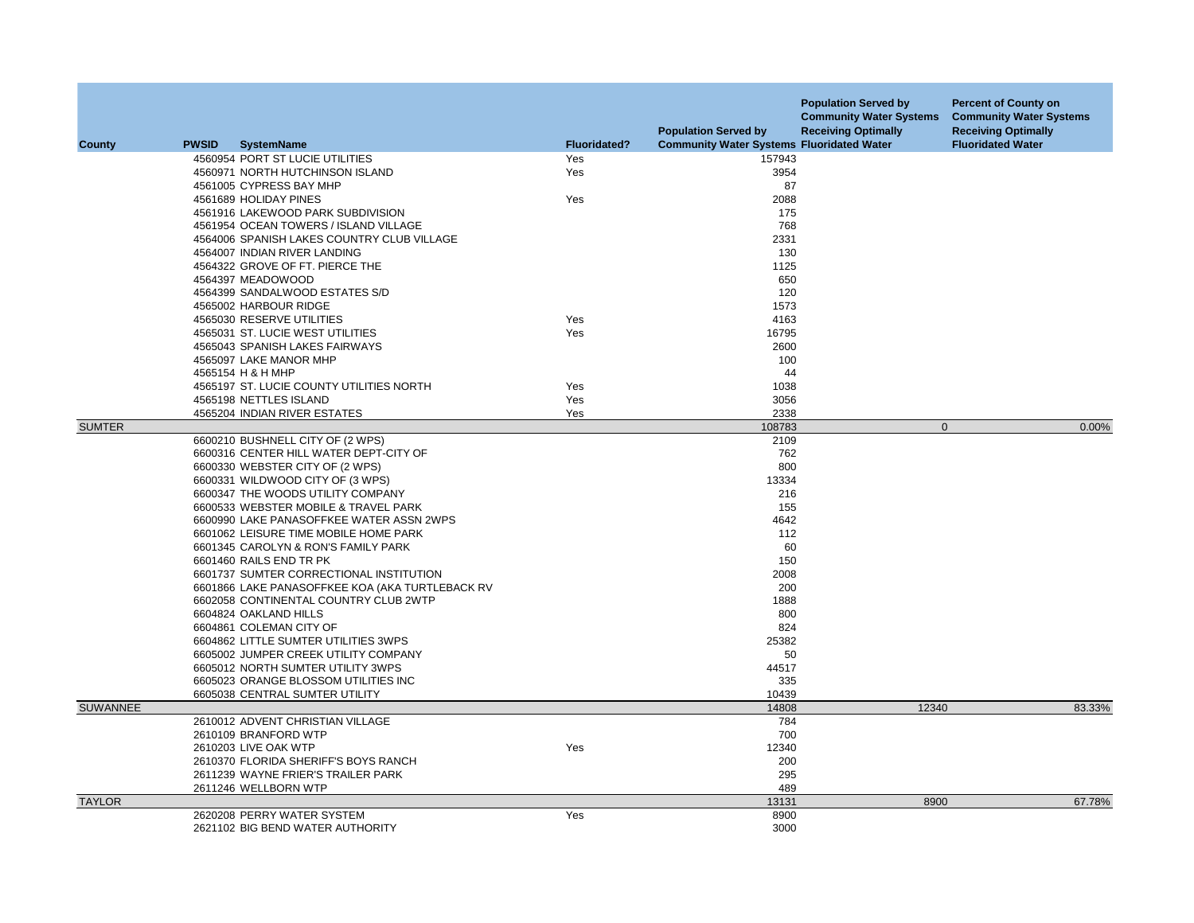| County | PWSID | SystemName | Fluoridated? | Population Served by Community Water Systems | Population Served by Community Water Systems Receiving Optimally Fluoridated Water | Percent of County on Community Water Systems Receiving Optimally Fluoridated Water |
|---|---|---|---|---|---|---|
| | 4560954 | PORT ST LUCIE UTILITIES | Yes | 157943 | | |
| | 4560971 | NORTH HUTCHINSON ISLAND | Yes | 3954 | | |
| | 4561005 | CYPRESS BAY MHP | | 87 | | |
| | 4561689 | HOLIDAY PINES | Yes | 2088 | | |
| | 4561916 | LAKEWOOD PARK SUBDIVISION | | 175 | | |
| | 4561954 | OCEAN TOWERS / ISLAND VILLAGE | | 768 | | |
| | 4564006 | SPANISH LAKES COUNTRY CLUB VILLAGE | | 2331 | | |
| | 4564007 | INDIAN RIVER LANDING | | 130 | | |
| | 4564322 | GROVE OF FT. PIERCE THE | | 1125 | | |
| | 4564397 | MEADOWOOD | | 650 | | |
| | 4564399 | SANDALWOOD ESTATES S/D | | 120 | | |
| | 4565002 | HARBOUR RIDGE | | 1573 | | |
| | 4565030 | RESERVE UTILITIES | Yes | 4163 | | |
| | 4565031 | ST. LUCIE WEST UTILITIES | Yes | 16795 | | |
| | 4565043 | SPANISH LAKES FAIRWAYS | | 2600 | | |
| | 4565097 | LAKE MANOR MHP | | 100 | | |
| | 4565154 | H & H MHP | | 44 | | |
| | 4565197 | ST. LUCIE COUNTY UTILITIES NORTH | Yes | 1038 | | |
| | 4565198 | NETTLES ISLAND | Yes | 3056 | | |
| | 4565204 | INDIAN RIVER ESTATES | Yes | 2338 | | |
| SUMTER | | | | 108783 | 0 | 0.00% |
| | 6600210 | BUSHNELL CITY OF (2 WPS) | | 2109 | | |
| | 6600316 | CENTER HILL WATER DEPT-CITY OF | | 762 | | |
| | 6600330 | WEBSTER CITY OF (2 WPS) | | 800 | | |
| | 6600331 | WILDWOOD CITY OF (3 WPS) | | 13334 | | |
| | 6600347 | THE WOODS UTILITY COMPANY | | 216 | | |
| | 6600533 | WEBSTER MOBILE & TRAVEL PARK | | 155 | | |
| | 6600990 | LAKE PANASOFFKEE WATER ASSN 2WPS | | 4642 | | |
| | 6601062 | LEISURE TIME MOBILE HOME PARK | | 112 | | |
| | 6601345 | CAROLYN & RON'S FAMILY PARK | | 60 | | |
| | 6601460 | RAILS END TR PK | | 150 | | |
| | 6601737 | SUMTER CORRECTIONAL INSTITUTION | | 2008 | | |
| | 6601866 | LAKE PANASOFFKEE KOA (AKA TURTLEBACK RV | | 200 | | |
| | 6602058 | CONTINENTAL COUNTRY CLUB 2WTP | | 1888 | | |
| | 6604824 | OAKLAND HILLS | | 800 | | |
| | 6604861 | COLEMAN CITY OF | | 824 | | |
| | 6604862 | LITTLE SUMTER UTILITIES 3WPS | | 25382 | | |
| | 6605002 | JUMPER CREEK UTILITY COMPANY | | 50 | | |
| | 6605012 | NORTH SUMTER UTILITY 3WPS | | 44517 | | |
| | 6605023 | ORANGE BLOSSOM UTILITIES INC | | 335 | | |
| | 6605038 | CENTRAL SUMTER UTILITY | | 10439 | | |
| SUWANNEE | | | | 14808 | 12340 | 83.33% |
| | 2610012 | ADVENT CHRISTIAN VILLAGE | | 784 | | |
| | 2610109 | BRANFORD WTP | | 700 | | |
| | 2610203 | LIVE OAK WTP | Yes | 12340 | | |
| | 2610370 | FLORIDA SHERIFF'S BOYS RANCH | | 200 | | |
| | 2611239 | WAYNE FRIER'S TRAILER PARK | | 295 | | |
| | 2611246 | WELLBORN WTP | | 489 | | |
| TAYLOR | | | | 13131 | 8900 | 67.78% |
| | 2620208 | PERRY WATER SYSTEM | Yes | 8900 | | |
| | 2621102 | BIG BEND WATER AUTHORITY | | 3000 | | |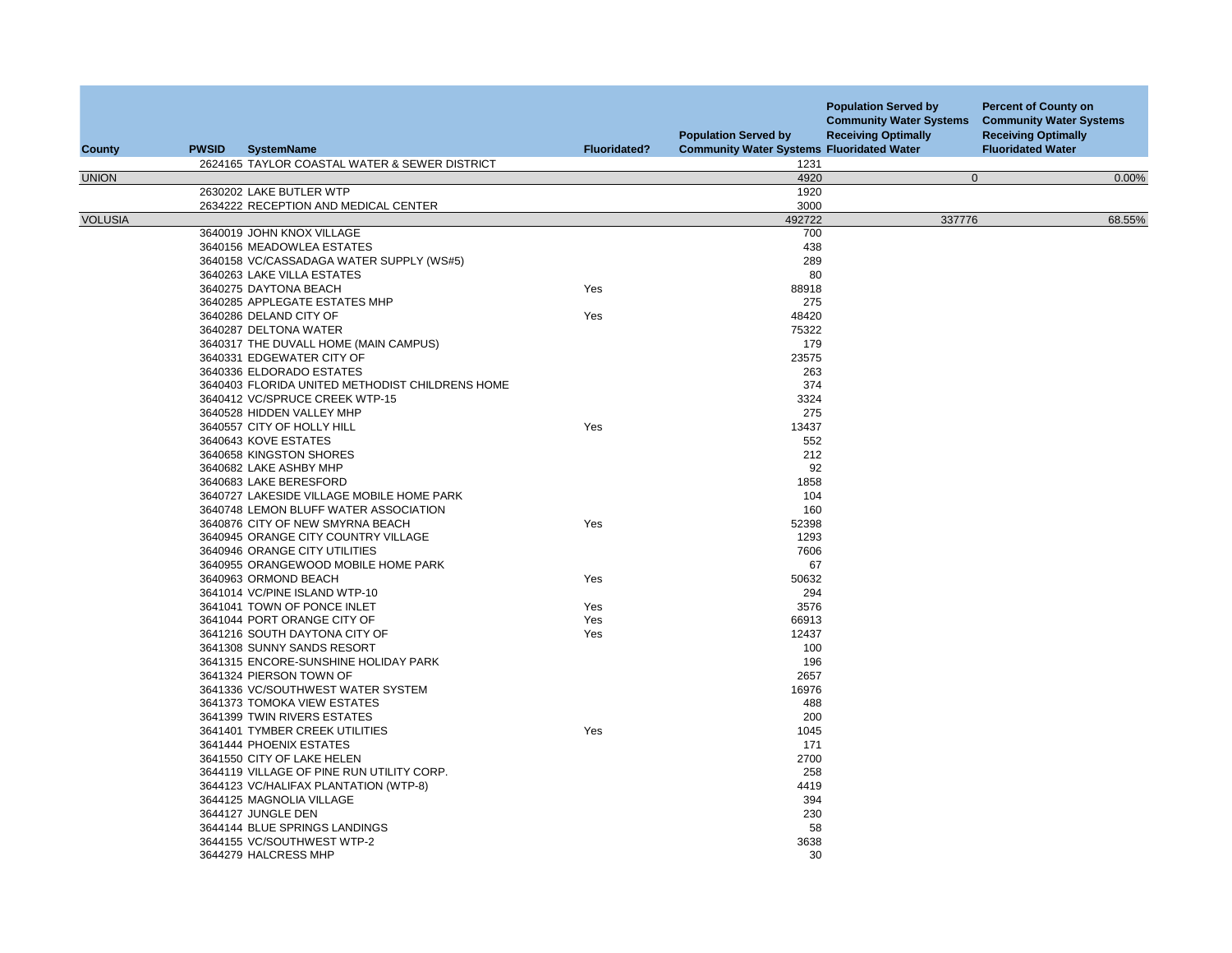| County | PWSID | SystemName | Fluoridated? | Population Served by Community Water Systems | Population Served by Community Water Systems Receiving Optimally Fluoridated Water | Percent of County on Community Water Systems Receiving Optimally Fluoridated Water |
|---|---|---|---|---|---|---|
| | 2624165 | TAYLOR COASTAL WATER & SEWER DISTRICT | | 1231 | | |
| UNION | | | | 4920 | 0 | 0.00% |
| | 2630202 | LAKE BUTLER WTP | | 1920 | | |
| | 2634222 | RECEPTION AND MEDICAL CENTER | | 3000 | | |
| VOLUSIA | | | | 492722 | 337776 | 68.55% |
| | 3640019 | JOHN KNOX VILLAGE | | 700 | | |
| | 3640156 | MEADOWLEA ESTATES | | 438 | | |
| | 3640158 | VC/CASSADAGA WATER SUPPLY (WS#5) | | 289 | | |
| | 3640263 | LAKE VILLA ESTATES | | 80 | | |
| | 3640275 | DAYTONA BEACH | Yes | 88918 | | |
| | 3640285 | APPLEGATE ESTATES MHP | | 275 | | |
| | 3640286 | DELAND CITY OF | Yes | 48420 | | |
| | 3640287 | DELTONA WATER | | 75322 | | |
| | 3640317 | THE DUVALL HOME (MAIN CAMPUS) | | 179 | | |
| | 3640331 | EDGEWATER CITY OF | | 23575 | | |
| | 3640336 | ELDORADO ESTATES | | 263 | | |
| | 3640403 | FLORIDA UNITED METHODIST CHILDRENS HOME | | 374 | | |
| | 3640412 | VC/SPRUCE CREEK WTP-15 | | 3324 | | |
| | 3640528 | HIDDEN VALLEY MHP | | 275 | | |
| | 3640557 | CITY OF HOLLY HILL | Yes | 13437 | | |
| | 3640643 | KOVE ESTATES | | 552 | | |
| | 3640658 | KINGSTON SHORES | | 212 | | |
| | 3640682 | LAKE ASHBY MHP | | 92 | | |
| | 3640683 | LAKE BERESFORD | | 1858 | | |
| | 3640727 | LAKESIDE VILLAGE MOBILE HOME PARK | | 104 | | |
| | 3640748 | LEMON BLUFF WATER ASSOCIATION | | 160 | | |
| | 3640876 | CITY OF NEW SMYRNA BEACH | Yes | 52398 | | |
| | 3640945 | ORANGE CITY COUNTRY VILLAGE | | 1293 | | |
| | 3640946 | ORANGE CITY UTILITIES | | 7606 | | |
| | 3640955 | ORANGEWOOD MOBILE HOME PARK | | 67 | | |
| | 3640963 | ORMOND BEACH | Yes | 50632 | | |
| | 3641014 | VC/PINE ISLAND WTP-10 | | 294 | | |
| | 3641041 | TOWN OF PONCE INLET | Yes | 3576 | | |
| | 3641044 | PORT ORANGE CITY OF | Yes | 66913 | | |
| | 3641216 | SOUTH DAYTONA CITY OF | Yes | 12437 | | |
| | 3641308 | SUNNY SANDS RESORT | | 100 | | |
| | 3641315 | ENCORE-SUNSHINE HOLIDAY PARK | | 196 | | |
| | 3641324 | PIERSON TOWN OF | | 2657 | | |
| | 3641336 | VC/SOUTHWEST WATER SYSTEM | | 16976 | | |
| | 3641373 | TOMOKA VIEW ESTATES | | 488 | | |
| | 3641399 | TWIN RIVERS ESTATES | | 200 | | |
| | 3641401 | TYMBER CREEK UTILITIES | Yes | 1045 | | |
| | 3641444 | PHOENIX ESTATES | | 171 | | |
| | 3641550 | CITY OF LAKE HELEN | | 2700 | | |
| | 3644119 | VILLAGE OF PINE RUN UTILITY CORP. | | 258 | | |
| | 3644123 | VC/HALIFAX PLANTATION (WTP-8) | | 4419 | | |
| | 3644125 | MAGNOLIA VILLAGE | | 394 | | |
| | 3644127 | JUNGLE DEN | | 230 | | |
| | 3644144 | BLUE SPRINGS LANDINGS | | 58 | | |
| | 3644155 | VC/SOUTHWEST WTP-2 | | 3638 | | |
| | 3644279 | HALCRESS MHP | | 30 | | |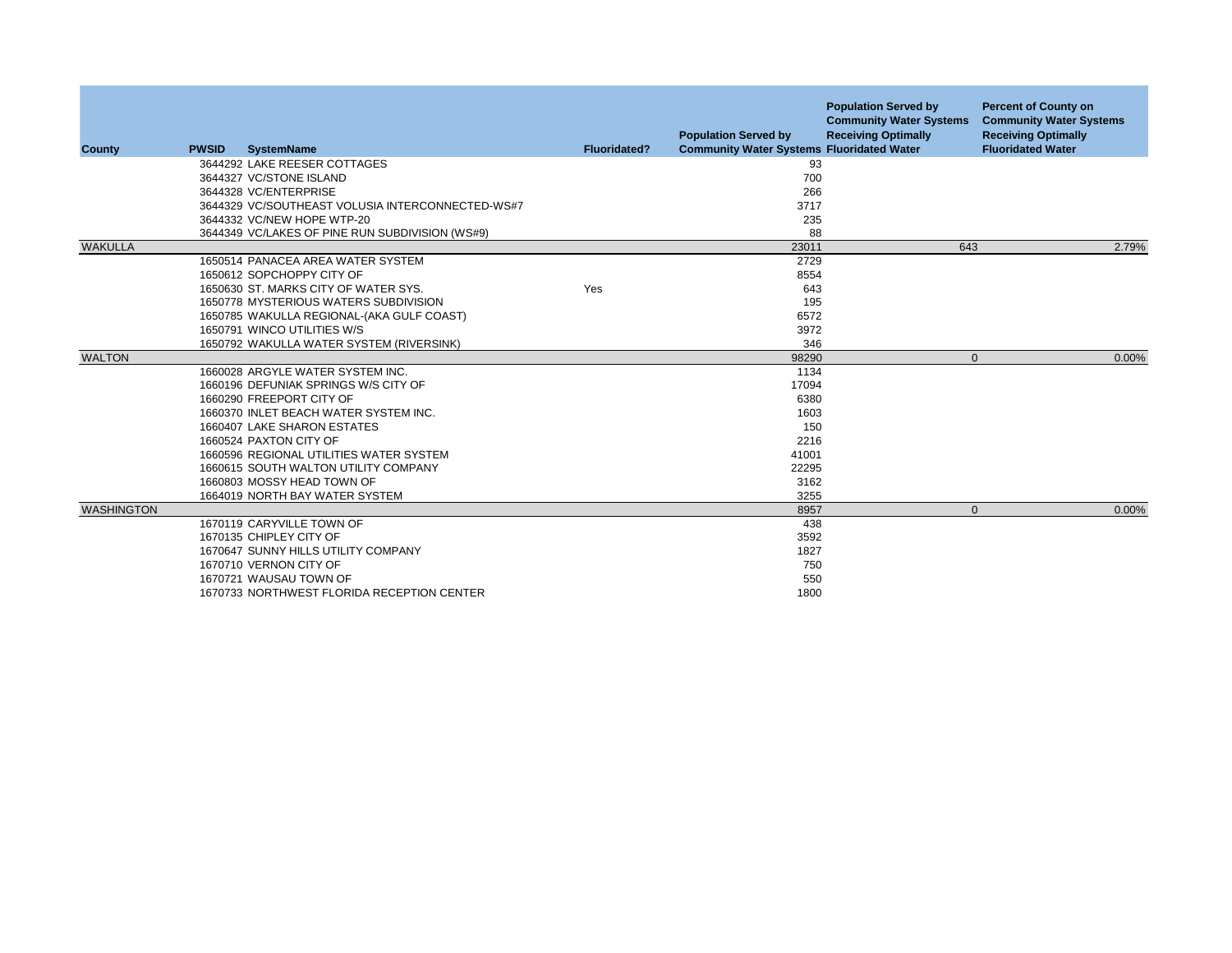| County | PWSID | SystemName | Fluoridated? | Population Served by Community Water Systems | Population Served by Community Water Systems Receiving Optimally Fluoridated Water | Percent of County on Community Water Systems Receiving Optimally Fluoridated Water |
|---|---|---|---|---|---|---|
| | 3644292 | LAKE REESER COTTAGES | | 93 | | |
| | 3644327 | VC/STONE ISLAND | | 700 | | |
| | 3644328 | VC/ENTERPRISE | | 266 | | |
| | 3644329 | VC/SOUTHEAST VOLUSIA INTERCONNECTED-WS#7 | | 3717 | | |
| | 3644332 | VC/NEW HOPE WTP-20 | | 235 | | |
| | 3644349 | VC/LAKES OF PINE RUN SUBDIVISION (WS#9) | | 88 | | |
| WAKULLA | | | | 23011 | 643 | 2.79% |
| | 1650514 | PANACEA AREA WATER SYSTEM | | 2729 | | |
| | 1650612 | SOPCHOPPY CITY OF | | 8554 | | |
| | 1650630 | ST. MARKS CITY OF WATER SYS. | Yes | 643 | | |
| | 1650778 | MYSTERIOUS WATERS SUBDIVISION | | 195 | | |
| | 1650785 | WAKULLA REGIONAL-(AKA GULF COAST) | | 6572 | | |
| | 1650791 | WINCO UTILITIES W/S | | 3972 | | |
| | 1650792 | WAKULLA WATER SYSTEM (RIVERSINK) | | 346 | | |
| WALTON | | | | 98290 | 0 | 0.00% |
| | 1660028 | ARGYLE WATER SYSTEM INC. | | 1134 | | |
| | 1660196 | DEFUNIAK SPRINGS W/S CITY OF | | 17094 | | |
| | 1660290 | FREEPORT CITY OF | | 6380 | | |
| | 1660370 | INLET BEACH WATER SYSTEM INC. | | 1603 | | |
| | 1660407 | LAKE SHARON ESTATES | | 150 | | |
| | 1660524 | PAXTON CITY OF | | 2216 | | |
| | 1660596 | REGIONAL UTILITIES WATER SYSTEM | | 41001 | | |
| | 1660615 | SOUTH WALTON UTILITY COMPANY | | 22295 | | |
| | 1660803 | MOSSY HEAD TOWN OF | | 3162 | | |
| | 1664019 | NORTH BAY WATER SYSTEM | | 3255 | | |
| WASHINGTON | | | | 8957 | 0 | 0.00% |
| | 1670119 | CARYVILLE TOWN OF | | 438 | | |
| | 1670135 | CHIPLEY CITY OF | | 3592 | | |
| | 1670647 | SUNNY HILLS UTILITY COMPANY | | 1827 | | |
| | 1670710 | VERNON CITY OF | | 750 | | |
| | 1670721 | WAUSAU TOWN OF | | 550 | | |
| | 1670733 | NORTHWEST FLORIDA RECEPTION CENTER | | 1800 | | |